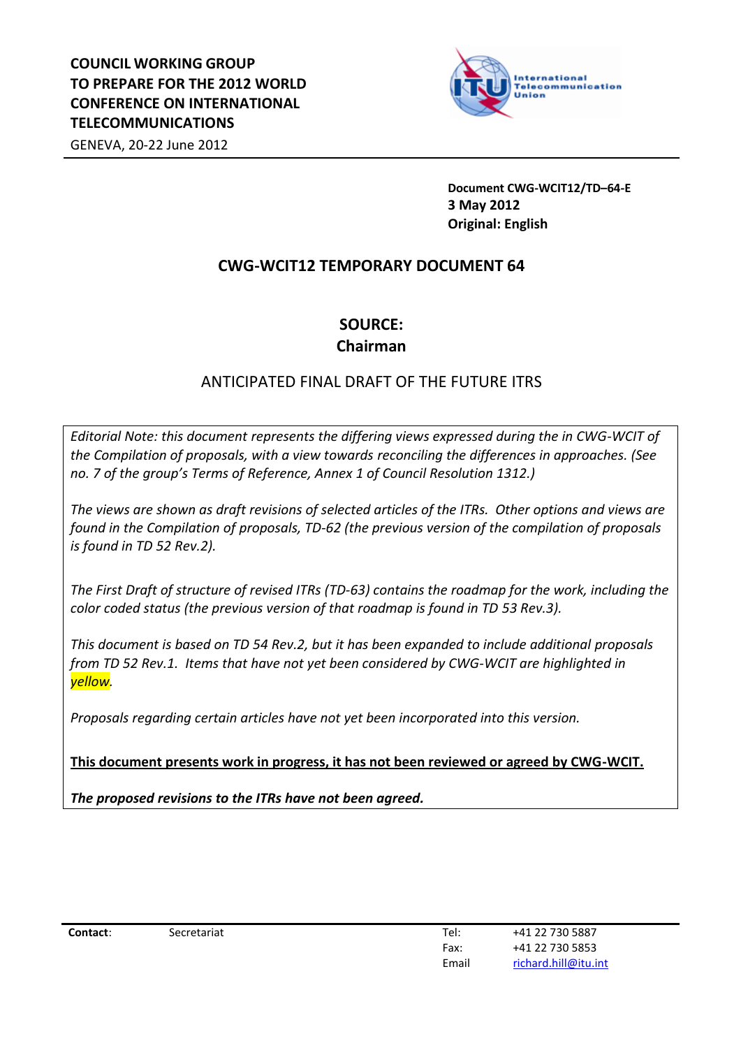**COUNCIL WORKING GROUP TO PREPARE FOR THE 2012 WORLD CONFERENCE ON INTERNATIONAL TELECOMMUNICATIONS**

GENEVA, 20-22 June 2012

**Document CWG-WCIT12/TD–64-E**
**3 May 2012**
**Original: English**

# CWG-WCIT12 TEMPORARY DOCUMENT 64

## SOURCE:
## Chairman

ANTICIPATED FINAL DRAFT OF THE FUTURE ITRS

*Editorial Note: this document represents the differing views expressed during the in CWG-WCIT of the Compilation of proposals, with a view towards reconciling the differences in approaches. (See no. 7 of the group's Terms of Reference, Annex 1 of Council Resolution 1312.)*

*The views are shown as draft revisions of selected articles of the ITRs. Other options and views are found in the Compilation of proposals, TD-62 (the previous version of the compilation of proposals is found in TD 52 Rev.2).*

*The First Draft of structure of revised ITRs (TD-63) contains the roadmap for the work, including the color coded status (the previous version of that roadmap is found in TD 53 Rev.3).*

*This document is based on TD 54 Rev.2, but it has been expanded to include additional proposals from TD 52 Rev.1. Items that have not yet been considered by CWG-WCIT are highlighted in yellow.*

*Proposals regarding certain articles have not yet been incorporated into this version.*

**This document presents work in progress, it has not been reviewed or agreed by CWG-WCIT.**

***The proposed revisions to the ITRs have not been agreed.***

| **Contact**: | Secretariat | Tel: | +41 22 730 5887 |
|---|---|---|---|
| | | Fax: | +41 22 730 5853 |
| | | Email | richard.hill@itu.int |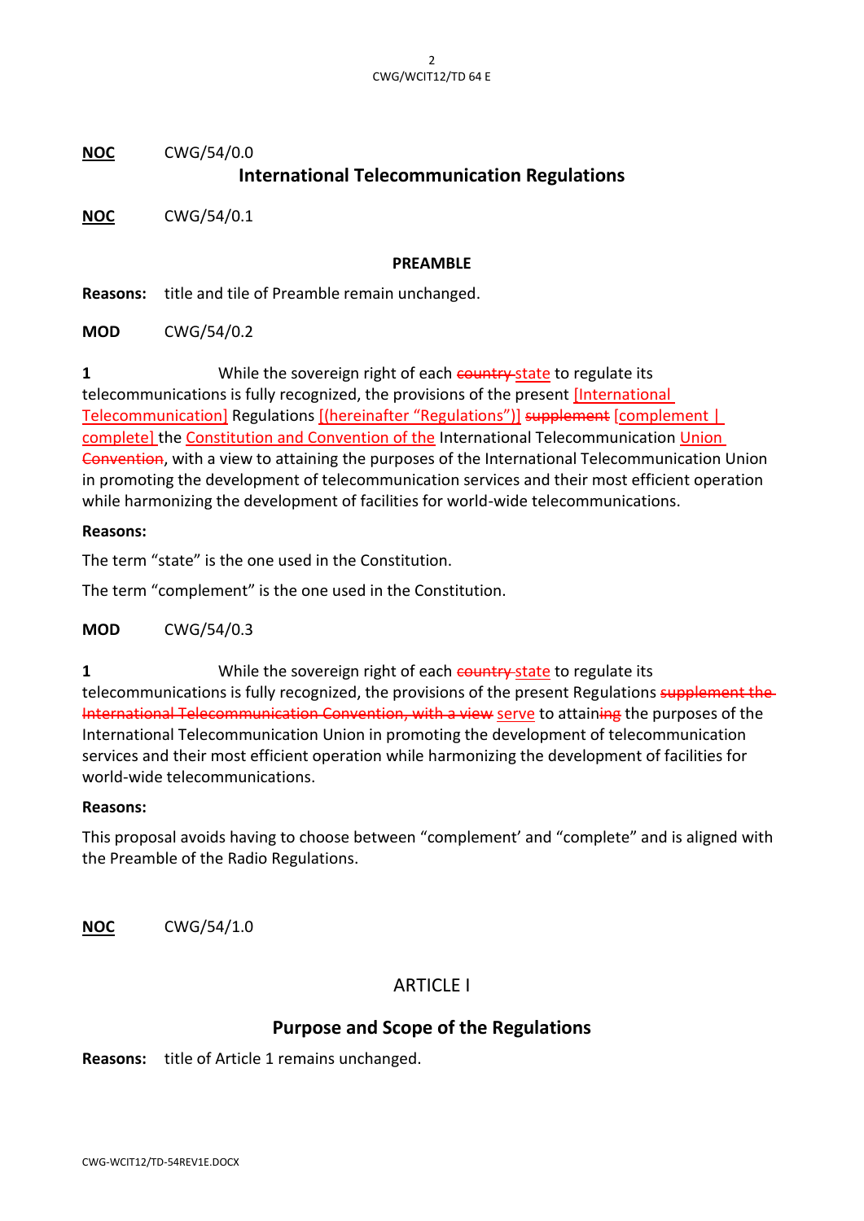**NOC** CWG/54/0.0

## International Telecommunication Regulations

**NOC** CWG/54/0.1

**PREAMBLE**

**Reasons:** title and tile of Preamble remain unchanged.

**MOD** CWG/54/0.2

**1** While the sovereign right of each ~~country~~ state to regulate its telecommunications is fully recognized, the provisions of the present [International Telecommunication] Regulations [(hereinafter "Regulations")] ~~supplement~~ [complement | complete] the Constitution and Convention of the International Telecommunication Union ~~Convention~~, with a view to attaining the purposes of the International Telecommunication Union in promoting the development of telecommunication services and their most efficient operation while harmonizing the development of facilities for world-wide telecommunications.

**Reasons:**

The term "state" is the one used in the Constitution.

The term "complement" is the one used in the Constitution.

**MOD** CWG/54/0.3

**1** While the sovereign right of each ~~country~~ state to regulate its telecommunications is fully recognized, the provisions of the present Regulations ~~supplement the International Telecommunication Convention, with a view~~ serve to attain~~ing~~ the purposes of the International Telecommunication Union in promoting the development of telecommunication services and their most efficient operation while harmonizing the development of facilities for world-wide telecommunications.

**Reasons:**

This proposal avoids having to choose between "complement' and "complete" and is aligned with the Preamble of the Radio Regulations.

**NOC** CWG/54/1.0

## ARTICLE I

## Purpose and Scope of the Regulations

**Reasons:** title of Article 1 remains unchanged.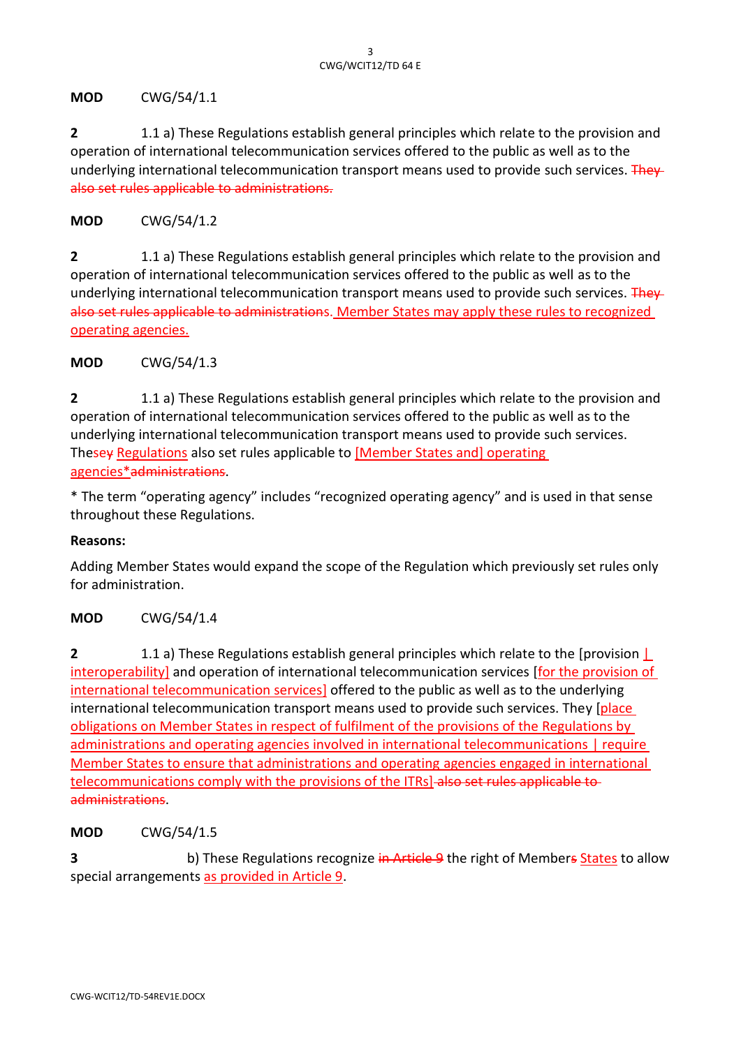**MOD** CWG/54/1.1

**2** 1.1 a) These Regulations establish general principles which relate to the provision and operation of international telecommunication services offered to the public as well as to the underlying international telecommunication transport means used to provide such services. ~~They also set rules applicable to administrations.~~

**MOD** CWG/54/1.2

**2** 1.1 a) These Regulations establish general principles which relate to the provision and operation of international telecommunication services offered to the public as well as to the underlying international telecommunication transport means used to provide such services. ~~They also set rules applicable to administrations~~. Member States may apply these rules to recognized operating agencies.

**MOD** CWG/54/1.3

**2** 1.1 a) These Regulations establish general principles which relate to the provision and operation of international telecommunication services offered to the public as well as to the underlying international telecommunication transport means used to provide such services. These~~y~~ Regulations also set rules applicable to [Member States and] operating agencies*~~administrations~~.

* The term "operating agency" includes "recognized operating agency" and is used in that sense throughout these Regulations.

**Reasons:**

Adding Member States would expand the scope of the Regulation which previously set rules only for administration.

**MOD** CWG/54/1.4

**2** 1.1 a) These Regulations establish general principles which relate to the [provision | interoperability] and operation of international telecommunication services [for the provision of international telecommunication services] offered to the public as well as to the underlying international telecommunication transport means used to provide such services. They [place obligations on Member States in respect of fulfilment of the provisions of the Regulations by administrations and operating agencies involved in international telecommunications | require Member States to ensure that administrations and operating agencies engaged in international telecommunications comply with the provisions of the ITRs] ~~also set rules applicable to administrations~~.

**MOD** CWG/54/1.5

**3** b) These Regulations recognize ~~in Article 9~~ the right of Member~~s~~ States to allow special arrangements as provided in Article 9.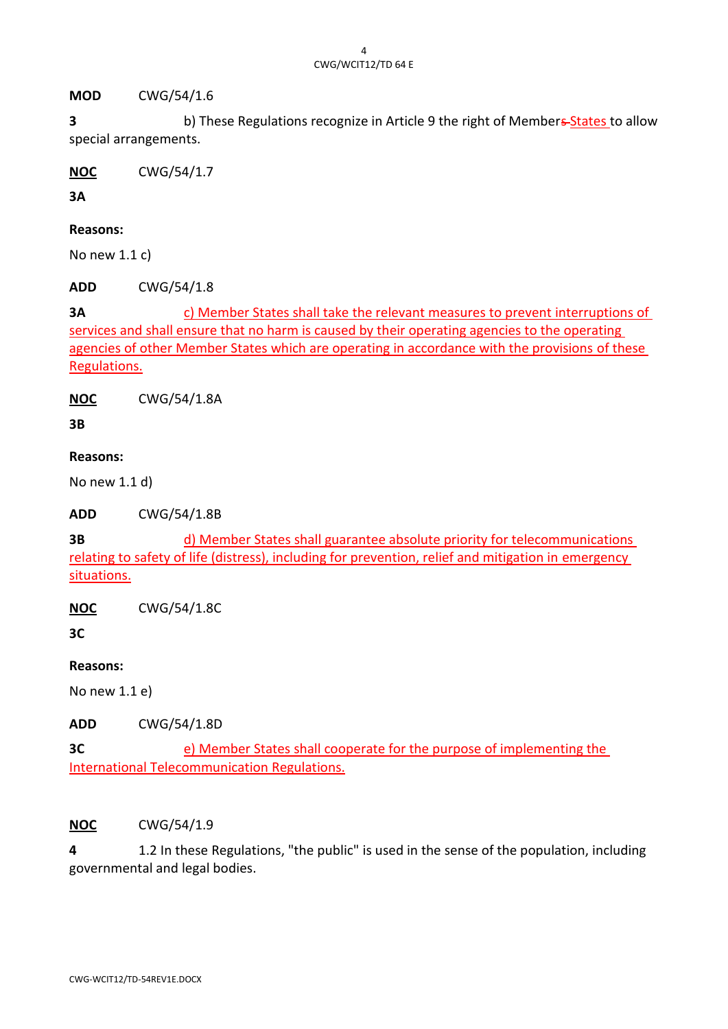**MOD** CWG/54/1.6

**3** b) These Regulations recognize in Article 9 the right of ~~Members~~ States to allow special arrangements.

**NOC** CWG/54/1.7

**3A**

**Reasons:**

No new 1.1 c)

**ADD** CWG/54/1.8

**3A** c) Member States shall take the relevant measures to prevent interruptions of services and shall ensure that no harm is caused by their operating agencies to the operating agencies of other Member States which are operating in accordance with the provisions of these Regulations.

**NOC** CWG/54/1.8A

**3B**

**Reasons:**

No new 1.1 d)

**ADD** CWG/54/1.8B

**3B** d) Member States shall guarantee absolute priority for telecommunications relating to safety of life (distress), including for prevention, relief and mitigation in emergency situations.

**NOC** CWG/54/1.8C

**3C**

**Reasons:**

No new 1.1 e)

**ADD** CWG/54/1.8D

**3C** e) Member States shall cooperate for the purpose of implementing the International Telecommunication Regulations.

**NOC** CWG/54/1.9

**4** 1.2 In these Regulations, "the public" is used in the sense of the population, including governmental and legal bodies.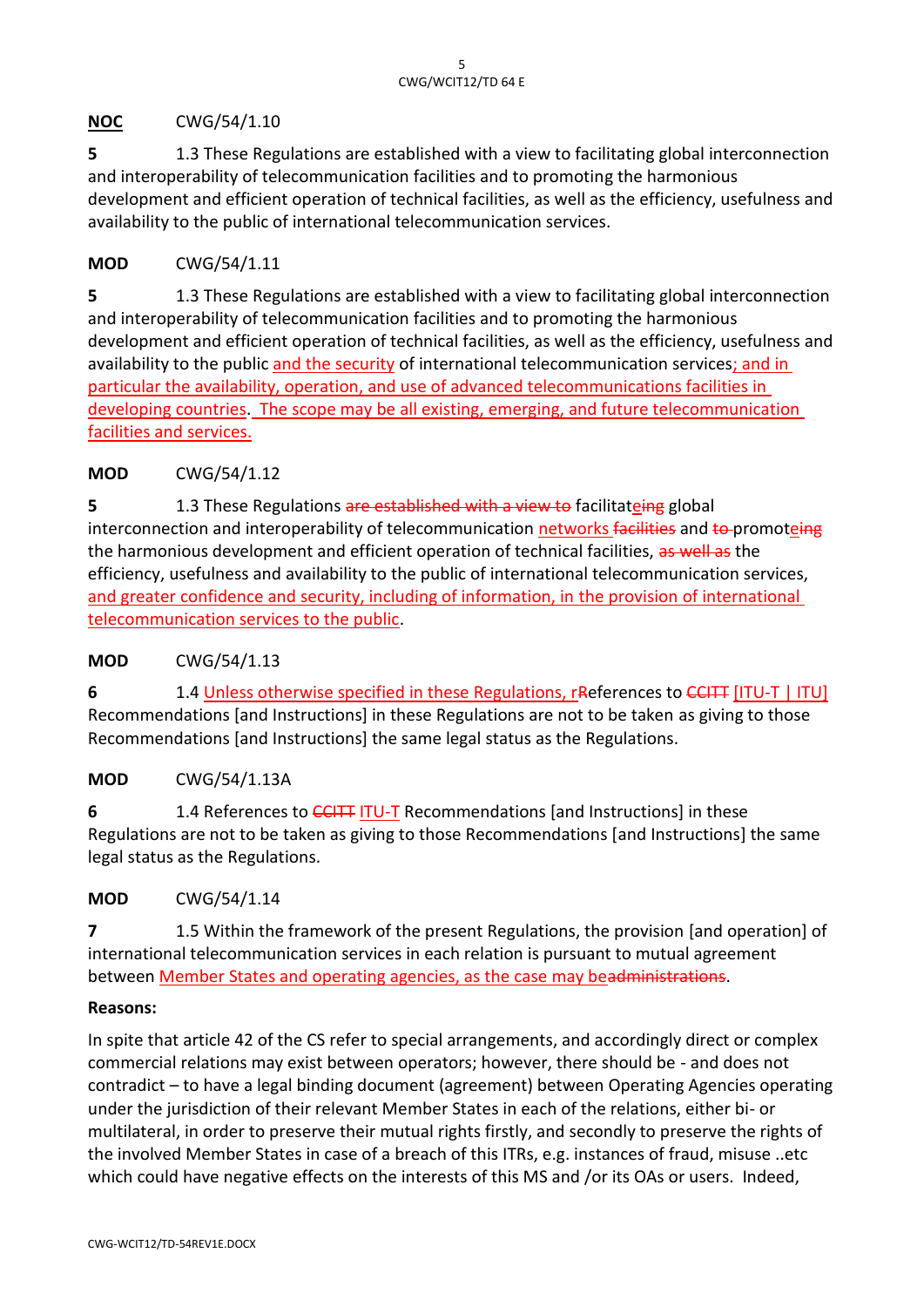**NOC** CWG/54/1.10

**5** 1.3 These Regulations are established with a view to facilitating global interconnection and interoperability of telecommunication facilities and to promoting the harmonious development and efficient operation of technical facilities, as well as the efficiency, usefulness and availability to the public of international telecommunication services.

**MOD** CWG/54/1.11

**5** 1.3 These Regulations are established with a view to facilitating global interconnection and interoperability of telecommunication facilities and to promoting the harmonious development and efficient operation of technical facilities, as well as the efficiency, usefulness and availability to the public and the security of international telecommunication services; and in particular the availability, operation, and use of advanced telecommunications facilities in developing countries. The scope may be all existing, emerging, and future telecommunication facilities and services.

**MOD** CWG/54/1.12

**5** 1.3 These Regulations ~~are established with a view to~~ facilitateeing global interconnection and interoperability of telecommunication networks ~~facilities~~ and ~~to~~ promoteeing the harmonious development and efficient operation of technical facilities, ~~as well as~~ the efficiency, usefulness and availability to the public of international telecommunication services, and greater confidence and security, including of information, in the provision of international telecommunication services to the public.

**MOD** CWG/54/1.13

**6** 1.4 Unless otherwise specified in these Regulations, rReferences to ~~CCITT~~ [ITU-T | ITU] Recommendations [and Instructions] in these Regulations are not to be taken as giving to those Recommendations [and Instructions] the same legal status as the Regulations.

**MOD** CWG/54/1.13A

**6** 1.4 References to ~~CCITT~~ ITU-T Recommendations [and Instructions] in these Regulations are not to be taken as giving to those Recommendations [and Instructions] the same legal status as the Regulations.

**MOD** CWG/54/1.14

**7** 1.5 Within the framework of the present Regulations, the provision [and operation] of international telecommunication services in each relation is pursuant to mutual agreement between Member States and operating agencies, as the case may be~~administrations~~.

**Reasons:**

In spite that article 42 of the CS refer to special arrangements, and accordingly direct or complex commercial relations may exist between operators; however, there should be - and does not contradict – to have a legal binding document (agreement) between Operating Agencies operating under the jurisdiction of their relevant Member States in each of the relations, either bi- or multilateral, in order to preserve their mutual rights firstly, and secondly to preserve the rights of the involved Member States in case of a breach of this ITRs, e.g. instances of fraud, misuse ..etc which could have negative effects on the interests of this MS and /or its OAs or users. Indeed,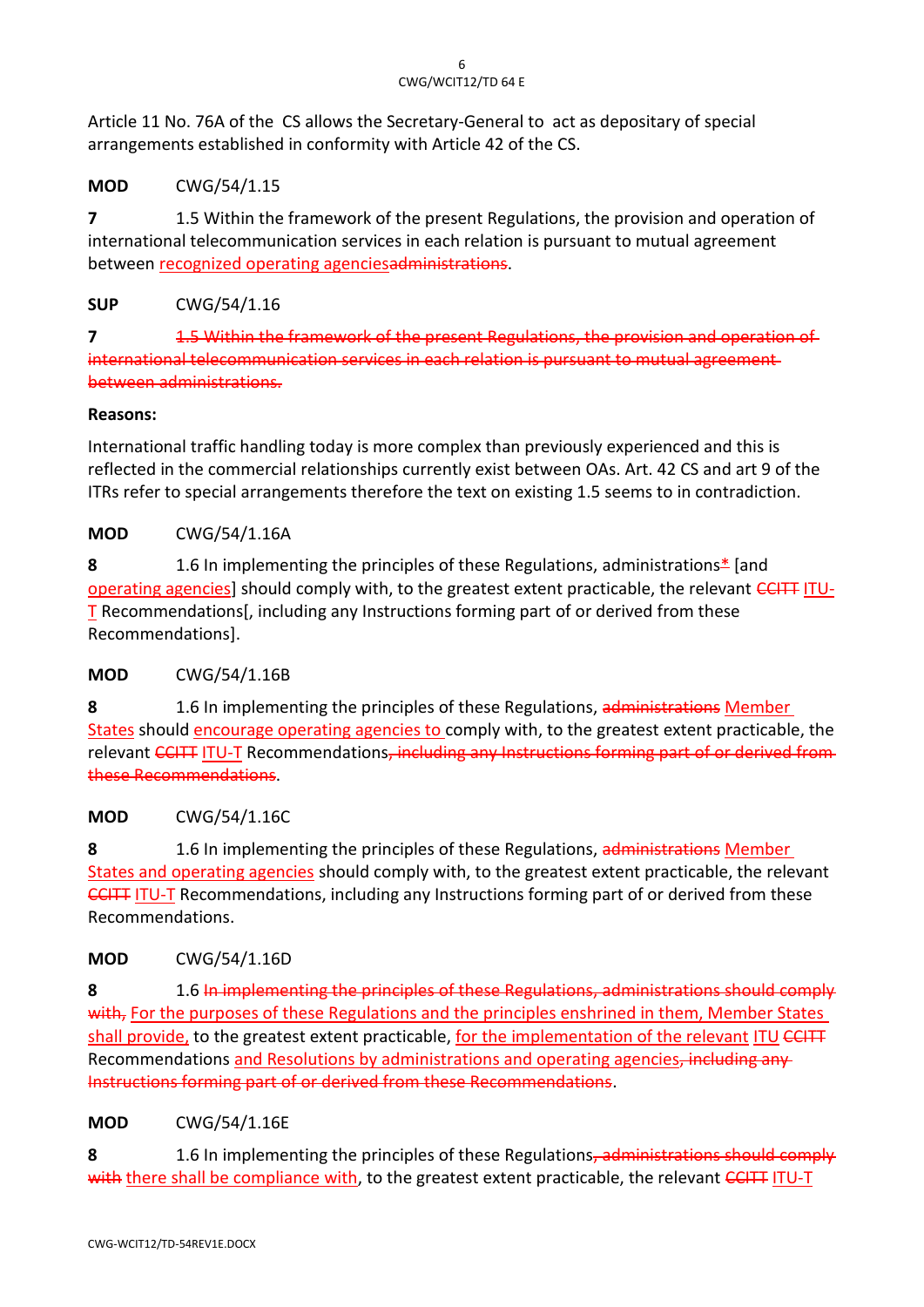Article 11 No. 76A of the CS allows the Secretary-General to act as depositary of special arrangements established in conformity with Article 42 of the CS.

**MOD** CWG/54/1.15

**7** 1.5 Within the framework of the present Regulations, the provision and operation of international telecommunication services in each relation is pursuant to mutual agreement between <ins>recognized operating agencies</ins>~~administrations~~.

**SUP** CWG/54/1.16

**7** ~~1.5 Within the framework of the present Regulations, the provision and operation of international telecommunication services in each relation is pursuant to mutual agreement between administrations.~~

**Reasons:**

International traffic handling today is more complex than previously experienced and this is reflected in the commercial relationships currently exist between OAs. Art. 42 CS and art 9 of the ITRs refer to special arrangements therefore the text on existing 1.5 seems to in contradiction.

**MOD** CWG/54/1.16A

**8** 1.6 In implementing the principles of these Regulations, administrations<ins>*</ins> [and <ins>operating agencies</ins>] should comply with, to the greatest extent practicable, the relevant ~~CCITT~~ <ins>ITU-T</ins> Recommendations[, including any Instructions forming part of or derived from these Recommendations].

**MOD** CWG/54/1.16B

**8** 1.6 In implementing the principles of these Regulations, ~~administrations~~ <ins>Member States</ins> should <ins>encourage operating agencies to</ins> comply with, to the greatest extent practicable, the relevant ~~CCITT~~ <ins>ITU-T</ins> Recommendations~~, including any Instructions forming part of or derived from these Recommendations~~.

**MOD** CWG/54/1.16C

**8** 1.6 In implementing the principles of these Regulations, ~~administrations~~ <ins>Member States and operating agencies</ins> should comply with, to the greatest extent practicable, the relevant ~~CCITT~~ <ins>ITU-T</ins> Recommendations, including any Instructions forming part of or derived from these Recommendations.

**MOD** CWG/54/1.16D

**8** 1.6 ~~In implementing the principles of these Regulations, administrations should comply with,~~ <ins>For the purposes of these Regulations and the principles enshrined in them, Member States shall provide,</ins> to the greatest extent practicable, <ins>for the implementation of the relevant</ins> <ins>ITU</ins> ~~CCITT~~ Recommendations <ins>and Resolutions by administrations and operating agencies</ins>~~, including any Instructions forming part of or derived from these Recommendations~~.

**MOD** CWG/54/1.16E

**8** 1.6 In implementing the principles of these Regulations~~, administrations should comply with~~ <ins>there shall be compliance with</ins>, to the greatest extent practicable, the relevant ~~CCITT~~ <ins>ITU-T</ins>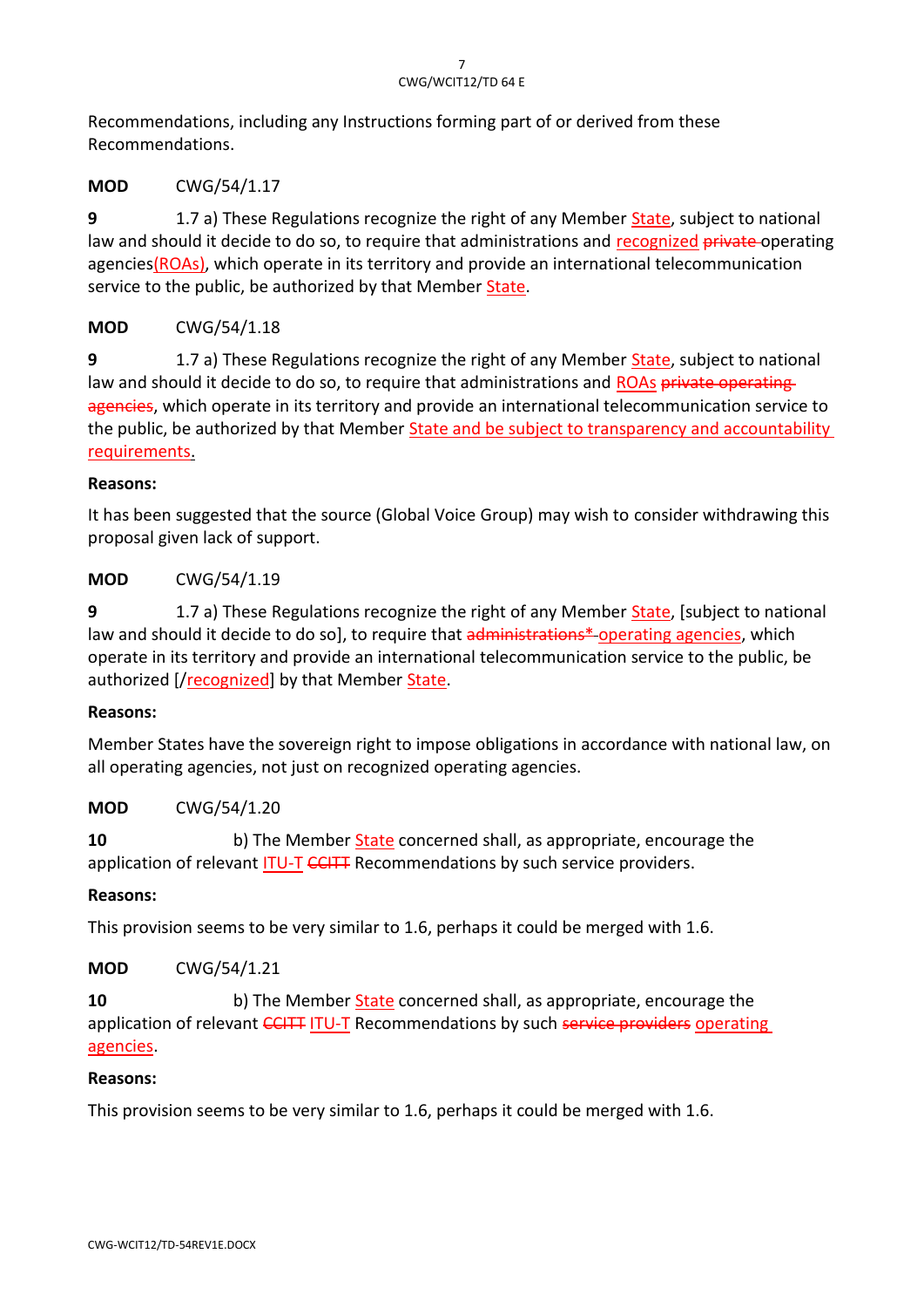Recommendations, including any Instructions forming part of or derived from these Recommendations.

**MOD** CWG/54/1.17

**9** 1.7 a) These Regulations recognize the right of any Member State, subject to national law and should it decide to do so, to require that administrations and recognized ~~private~~ operating agencies(ROAs), which operate in its territory and provide an international telecommunication service to the public, be authorized by that Member State.

**MOD** CWG/54/1.18

**9** 1.7 a) These Regulations recognize the right of any Member State, subject to national law and should it decide to do so, to require that administrations and ROAs ~~private operating agencies~~, which operate in its territory and provide an international telecommunication service to the public, be authorized by that Member State and be subject to transparency and accountability requirements.

**Reasons:**

It has been suggested that the source (Global Voice Group) may wish to consider withdrawing this proposal given lack of support.

**MOD** CWG/54/1.19

**9** 1.7 a) These Regulations recognize the right of any Member State, [subject to national law and should it decide to do so], to require that ~~administrations*~~ operating agencies, which operate in its territory and provide an international telecommunication service to the public, be authorized [/recognized] by that Member State.

**Reasons:**

Member States have the sovereign right to impose obligations in accordance with national law, on all operating agencies, not just on recognized operating agencies.

**MOD** CWG/54/1.20

**10** b) The Member State concerned shall, as appropriate, encourage the application of relevant ITU-T ~~CCITT~~ Recommendations by such service providers.

**Reasons:**

This provision seems to be very similar to 1.6, perhaps it could be merged with 1.6.

**MOD** CWG/54/1.21

**10** b) The Member State concerned shall, as appropriate, encourage the application of relevant ~~CCITT~~ ITU-T Recommendations by such ~~service providers~~ operating agencies.

**Reasons:**

This provision seems to be very similar to 1.6, perhaps it could be merged with 1.6.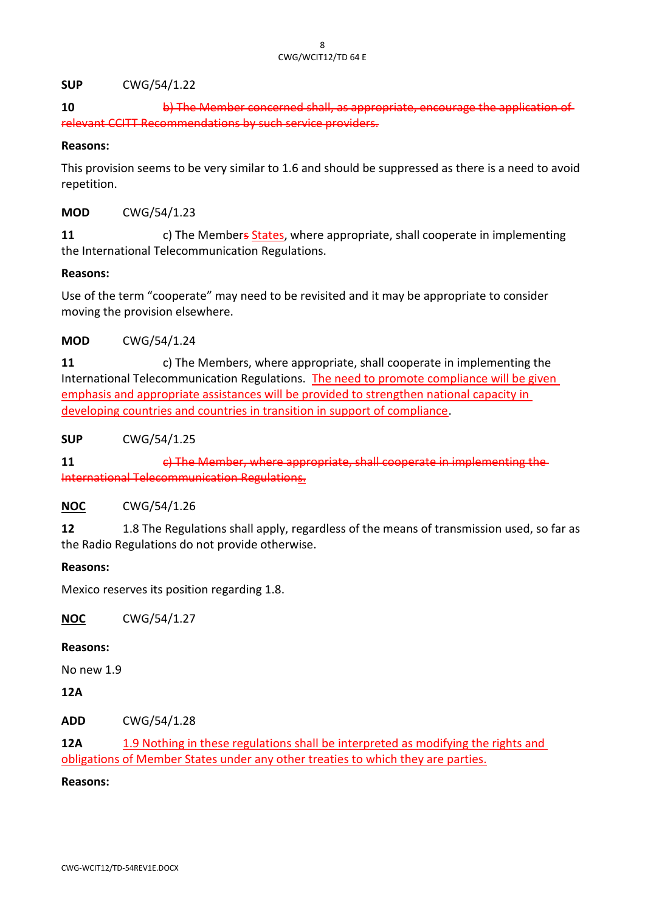**SUP** CWG/54/1.22

**10** ~~b) The Member concerned shall, as appropriate, encourage the application of relevant CCITT Recommendations by such service providers.~~

**Reasons:**

This provision seems to be very similar to 1.6 and should be suppressed as there is a need to avoid repetition.

**MOD** CWG/54/1.23

**11** c) The Members ~~s~~ States, where appropriate, shall cooperate in implementing the International Telecommunication Regulations.

**Reasons:**

Use of the term "cooperate" may need to be revisited and it may be appropriate to consider moving the provision elsewhere.

**MOD** CWG/54/1.24

**11** c) The Members, where appropriate, shall cooperate in implementing the International Telecommunication Regulations. The need to promote compliance will be given emphasis and appropriate assistances will be provided to strengthen national capacity in developing countries and countries in transition in support of compliance.

**SUP** CWG/54/1.25

**11** ~~c) The Member, where appropriate, shall cooperate in implementing the International Telecommunication Regulations.~~

**NOC** CWG/54/1.26

**12** 1.8 The Regulations shall apply, regardless of the means of transmission used, so far as the Radio Regulations do not provide otherwise.

**Reasons:**

Mexico reserves its position regarding 1.8.

**NOC** CWG/54/1.27

**Reasons:**

No new 1.9

**12A**

**ADD** CWG/54/1.28

**12A** 1.9 Nothing in these regulations shall be interpreted as modifying the rights and obligations of Member States under any other treaties to which they are parties.

**Reasons:**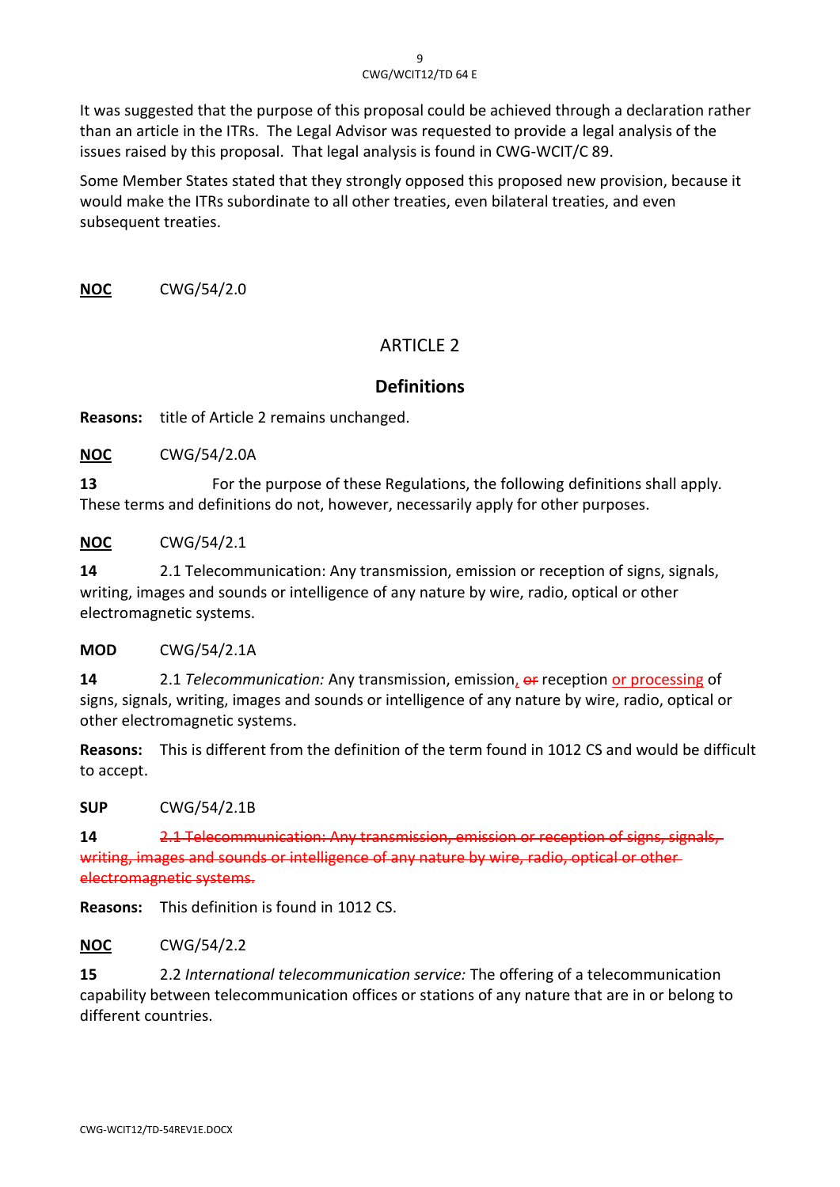It was suggested that the purpose of this proposal could be achieved through a declaration rather than an article in the ITRs. The Legal Advisor was requested to provide a legal analysis of the issues raised by this proposal. That legal analysis is found in CWG-WCIT/C 89.

Some Member States stated that they strongly opposed this proposed new provision, because it would make the ITRs subordinate to all other treaties, even bilateral treaties, and even subsequent treaties.

**NOC** CWG/54/2.0

## ARTICLE 2

### Definitions

**Reasons:** title of Article 2 remains unchanged.

**NOC** CWG/54/2.0A

**13** For the purpose of these Regulations, the following definitions shall apply. These terms and definitions do not, however, necessarily apply for other purposes.

**NOC** CWG/54/2.1

**14** 2.1 Telecommunication: Any transmission, emission or reception of signs, signals, writing, images and sounds or intelligence of any nature by wire, radio, optical or other electromagnetic systems.

**MOD** CWG/54/2.1A

**14** 2.1 *Telecommunication:* Any transmission, emission, ~~or~~ reception or processing of signs, signals, writing, images and sounds or intelligence of any nature by wire, radio, optical or other electromagnetic systems.

**Reasons:** This is different from the definition of the term found in 1012 CS and would be difficult to accept.

**SUP** CWG/54/2.1B

**14** ~~2.1 Telecommunication: Any transmission, emission or reception of signs, signals, writing, images and sounds or intelligence of any nature by wire, radio, optical or other electromagnetic systems.~~

**Reasons:** This definition is found in 1012 CS.

**NOC** CWG/54/2.2

**15** 2.2 *International telecommunication service:* The offering of a telecommunication capability between telecommunication offices or stations of any nature that are in or belong to different countries.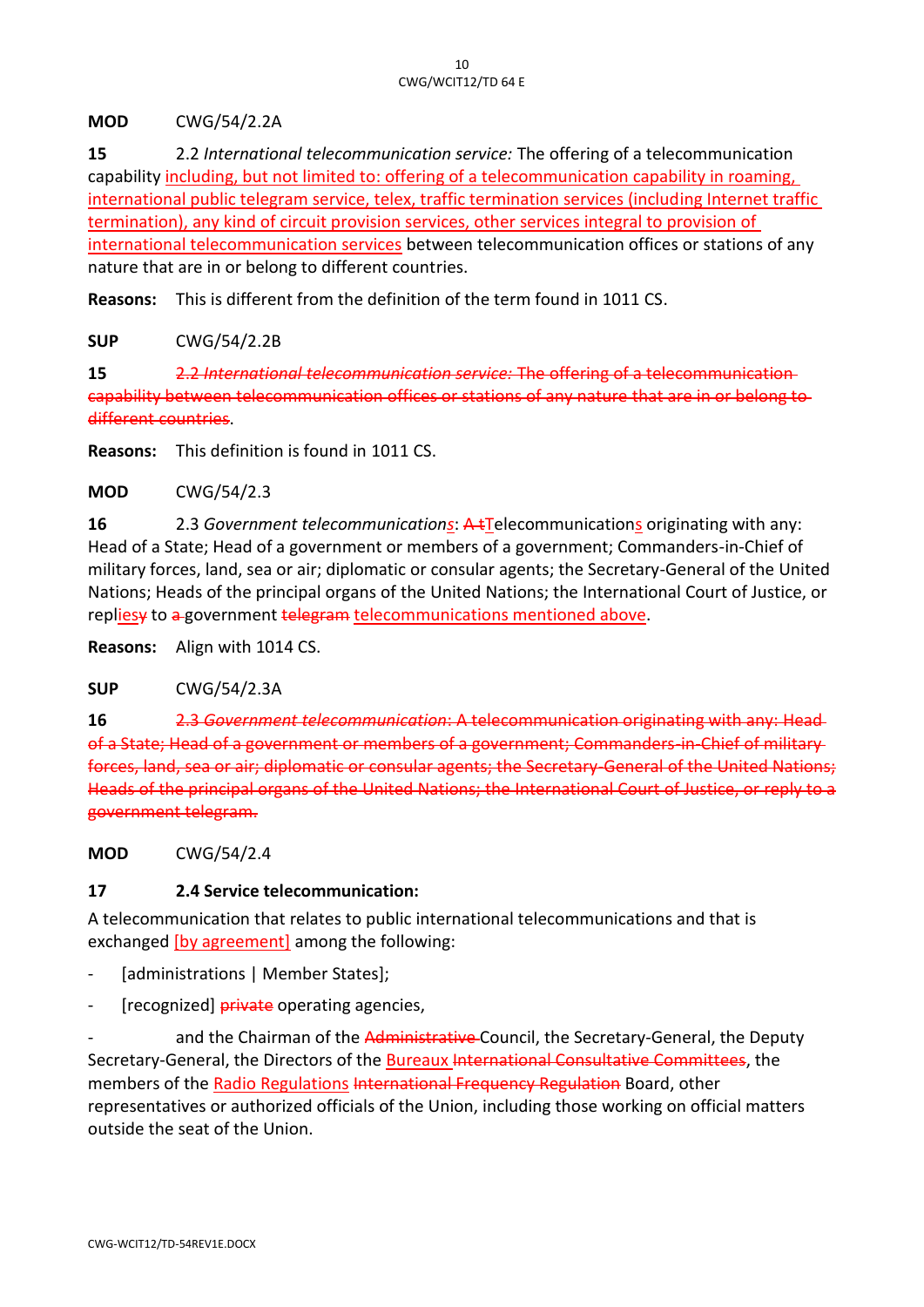**MOD** CWG/54/2.2A

**15** 2.2 *International telecommunication service:* The offering of a telecommunication capability including, but not limited to: offering of a telecommunication capability in roaming, international public telegram service, telex, traffic termination services (including Internet traffic termination), any kind of circuit provision services, other services integral to provision of international telecommunication services between telecommunication offices or stations of any nature that are in or belong to different countries.

**Reasons:** This is different from the definition of the term found in 1011 CS.

**SUP** CWG/54/2.2B

**15** ~~2.2 *International telecommunication service:* The offering of a telecommunication capability between telecommunication offices or stations of any nature that are in or belong to different countries~~.

**Reasons:** This definition is found in 1011 CS.

**MOD** CWG/54/2.3

**16** 2.3 *Government telecommunications*: ~~A t~~Telecommunications originating with any: Head of a State; Head of a government or members of a government; Commanders-in-Chief of military forces, land, sea or air; diplomatic or consular agents; the Secretary-General of the United Nations; Heads of the principal organs of the United Nations; the International Court of Justice, or repl~~y~~ies to ~~a~~ government ~~telegram~~ telecommunications mentioned above.

**Reasons:** Align with 1014 CS.

**SUP** CWG/54/2.3A

**16** ~~2.3 *Government telecommunication*: A telecommunication originating with any: Head of a State; Head of a government or members of a government; Commanders-in-Chief of military forces, land, sea or air; diplomatic or consular agents; the Secretary-General of the United Nations; Heads of the principal organs of the United Nations; the International Court of Justice, or reply to a government telegram.~~

**MOD** CWG/54/2.4

**17** **2.4 Service telecommunication:**

A telecommunication that relates to public international telecommunications and that is exchanged [by agreement] among the following:

- [administrations | Member States];
- [recognized] ~~private~~ operating agencies,
- and the Chairman of the ~~Administrative~~ Council, the Secretary-General, the Deputy Secretary-General, the Directors of the Bureaux ~~International Consultative Committees~~, the members of the Radio Regulations ~~International Frequency Regulation~~ Board, other representatives or authorized officials of the Union, including those working on official matters outside the seat of the Union.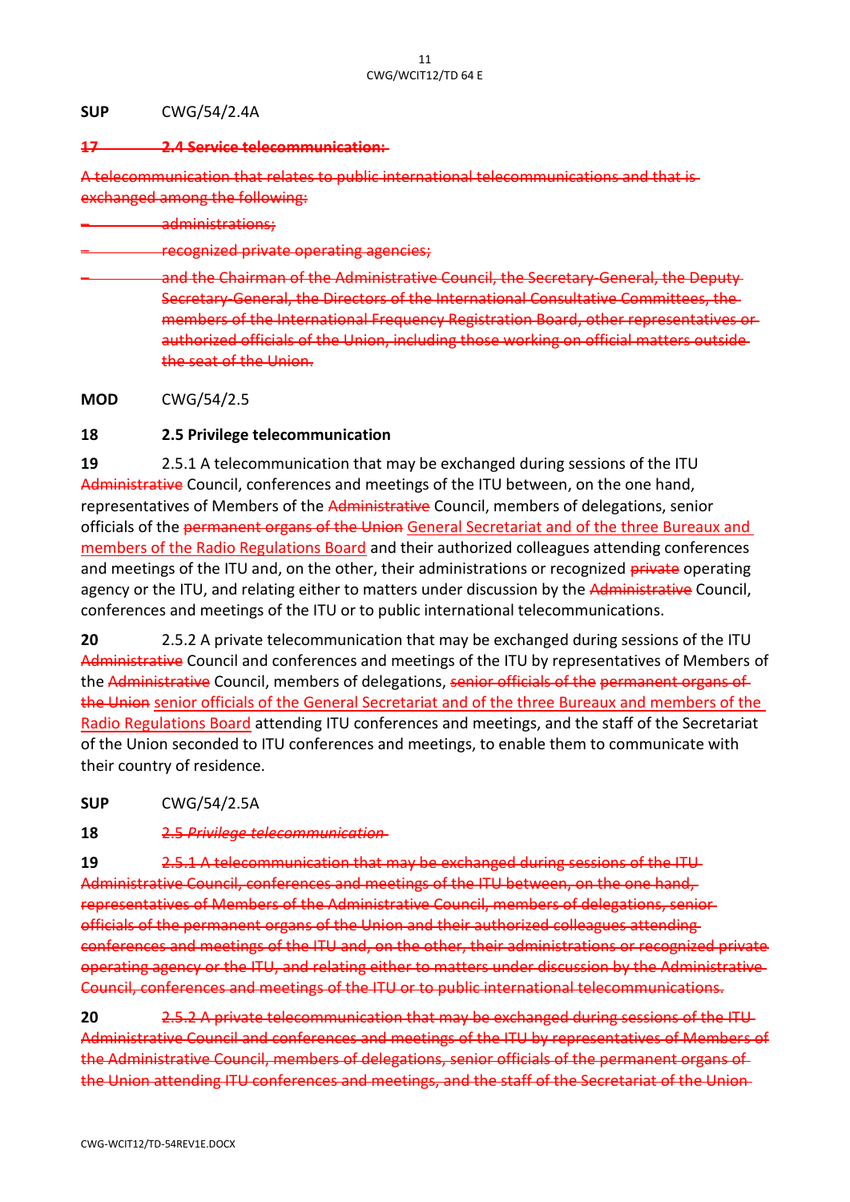**SUP** CWG/54/2.4A

~~**17 2.4 Service telecommunication:**~~

~~A telecommunication that relates to public international telecommunications and that is exchanged among the following:~~

- ~~administrations;~~
- ~~recognized private operating agencies;~~
- ~~and the Chairman of the Administrative Council, the Secretary-General, the Deputy Secretary-General, the Directors of the International Consultative Committees, the members of the International Frequency Registration Board, other representatives or authorized officials of the Union, including those working on official matters outside the seat of the Union.~~

**MOD** CWG/54/2.5

**18 2.5 Privilege telecommunication**

**19** 2.5.1 A telecommunication that may be exchanged during sessions of the ITU ~~Administrative~~ Council, conferences and meetings of the ITU between, on the one hand, representatives of Members of the ~~Administrative~~ Council, members of delegations, senior officials of the ~~permanent organs of the Union~~ General Secretariat and of the three Bureaux and members of the Radio Regulations Board and their authorized colleagues attending conferences and meetings of the ITU and, on the other, their administrations or recognized ~~private~~ operating agency or the ITU, and relating either to matters under discussion by the ~~Administrative~~ Council, conferences and meetings of the ITU or to public international telecommunications.

**20** 2.5.2 A private telecommunication that may be exchanged during sessions of the ITU ~~Administrative~~ Council and conferences and meetings of the ITU by representatives of Members of the ~~Administrative~~ Council, members of delegations, ~~senior officials of the permanent organs of the Union~~ senior officials of the General Secretariat and of the three Bureaux and members of the Radio Regulations Board attending ITU conferences and meetings, and the staff of the Secretariat of the Union seconded to ITU conferences and meetings, to enable them to communicate with their country of residence.

**SUP** CWG/54/2.5A

**18** ~~*2.5 Privilege telecommunication*~~

**19** ~~2.5.1 A telecommunication that may be exchanged during sessions of the ITU Administrative Council, conferences and meetings of the ITU between, on the one hand, representatives of Members of the Administrative Council, members of delegations, senior officials of the permanent organs of the Union and their authorized colleagues attending conferences and meetings of the ITU and, on the other, their administrations or recognized private operating agency or the ITU, and relating either to matters under discussion by the Administrative Council, conferences and meetings of the ITU or to public international telecommunications.~~

**20** ~~2.5.2 A private telecommunication that may be exchanged during sessions of the ITU Administrative Council and conferences and meetings of the ITU by representatives of Members of the Administrative Council, members of delegations, senior officials of the permanent organs of the Union attending ITU conferences and meetings, and the staff of the Secretariat of the Union~~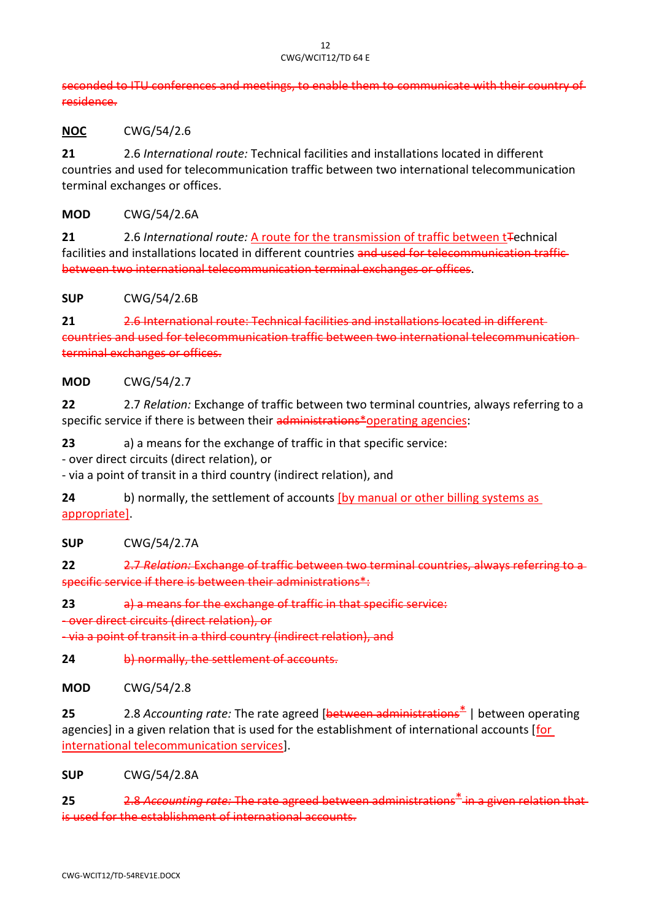~~seconded to ITU conferences and meetings, to enable them to communicate with their country of residence.~~

**NOC** CWG/54/2.6

**21** 2.6 *International route:* Technical facilities and installations located in different countries and used for telecommunication traffic between two international telecommunication terminal exchanges or offices.

**MOD** CWG/54/2.6A

**21** 2.6 *International route:* A route for the transmission of traffic between t~~T~~echnical facilities and installations located in different countries ~~and used for telecommunication traffic between two international telecommunication terminal exchanges or offices~~.

**SUP** CWG/54/2.6B

**21** ~~2.6 International route: Technical facilities and installations located in different countries and used for telecommunication traffic between two international telecommunication terminal exchanges or offices.~~

**MOD** CWG/54/2.7

**22** 2.7 *Relation:* Exchange of traffic between two terminal countries, always referring to a specific service if there is between their ~~administrations*~~operating agencies:

**23** a) a means for the exchange of traffic in that specific service:
- over direct circuits (direct relation), or
- via a point of transit in a third country (indirect relation), and

**24** b) normally, the settlement of accounts [by manual or other billing systems as appropriate].

**SUP** CWG/54/2.7A

**22** ~~2.7 *Relation:* Exchange of traffic between two terminal countries, always referring to a specific service if there is between their administrations*:~~

**23** ~~a) a means for the exchange of traffic in that specific service:~~
~~- over direct circuits (direct relation), or~~
~~- via a point of transit in a third country (indirect relation), and~~

**24** ~~b) normally, the settlement of accounts.~~

**MOD** CWG/54/2.8

**25** 2.8 *Accounting rate:* The rate agreed [~~between administrations~~* | between operating agencies] in a given relation that is used for the establishment of international accounts [for international telecommunication services].

**SUP** CWG/54/2.8A

**25** ~~2.8 *Accounting rate:* The rate agreed between administrations* in a given relation that is used for the establishment of international accounts.~~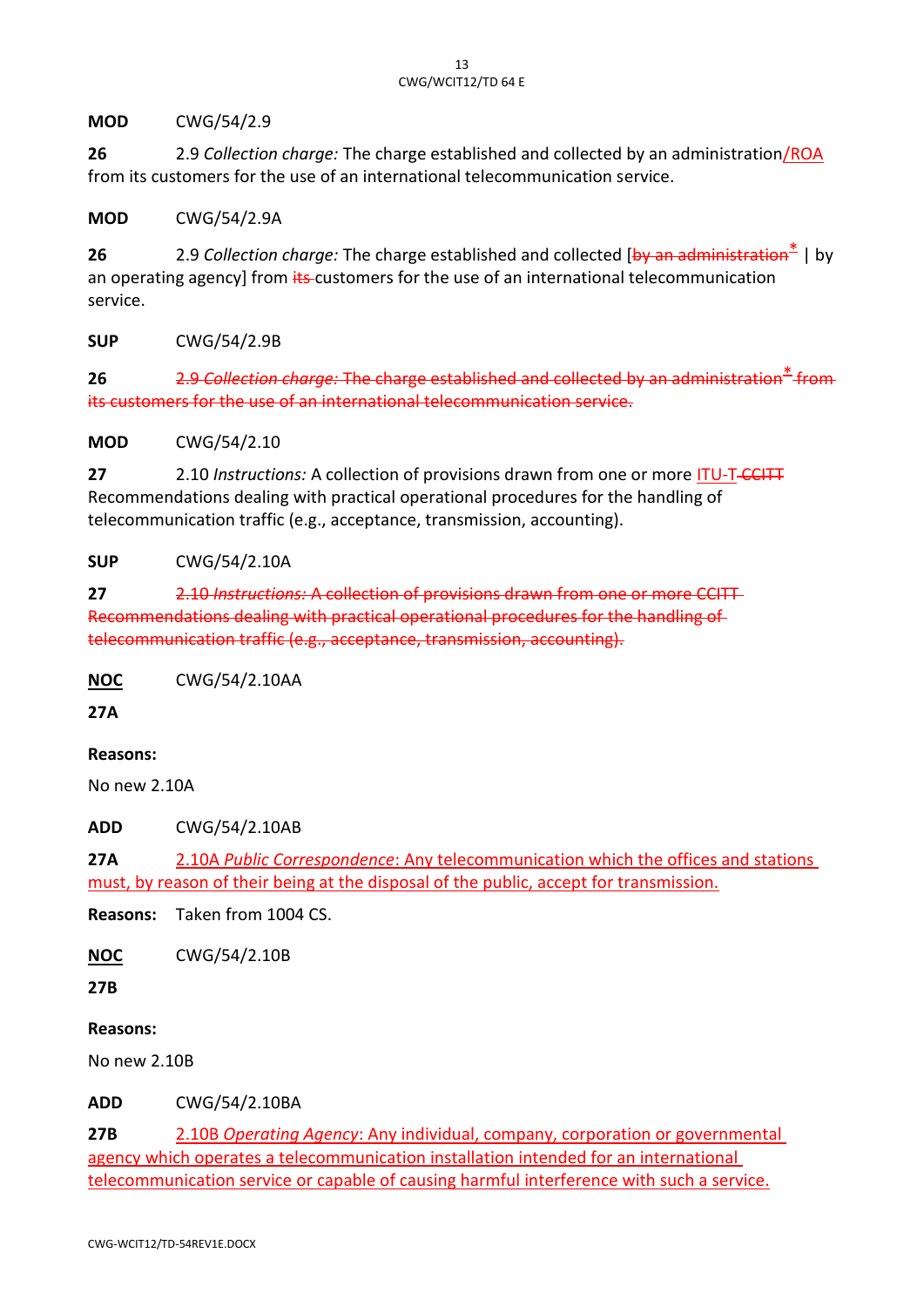**MOD** CWG/54/2.9

**26** 2.9 *Collection charge:* The charge established and collected by an administration/ROA from its customers for the use of an international telecommunication service.

**MOD** CWG/54/2.9A

**26** 2.9 *Collection charge:* The charge established and collected [~~by an administration~~* | by an operating agency] from ~~its~~ customers for the use of an international telecommunication service.

**SUP** CWG/54/2.9B

**26** ~~2.9 *Collection charge:* The charge established and collected by an administration* from its customers for the use of an international telecommunication service.~~

**MOD** CWG/54/2.10

**27** 2.10 *Instructions:* A collection of provisions drawn from one or more ITU-T ~~CCITT~~ Recommendations dealing with practical operational procedures for the handling of telecommunication traffic (e.g., acceptance, transmission, accounting).

**SUP** CWG/54/2.10A

**27** ~~2.10 *Instructions:* A collection of provisions drawn from one or more CCITT Recommendations dealing with practical operational procedures for the handling of telecommunication traffic (e.g., acceptance, transmission, accounting).~~

**NOC** CWG/54/2.10AA

**27A**

**Reasons:**

No new 2.10A

**ADD** CWG/54/2.10AB

**27A** 2.10A *Public Correspondence*: Any telecommunication which the offices and stations must, by reason of their being at the disposal of the public, accept for transmission.

**Reasons:** Taken from 1004 CS.

**NOC** CWG/54/2.10B

**27B**

**Reasons:**

No new 2.10B

**ADD** CWG/54/2.10BA

**27B** 2.10B *Operating Agency*: Any individual, company, corporation or governmental agency which operates a telecommunication installation intended for an international telecommunication service or capable of causing harmful interference with such a service.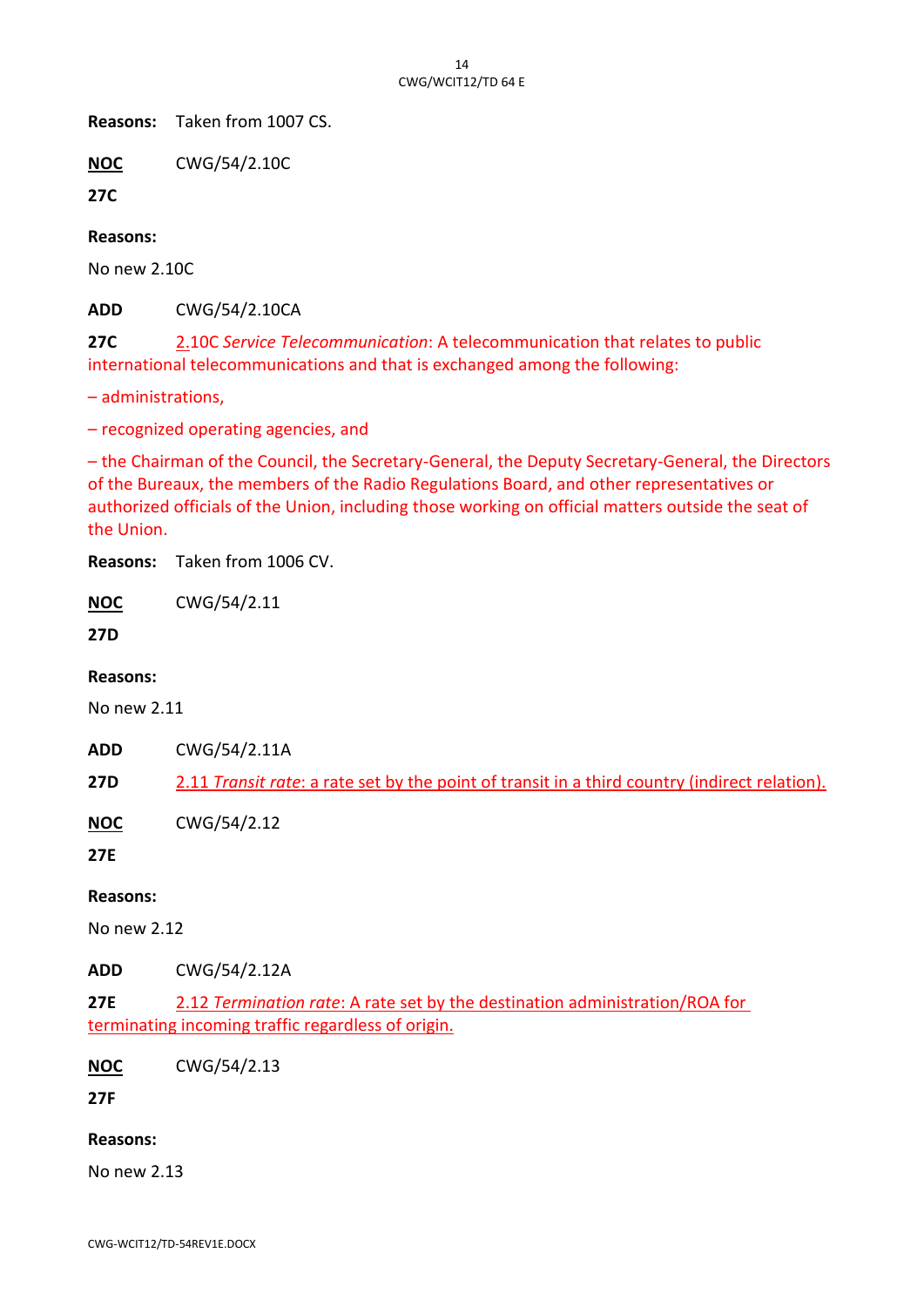**Reasons:** Taken from 1007 CS.

**NOC** CWG/54/2.10C

**27C**

**Reasons:**

No new 2.10C

**ADD** CWG/54/2.10CA

**27C** 2.10C *Service Telecommunication*: A telecommunication that relates to public international telecommunications and that is exchanged among the following:

– administrations,

– recognized operating agencies, and

– the Chairman of the Council, the Secretary-General, the Deputy Secretary-General, the Directors of the Bureaux, the members of the Radio Regulations Board, and other representatives or authorized officials of the Union, including those working on official matters outside the seat of the Union.

**Reasons:** Taken from 1006 CV.

**NOC** CWG/54/2.11

**27D**

**Reasons:**

No new 2.11

**ADD** CWG/54/2.11A

**27D** 2.11 *Transit rate*: a rate set by the point of transit in a third country (indirect relation).

**NOC** CWG/54/2.12

**27E**

**Reasons:**

No new 2.12

**ADD** CWG/54/2.12A

**27E** 2.12 *Termination rate*: A rate set by the destination administration/ROA for terminating incoming traffic regardless of origin.

**NOC** CWG/54/2.13

**27F**

**Reasons:**

No new 2.13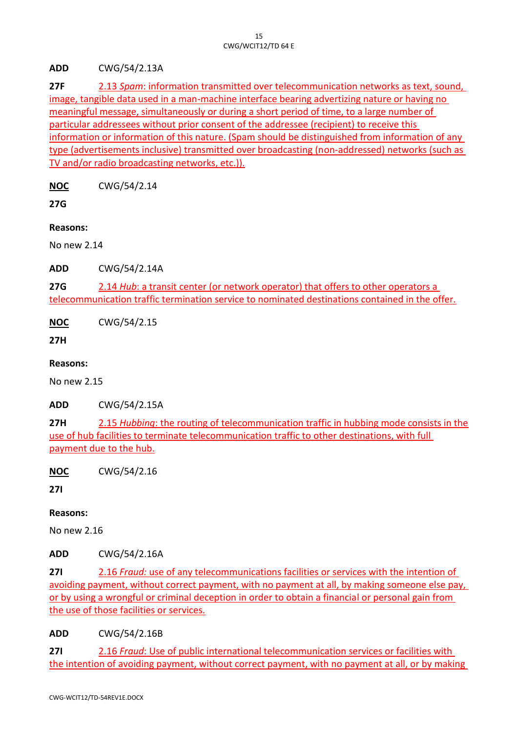**ADD** CWG/54/2.13A

**27F** 2.13 *Spam*: information transmitted over telecommunication networks as text, sound, image, tangible data used in a man-machine interface bearing advertizing nature or having no meaningful message, simultaneously or during a short period of time, to a large number of particular addressees without prior consent of the addressee (recipient) to receive this information or information of this nature. (Spam should be distinguished from information of any type (advertisements inclusive) transmitted over broadcasting (non-addressed) networks (such as TV and/or radio broadcasting networks, etc.)).

**NOC** CWG/54/2.14

**27G**

**Reasons:**

No new 2.14

**ADD** CWG/54/2.14A

**27G** 2.14 *Hub*: a transit center (or network operator) that offers to other operators a telecommunication traffic termination service to nominated destinations contained in the offer.

**NOC** CWG/54/2.15

**27H**

**Reasons:**

No new 2.15

**ADD** CWG/54/2.15A

**27H** 2.15 *Hubbing*: the routing of telecommunication traffic in hubbing mode consists in the use of hub facilities to terminate telecommunication traffic to other destinations, with full payment due to the hub.

**NOC** CWG/54/2.16

**27I**

**Reasons:**

No new 2.16

**ADD** CWG/54/2.16A

**27I** 2.16 *Fraud:* use of any telecommunications facilities or services with the intention of avoiding payment, without correct payment, with no payment at all, by making someone else pay, or by using a wrongful or criminal deception in order to obtain a financial or personal gain from the use of those facilities or services.

**ADD** CWG/54/2.16B

**27I** 2.16 *Fraud*: Use of public international telecommunication services or facilities with the intention of avoiding payment, without correct payment, with no payment at all, or by making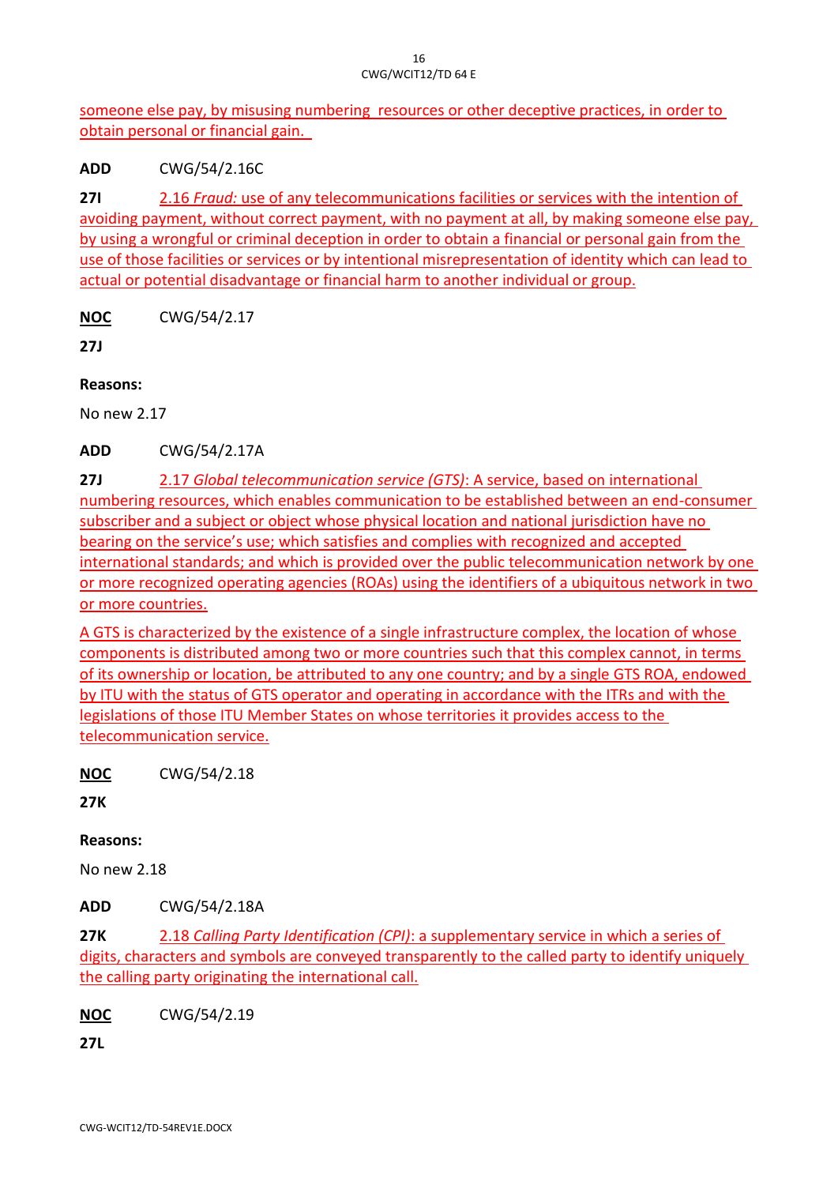someone else pay, by misusing numbering resources or other deceptive practices, in order to obtain personal or financial gain.

**ADD** CWG/54/2.16C

**27I** 2.16 *Fraud:* use of any telecommunications facilities or services with the intention of avoiding payment, without correct payment, with no payment at all, by making someone else pay, by using a wrongful or criminal deception in order to obtain a financial or personal gain from the use of those facilities or services or by intentional misrepresentation of identity which can lead to actual or potential disadvantage or financial harm to another individual or group.

**NOC** CWG/54/2.17

**27J**

**Reasons:**

No new 2.17

**ADD** CWG/54/2.17A

**27J** 2.17 *Global telecommunication service (GTS)*: A service, based on international numbering resources, which enables communication to be established between an end-consumer subscriber and a subject or object whose physical location and national jurisdiction have no bearing on the service's use; which satisfies and complies with recognized and accepted international standards; and which is provided over the public telecommunication network by one or more recognized operating agencies (ROAs) using the identifiers of a ubiquitous network in two or more countries.

A GTS is characterized by the existence of a single infrastructure complex, the location of whose components is distributed among two or more countries such that this complex cannot, in terms of its ownership or location, be attributed to any one country; and by a single GTS ROA, endowed by ITU with the status of GTS operator and operating in accordance with the ITRs and with the legislations of those ITU Member States on whose territories it provides access to the telecommunication service.

**NOC** CWG/54/2.18

**27K**

**Reasons:**

No new 2.18

**ADD** CWG/54/2.18A

**27K** 2.18 *Calling Party Identification (CPI)*: a supplementary service in which a series of digits, characters and symbols are conveyed transparently to the called party to identify uniquely the calling party originating the international call.

**NOC** CWG/54/2.19

**27L**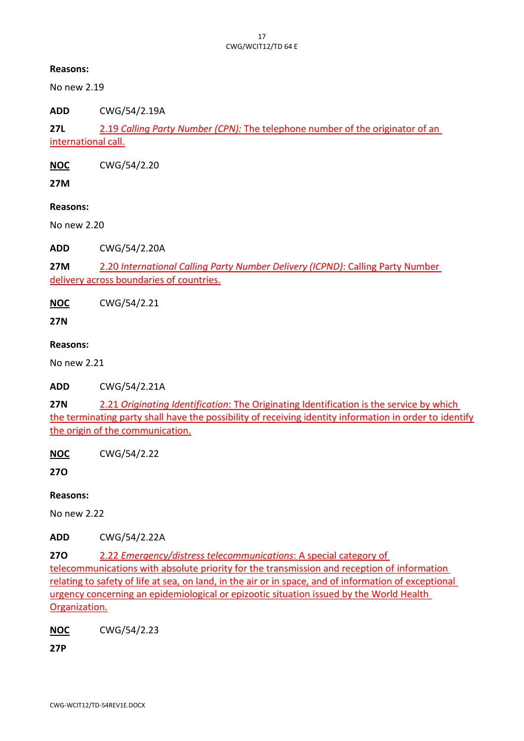**Reasons:**

No new 2.19

**ADD** CWG/54/2.19A

**27L** 2.19 *Calling Party Number (CPN):* The telephone number of the originator of an international call.

**NOC** CWG/54/2.20

**27M**

**Reasons:**

No new 2.20

**ADD** CWG/54/2.20A

**27M** 2.20 *International Calling Party Number Delivery (ICPND)*: Calling Party Number delivery across boundaries of countries.

**NOC** CWG/54/2.21

**27N**

**Reasons:**

No new 2.21

**ADD** CWG/54/2.21A

**27N** 2.21 *Originating Identification*: The Originating Identification is the service by which the terminating party shall have the possibility of receiving identity information in order to identify the origin of the communication.

**NOC** CWG/54/2.22

**27O**

**Reasons:**

No new 2.22

**ADD** CWG/54/2.22A

**27O** 2.22 *Emergency/distress telecommunications*: A special category of telecommunications with absolute priority for the transmission and reception of information relating to safety of life at sea, on land, in the air or in space, and of information of exceptional urgency concerning an epidemiological or epizootic situation issued by the World Health Organization.

**NOC** CWG/54/2.23

**27P**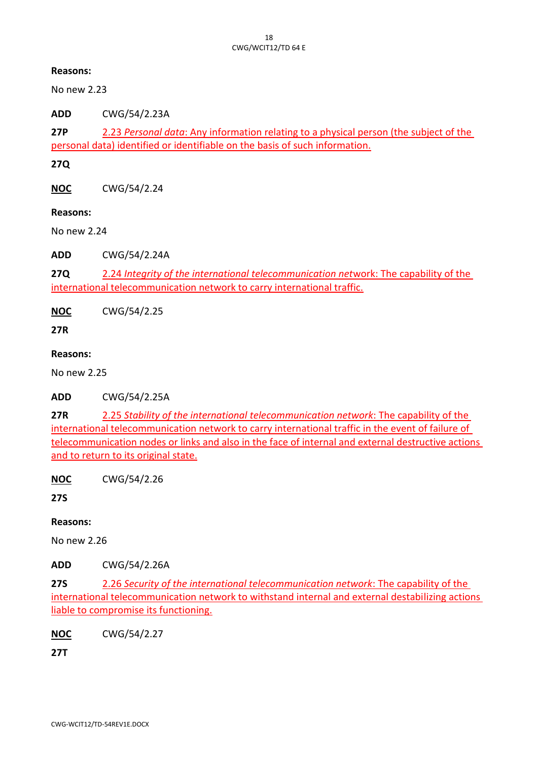**Reasons:**

No new 2.23

**ADD** CWG/54/2.23A

**27P** 2.23 *Personal data*: Any information relating to a physical person (the subject of the personal data) identified or identifiable on the basis of such information.

**27Q**

**NOC** CWG/54/2.24

**Reasons:**

No new 2.24

**ADD** CWG/54/2.24A

**27Q** 2.24 *Integrity of the international telecommunication net*work: The capability of the international telecommunication network to carry international traffic.

**NOC** CWG/54/2.25

**27R**

**Reasons:**

No new 2.25

**ADD** CWG/54/2.25A

**27R** 2.25 *Stability of the international telecommunication network*: The capability of the international telecommunication network to carry international traffic in the event of failure of telecommunication nodes or links and also in the face of internal and external destructive actions and to return to its original state.

**NOC** CWG/54/2.26

**27S**

**Reasons:**

No new 2.26

**ADD** CWG/54/2.26A

**27S** 2.26 *Security of the international telecommunication network*: The capability of the international telecommunication network to withstand internal and external destabilizing actions liable to compromise its functioning.

**NOC** CWG/54/2.27

**27T**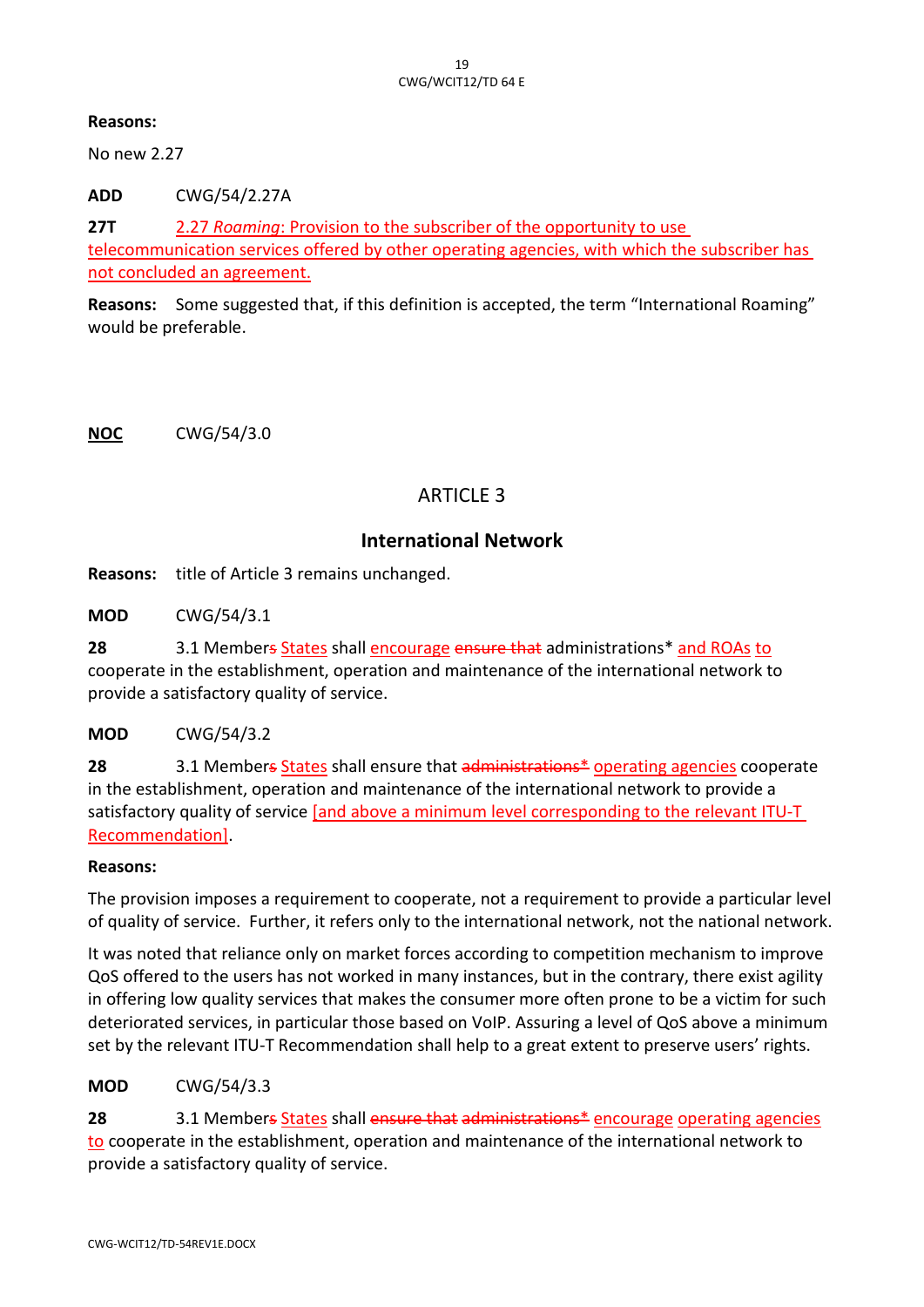**Reasons:**

No new 2.27

**ADD** CWG/54/2.27A

**27T** 2.27 *Roaming*: Provision to the subscriber of the opportunity to use telecommunication services offered by other operating agencies, with which the subscriber has not concluded an agreement.

**Reasons:** Some suggested that, if this definition is accepted, the term "International Roaming" would be preferable.

**NOC** CWG/54/3.0

## ARTICLE 3

## International Network

**Reasons:** title of Article 3 remains unchanged.

**MOD** CWG/54/3.1

**28** 3.1 Members ~~s~~ States shall encourage ~~ensure that~~ administrations* and ROAs to cooperate in the establishment, operation and maintenance of the international network to provide a satisfactory quality of service.

**MOD** CWG/54/3.2

**28** 3.1 Members ~~s~~ States shall ensure that ~~administrations*~~ operating agencies cooperate in the establishment, operation and maintenance of the international network to provide a satisfactory quality of service [and above a minimum level corresponding to the relevant ITU-T Recommendation].

**Reasons:**

The provision imposes a requirement to cooperate, not a requirement to provide a particular level of quality of service. Further, it refers only to the international network, not the national network.

It was noted that reliance only on market forces according to competition mechanism to improve QoS offered to the users has not worked in many instances, but in the contrary, there exist agility in offering low quality services that makes the consumer more often prone to be a victim for such deteriorated services, in particular those based on VoIP. Assuring a level of QoS above a minimum set by the relevant ITU-T Recommendation shall help to a great extent to preserve users' rights.

**MOD** CWG/54/3.3

**28** 3.1 Members ~~s~~ States shall ~~ensure that~~ ~~administrations*~~ encourage operating agencies to cooperate in the establishment, operation and maintenance of the international network to provide a satisfactory quality of service.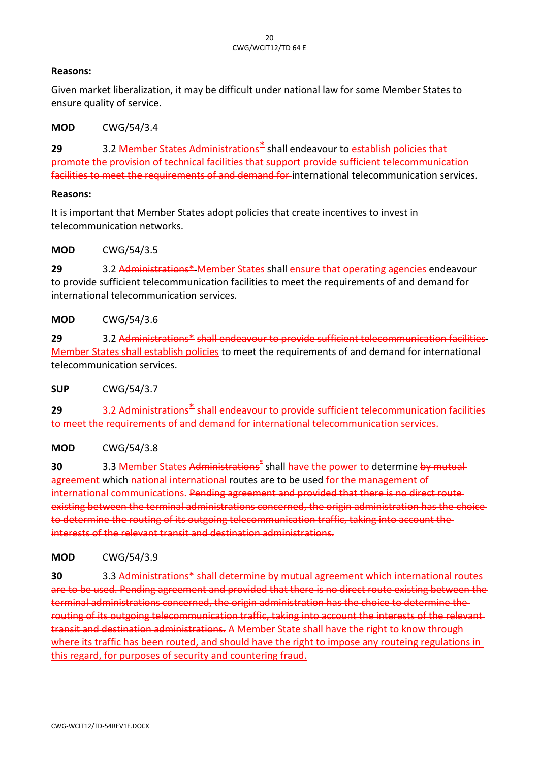**Reasons:**

Given market liberalization, it may be difficult under national law for some Member States to ensure quality of service.

**MOD** CWG/54/3.4

**29** 3.2 Member States ~~Administrations*~~ shall endeavour to establish policies that promote the provision of technical facilities that support ~~provide sufficient telecommunication facilities to meet the requirements of and demand for~~ international telecommunication services.

**Reasons:**

It is important that Member States adopt policies that create incentives to invest in telecommunication networks.

**MOD** CWG/54/3.5

**29** 3.2 ~~Administrations*~~ Member States shall ensure that operating agencies endeavour to provide sufficient telecommunication facilities to meet the requirements of and demand for international telecommunication services.

**MOD** CWG/54/3.6

**29** 3.2 ~~Administrations* shall endeavour to provide sufficient telecommunication facilities~~ Member States shall establish policies to meet the requirements of and demand for international telecommunication services.

**SUP** CWG/54/3.7

**29** ~~3.2 Administrations* shall endeavour to provide sufficient telecommunication facilities to meet the requirements of and demand for international telecommunication services.~~

**MOD** CWG/54/3.8

**30** 3.3 Member States ~~Administrations*~~ shall have the power to determine ~~by mutual agreement~~ which national ~~international~~ routes are to be used for the management of international communications. ~~Pending agreement and provided that there is no direct route existing between the terminal administrations concerned, the origin administration has the choice to determine the routing of its outgoing telecommunication traffic, taking into account the interests of the relevant transit and destination administrations.~~

**MOD** CWG/54/3.9

**30** 3.3 ~~Administrations* shall determine by mutual agreement which international routes are to be used. Pending agreement and provided that there is no direct route existing between the terminal administrations concerned, the origin administration has the choice to determine the routing of its outgoing telecommunication traffic, taking into account the interests of the relevant transit and destination administrations.~~ A Member State shall have the right to know through where its traffic has been routed, and should have the right to impose any routeing regulations in this regard, for purposes of security and countering fraud.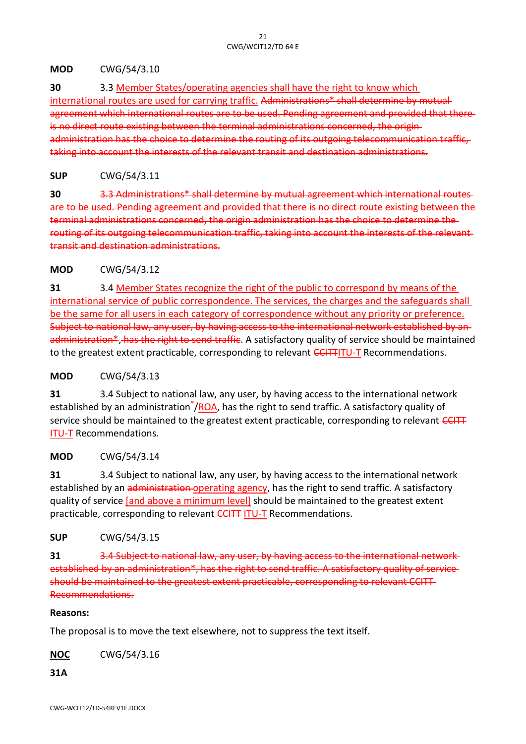**MOD** CWG/54/3.10

**30** 3.3 Member States/operating agencies shall have the right to know which international routes are used for carrying traffic. ~~Administrations* shall determine by mutual agreement which international routes are to be used. Pending agreement and provided that there is no direct route existing between the terminal administrations concerned, the origin administration has the choice to determine the routing of its outgoing telecommunication traffic, taking into account the interests of the relevant transit and destination administrations.~~

**SUP** CWG/54/3.11

**30** ~~3.3 Administrations* shall determine by mutual agreement which international routes are to be used. Pending agreement and provided that there is no direct route existing between the terminal administrations concerned, the origin administration has the choice to determine the routing of its outgoing telecommunication traffic, taking into account the interests of the relevant transit and destination administrations.~~

**MOD** CWG/54/3.12

**31** 3.4 Member States recognize the right of the public to correspond by means of the international service of public correspondence. The services, the charges and the safeguards shall be the same for all users in each category of correspondence without any priority or preference. ~~Subject to national law, any user, by having access to the international network established by an administration*~~, ~~has the right to send traffic~~. A satisfactory quality of service should be maintained to the greatest extent practicable, corresponding to relevant ~~CCITT~~ITU-T Recommendations.

**MOD** CWG/54/3.13

**31** 3.4 Subject to national law, any user, by having access to the international network established by an administration~~*~~/ROA, has the right to send traffic. A satisfactory quality of service should be maintained to the greatest extent practicable, corresponding to relevant ~~CCITT~~ ITU-T Recommendations.

**MOD** CWG/54/3.14

**31** 3.4 Subject to national law, any user, by having access to the international network established by an ~~administration~~ operating agency, has the right to send traffic. A satisfactory quality of service [and above a minimum level] should be maintained to the greatest extent practicable, corresponding to relevant ~~CCITT~~ ITU-T Recommendations.

**SUP** CWG/54/3.15

**31** ~~3.4 Subject to national law, any user, by having access to the international network established by an administration*, has the right to send traffic. A satisfactory quality of service should be maintained to the greatest extent practicable, corresponding to relevant CCITT Recommendations.~~

**Reasons:**

The proposal is to move the text elsewhere, not to suppress the text itself.

**NOC** CWG/54/3.16

**31A**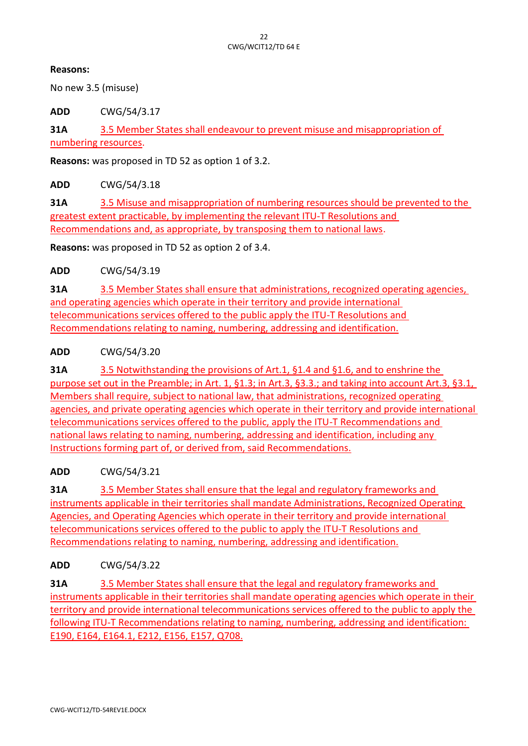**Reasons:**

No new 3.5 (misuse)

**ADD** CWG/54/3.17

**31A** 3.5 Member States shall endeavour to prevent misuse and misappropriation of numbering resources.

**Reasons:** was proposed in TD 52 as option 1 of 3.2.

**ADD** CWG/54/3.18

**31A** 3.5 Misuse and misappropriation of numbering resources should be prevented to the greatest extent practicable, by implementing the relevant ITU-T Resolutions and Recommendations and, as appropriate, by transposing them to national laws.

**Reasons:** was proposed in TD 52 as option 2 of 3.4.

**ADD** CWG/54/3.19

**31A** 3.5 Member States shall ensure that administrations, recognized operating agencies, and operating agencies which operate in their territory and provide international telecommunications services offered to the public apply the ITU-T Resolutions and Recommendations relating to naming, numbering, addressing and identification.

**ADD** CWG/54/3.20

**31A** 3.5 Notwithstanding the provisions of Art.1, §1.4 and §1.6, and to enshrine the purpose set out in the Preamble; in Art. 1, §1.3; in Art.3, §3.3.; and taking into account Art.3, §3.1, Members shall require, subject to national law, that administrations, recognized operating agencies, and private operating agencies which operate in their territory and provide international telecommunications services offered to the public, apply the ITU-T Recommendations and national laws relating to naming, numbering, addressing and identification, including any Instructions forming part of, or derived from, said Recommendations.

**ADD** CWG/54/3.21

**31A** 3.5 Member States shall ensure that the legal and regulatory frameworks and instruments applicable in their territories shall mandate Administrations, Recognized Operating Agencies, and Operating Agencies which operate in their territory and provide international telecommunications services offered to the public to apply the ITU-T Resolutions and Recommendations relating to naming, numbering, addressing and identification.

**ADD** CWG/54/3.22

**31A** 3.5 Member States shall ensure that the legal and regulatory frameworks and instruments applicable in their territories shall mandate operating agencies which operate in their territory and provide international telecommunications services offered to the public to apply the following ITU-T Recommendations relating to naming, numbering, addressing and identification: E190, E164, E164.1, E212, E156, E157, Q708.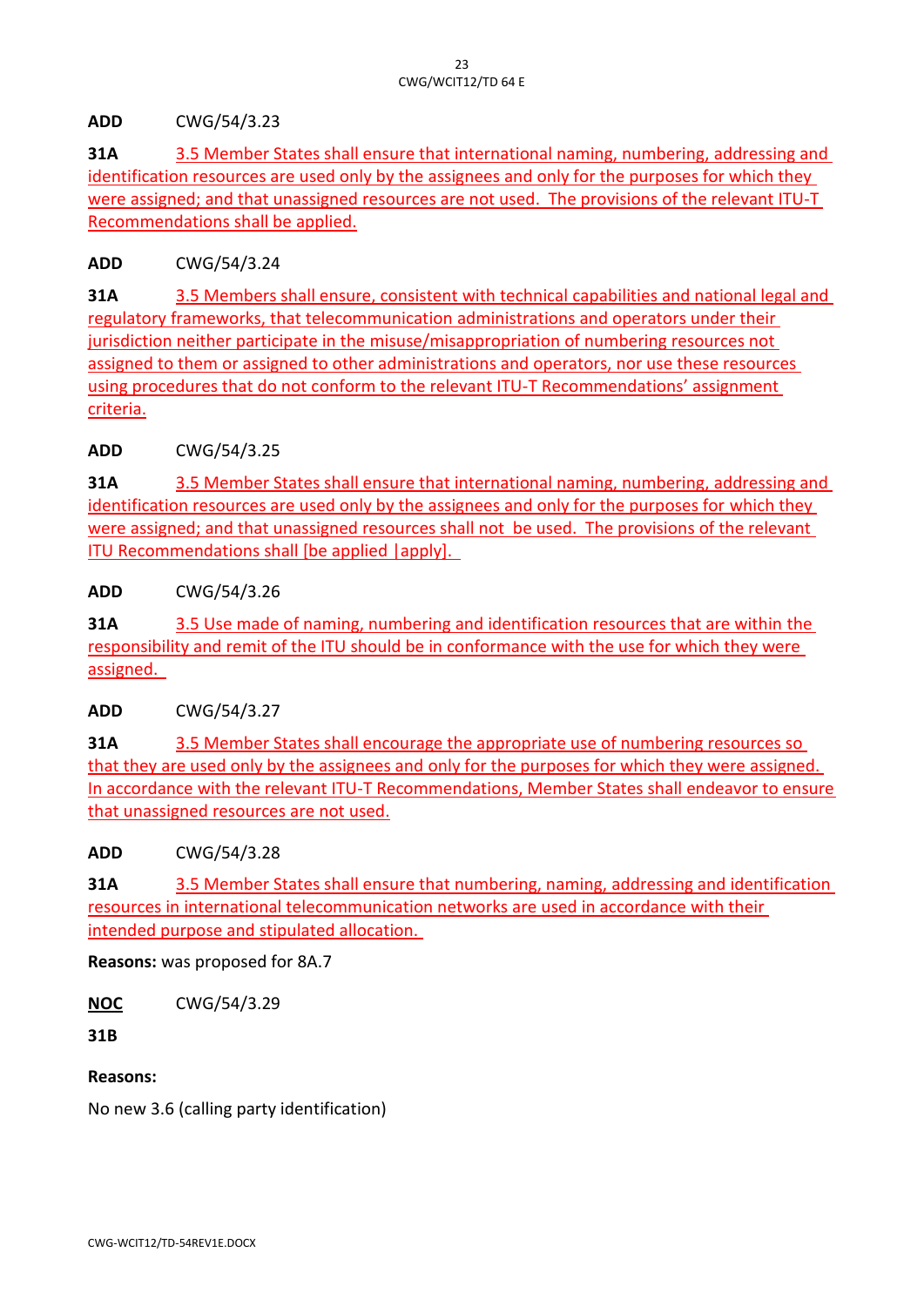**ADD** CWG/54/3.23

**31A** 3.5 Member States shall ensure that international naming, numbering, addressing and identification resources are used only by the assignees and only for the purposes for which they were assigned; and that unassigned resources are not used. The provisions of the relevant ITU-T Recommendations shall be applied.

**ADD** CWG/54/3.24

**31A** 3.5 Members shall ensure, consistent with technical capabilities and national legal and regulatory frameworks, that telecommunication administrations and operators under their jurisdiction neither participate in the misuse/misappropriation of numbering resources not assigned to them or assigned to other administrations and operators, nor use these resources using procedures that do not conform to the relevant ITU-T Recommendations' assignment criteria.

**ADD** CWG/54/3.25

**31A** 3.5 Member States shall ensure that international naming, numbering, addressing and identification resources are used only by the assignees and only for the purposes for which they were assigned; and that unassigned resources shall not be used. The provisions of the relevant ITU Recommendations shall [be applied |apply].

**ADD** CWG/54/3.26

**31A** 3.5 Use made of naming, numbering and identification resources that are within the responsibility and remit of the ITU should be in conformance with the use for which they were assigned.

**ADD** CWG/54/3.27

**31A** 3.5 Member States shall encourage the appropriate use of numbering resources so that they are used only by the assignees and only for the purposes for which they were assigned. In accordance with the relevant ITU-T Recommendations, Member States shall endeavor to ensure that unassigned resources are not used.

**ADD** CWG/54/3.28

**31A** 3.5 Member States shall ensure that numbering, naming, addressing and identification resources in international telecommunication networks are used in accordance with their intended purpose and stipulated allocation.

**Reasons:** was proposed for 8A.7

**NOC** CWG/54/3.29

**31B**

**Reasons:**

No new 3.6 (calling party identification)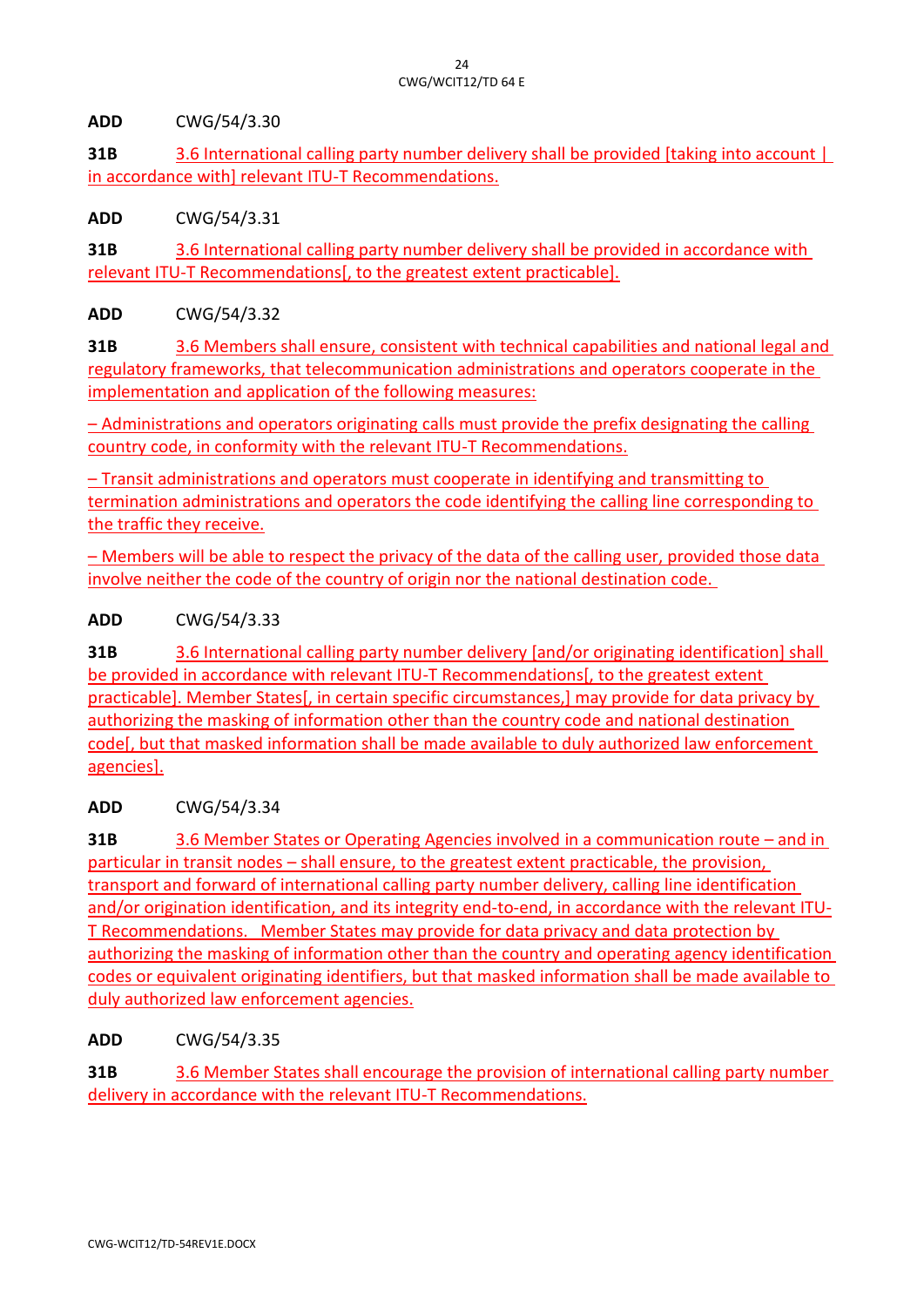**ADD** CWG/54/3.30

**31B** 3.6 International calling party number delivery shall be provided [taking into account | in accordance with] relevant ITU-T Recommendations.

**ADD** CWG/54/3.31

**31B** 3.6 International calling party number delivery shall be provided in accordance with relevant ITU-T Recommendations[, to the greatest extent practicable].

**ADD** CWG/54/3.32

**31B** 3.6 Members shall ensure, consistent with technical capabilities and national legal and regulatory frameworks, that telecommunication administrations and operators cooperate in the implementation and application of the following measures:

– Administrations and operators originating calls must provide the prefix designating the calling country code, in conformity with the relevant ITU-T Recommendations.

– Transit administrations and operators must cooperate in identifying and transmitting to termination administrations and operators the code identifying the calling line corresponding to the traffic they receive.

– Members will be able to respect the privacy of the data of the calling user, provided those data involve neither the code of the country of origin nor the national destination code.

**ADD** CWG/54/3.33

**31B** 3.6 International calling party number delivery [and/or originating identification] shall be provided in accordance with relevant ITU-T Recommendations[, to the greatest extent practicable]. Member States[, in certain specific circumstances,] may provide for data privacy by authorizing the masking of information other than the country code and national destination code[, but that masked information shall be made available to duly authorized law enforcement agencies].

**ADD** CWG/54/3.34

**31B** 3.6 Member States or Operating Agencies involved in a communication route – and in particular in transit nodes – shall ensure, to the greatest extent practicable, the provision, transport and forward of international calling party number delivery, calling line identification and/or origination identification, and its integrity end-to-end, in accordance with the relevant ITU-T Recommendations. Member States may provide for data privacy and data protection by authorizing the masking of information other than the country and operating agency identification codes or equivalent originating identifiers, but that masked information shall be made available to duly authorized law enforcement agencies.

**ADD** CWG/54/3.35

**31B** 3.6 Member States shall encourage the provision of international calling party number delivery in accordance with the relevant ITU-T Recommendations.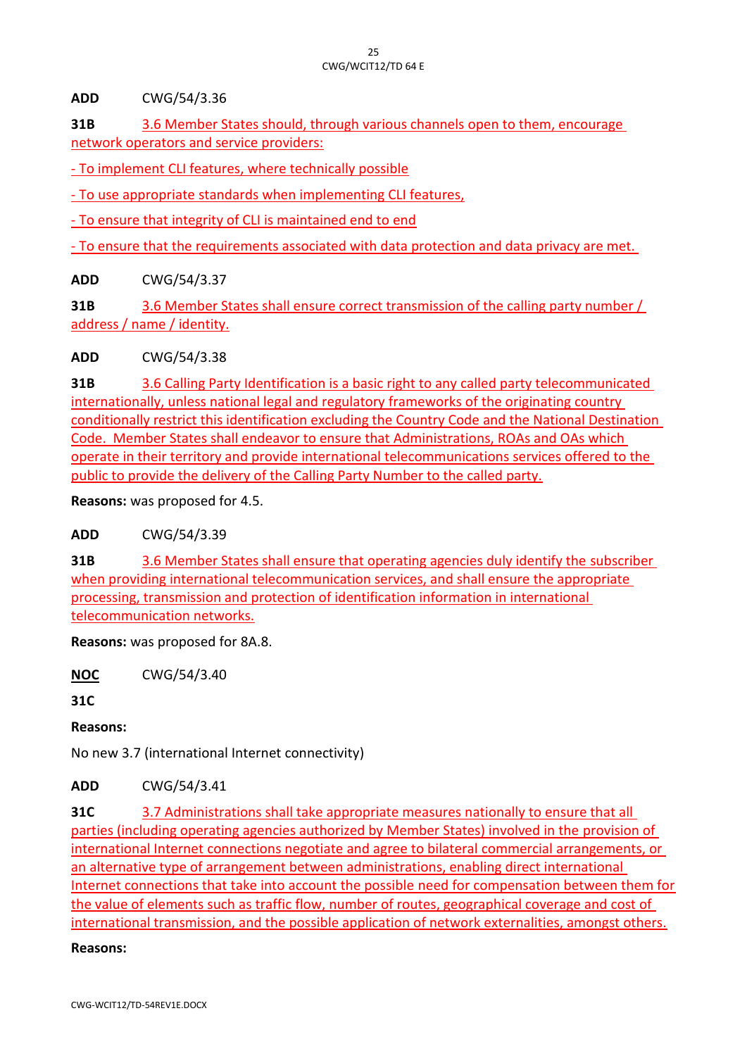**ADD** CWG/54/3.36

**31B** 3.6 Member States should, through various channels open to them, encourage network operators and service providers:

- To implement CLI features, where technically possible

- To use appropriate standards when implementing CLI features,

- To ensure that integrity of CLI is maintained end to end

- To ensure that the requirements associated with data protection and data privacy are met.

**ADD** CWG/54/3.37

**31B** 3.6 Member States shall ensure correct transmission of the calling party number / address / name / identity.

**ADD** CWG/54/3.38

**31B** 3.6 Calling Party Identification is a basic right to any called party telecommunicated internationally, unless national legal and regulatory frameworks of the originating country conditionally restrict this identification excluding the Country Code and the National Destination Code. Member States shall endeavor to ensure that Administrations, ROAs and OAs which operate in their territory and provide international telecommunications services offered to the public to provide the delivery of the Calling Party Number to the called party.

**Reasons:** was proposed for 4.5.

**ADD** CWG/54/3.39

**31B** 3.6 Member States shall ensure that operating agencies duly identify the subscriber when providing international telecommunication services, and shall ensure the appropriate processing, transmission and protection of identification information in international telecommunication networks.

**Reasons:** was proposed for 8A.8.

**NOC** CWG/54/3.40

**31C**

**Reasons:**

No new 3.7 (international Internet connectivity)

**ADD** CWG/54/3.41

**31C** 3.7 Administrations shall take appropriate measures nationally to ensure that all parties (including operating agencies authorized by Member States) involved in the provision of international Internet connections negotiate and agree to bilateral commercial arrangements, or an alternative type of arrangement between administrations, enabling direct international Internet connections that take into account the possible need for compensation between them for the value of elements such as traffic flow, number of routes, geographical coverage and cost of international transmission, and the possible application of network externalities, amongst others.

**Reasons:**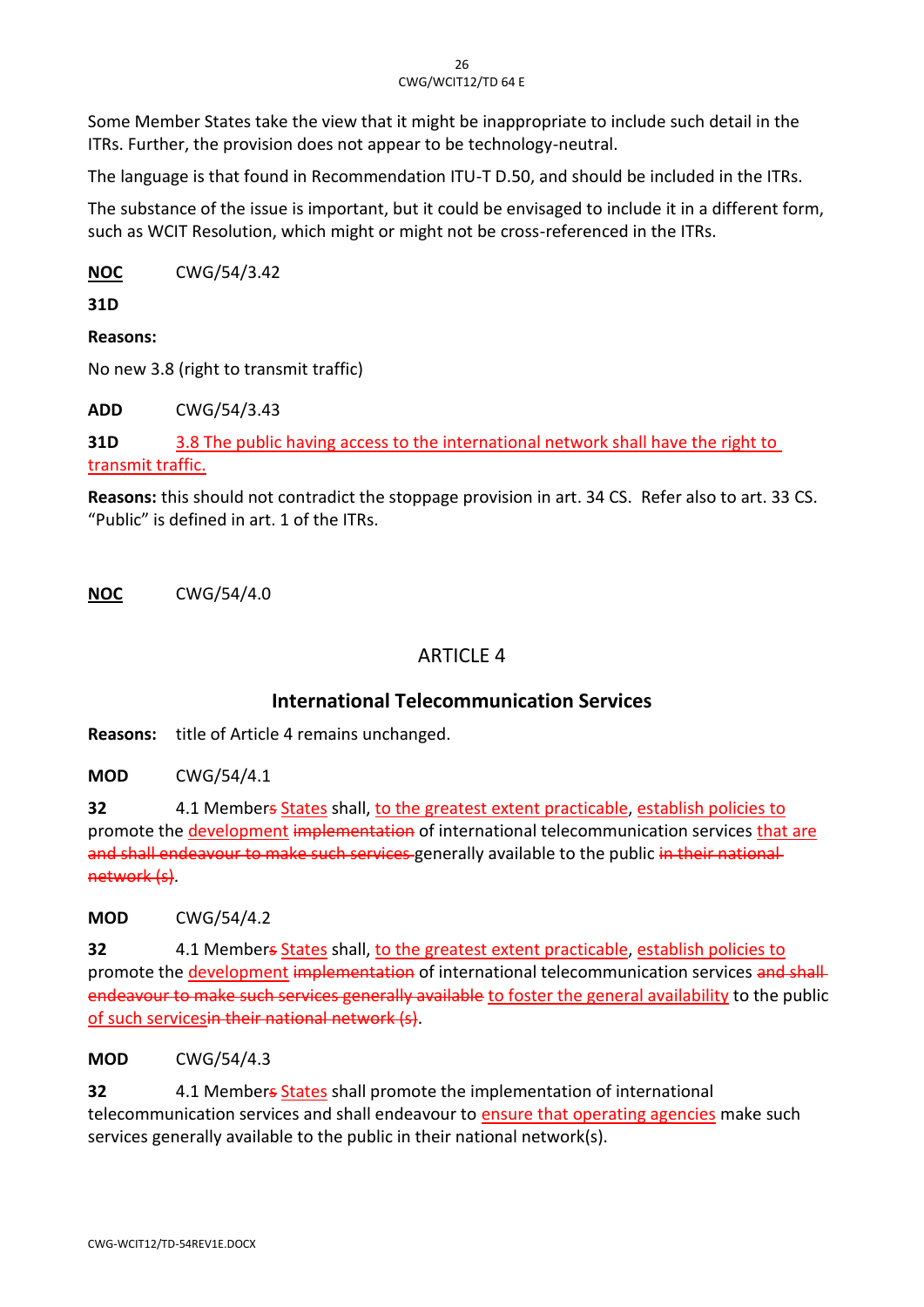Some Member States take the view that it might be inappropriate to include such detail in the ITRs. Further, the provision does not appear to be technology-neutral.

The language is that found in Recommendation ITU-T D.50, and should be included in the ITRs.

The substance of the issue is important, but it could be envisaged to include it in a different form, such as WCIT Resolution, which might or might not be cross-referenced in the ITRs.

**NOC** CWG/54/3.42

**31D**

**Reasons:**

No new 3.8 (right to transmit traffic)

**ADD** CWG/54/3.43

**31D** 3.8 The public having access to the international network shall have the right to transmit traffic.

**Reasons:** this should not contradict the stoppage provision in art. 34 CS. Refer also to art. 33 CS. "Public" is defined in art. 1 of the ITRs.

**NOC** CWG/54/4.0

## ARTICLE 4

## International Telecommunication Services

**Reasons:** title of Article 4 remains unchanged.

**MOD** CWG/54/4.1

**32** 4.1 Member~~s~~ States shall, to the greatest extent practicable, establish policies to promote the development ~~implementation~~ of international telecommunication services that are ~~and shall endeavour to make such services~~ generally available to the public ~~in their national network (s)~~.

**MOD** CWG/54/4.2

**32** 4.1 Member~~s~~ States shall, to the greatest extent practicable, establish policies to promote the development ~~implementation~~ of international telecommunication services ~~and shall endeavour to make such services generally available~~ to foster the general availability to the public of such services~~in their national network (s)~~.

**MOD** CWG/54/4.3

**32** 4.1 Member~~s~~ States shall promote the implementation of international telecommunication services and shall endeavour to ensure that operating agencies make such services generally available to the public in their national network(s).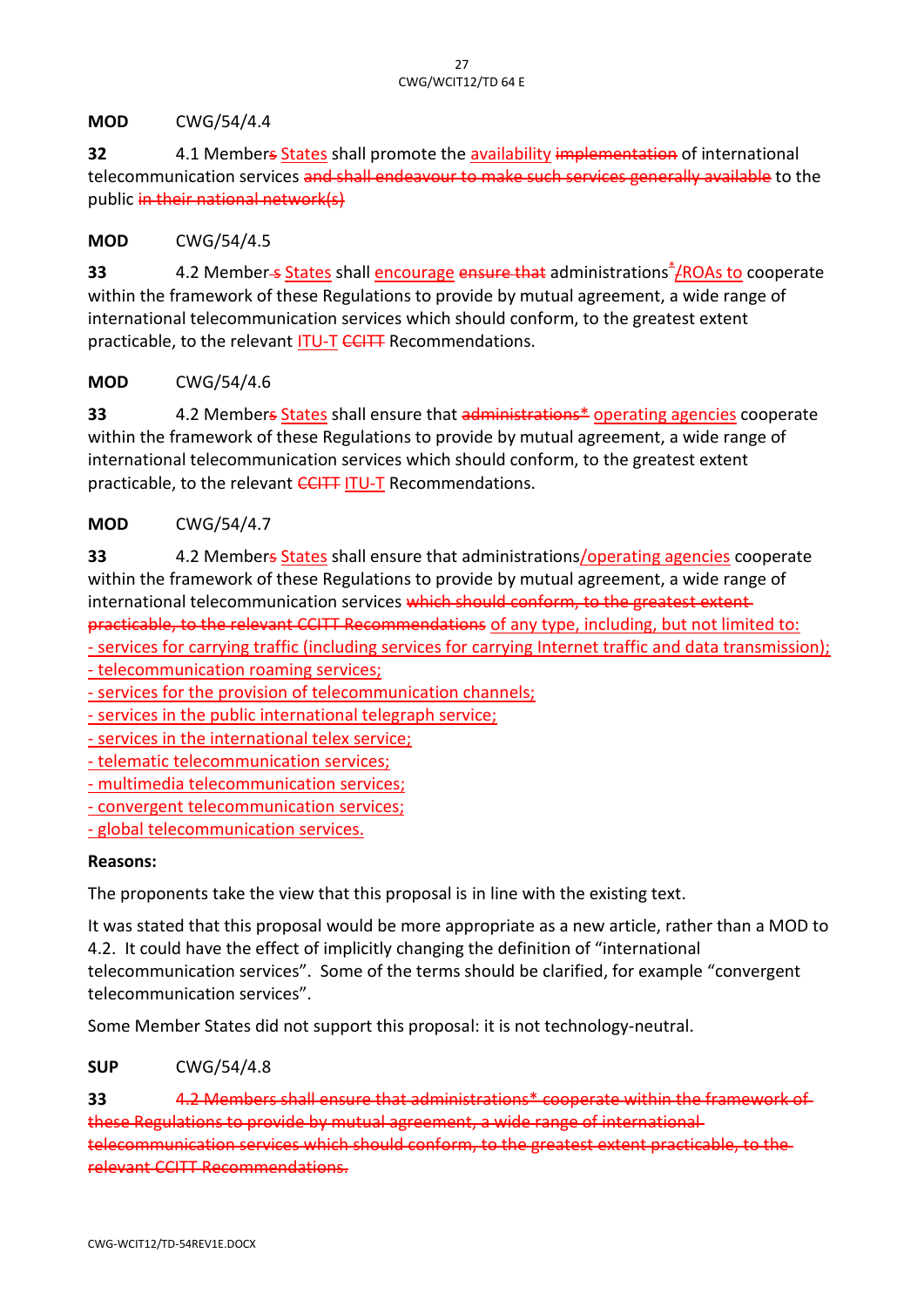**MOD** CWG/54/4.4

**32** 4.1 Member~~s~~ <u>States</u> shall promote the <u>availability</u> ~~implementation~~ of international telecommunication services ~~and shall endeavour to make such services generally available~~ to the public ~~in their national network(s)~~

**MOD** CWG/54/4.5

**33** 4.2 Member~~-s~~ <u>States</u> shall <u>encourage</u> ~~ensure that~~ administrations<u>*/ROAs to</u> cooperate within the framework of these Regulations to provide by mutual agreement, a wide range of international telecommunication services which should conform, to the greatest extent practicable, to the relevant <u>ITU-T</u> ~~CCITT~~ Recommendations.

**MOD** CWG/54/4.6

**33** 4.2 Member~~s~~ <u>States</u> shall ensure that ~~administrations*~~ <u>operating agencies</u> cooperate within the framework of these Regulations to provide by mutual agreement, a wide range of international telecommunication services which should conform, to the greatest extent practicable, to the relevant ~~CCITT~~ <u>ITU-T</u> Recommendations.

**MOD** CWG/54/4.7

**33** 4.2 Member~~s~~ <u>States</u> shall ensure that administrations<u>/operating agencies</u> cooperate within the framework of these Regulations to provide by mutual agreement, a wide range of international telecommunication services ~~which should conform, to the greatest extent practicable, to the relevant CCITT Recommendations~~ <u>of any type, including, but not limited to:</u>
<u>- services for carrying traffic (including services for carrying Internet traffic and data transmission);</u>
<u>- telecommunication roaming services;</u>
<u>- services for the provision of telecommunication channels;</u>
<u>- services in the public international telegraph service;</u>
<u>- services in the international telex service;</u>
<u>- telematic telecommunication services;</u>
<u>- multimedia telecommunication services;</u>
<u>- convergent telecommunication services;</u>
<u>- global telecommunication services.</u>

**Reasons:**

The proponents take the view that this proposal is in line with the existing text.

It was stated that this proposal would be more appropriate as a new article, rather than a MOD to 4.2. It could have the effect of implicitly changing the definition of "international telecommunication services". Some of the terms should be clarified, for example "convergent telecommunication services".

Some Member States did not support this proposal: it is not technology-neutral.

**SUP** CWG/54/4.8

**33** ~~4.2 Members shall ensure that administrations* cooperate within the framework of these Regulations to provide by mutual agreement, a wide range of international telecommunication services which should conform, to the greatest extent practicable, to the relevant CCITT Recommendations.~~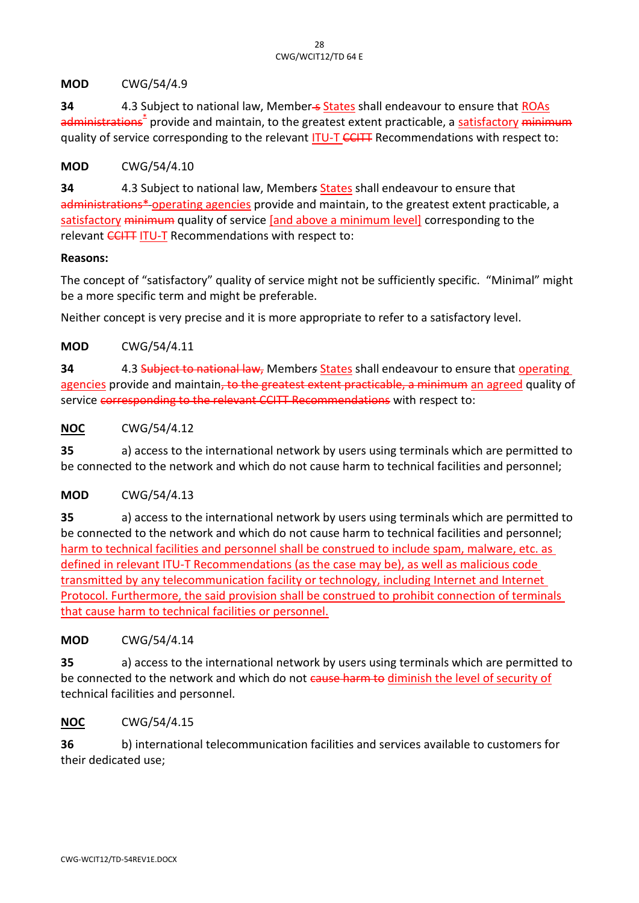**MOD** CWG/54/4.9

**34** 4.3 Subject to national law, Member~~s~~ States shall endeavour to ensure that ROAs ~~administrations*~~ provide and maintain, to the greatest extent practicable, a satisfactory ~~minimum~~ quality of service corresponding to the relevant ITU-T ~~CCITT~~ Recommendations with respect to:

**MOD** CWG/54/4.10

**34** 4.3 Subject to national law, Member~~s~~ States shall endeavour to ensure that ~~administrations*~~ operating agencies provide and maintain, to the greatest extent practicable, a satisfactory ~~minimum~~ quality of service [and above a minimum level] corresponding to the relevant ~~CCITT~~ ITU-T Recommendations with respect to:

**Reasons:**

The concept of "satisfactory" quality of service might not be sufficiently specific. "Minimal" might be a more specific term and might be preferable.

Neither concept is very precise and it is more appropriate to refer to a satisfactory level.

**MOD** CWG/54/4.11

**34** 4.3 ~~Subject to national law,~~ Member~~s~~ States shall endeavour to ensure that operating agencies provide and maintain~~, to the greatest extent practicable, a minimum~~ an agreed quality of service ~~corresponding to the relevant CCITT Recommendations~~ with respect to:

**NOC** CWG/54/4.12

**35** a) access to the international network by users using terminals which are permitted to be connected to the network and which do not cause harm to technical facilities and personnel;

**MOD** CWG/54/4.13

**35** a) access to the international network by users using terminals which are permitted to be connected to the network and which do not cause harm to technical facilities and personnel; harm to technical facilities and personnel shall be construed to include spam, malware, etc. as defined in relevant ITU-T Recommendations (as the case may be), as well as malicious code transmitted by any telecommunication facility or technology, including Internet and Internet Protocol. Furthermore, the said provision shall be construed to prohibit connection of terminals that cause harm to technical facilities or personnel.

**MOD** CWG/54/4.14

**35** a) access to the international network by users using terminals which are permitted to be connected to the network and which do not ~~cause harm to~~ diminish the level of security of technical facilities and personnel.

**NOC** CWG/54/4.15

**36** b) international telecommunication facilities and services available to customers for their dedicated use;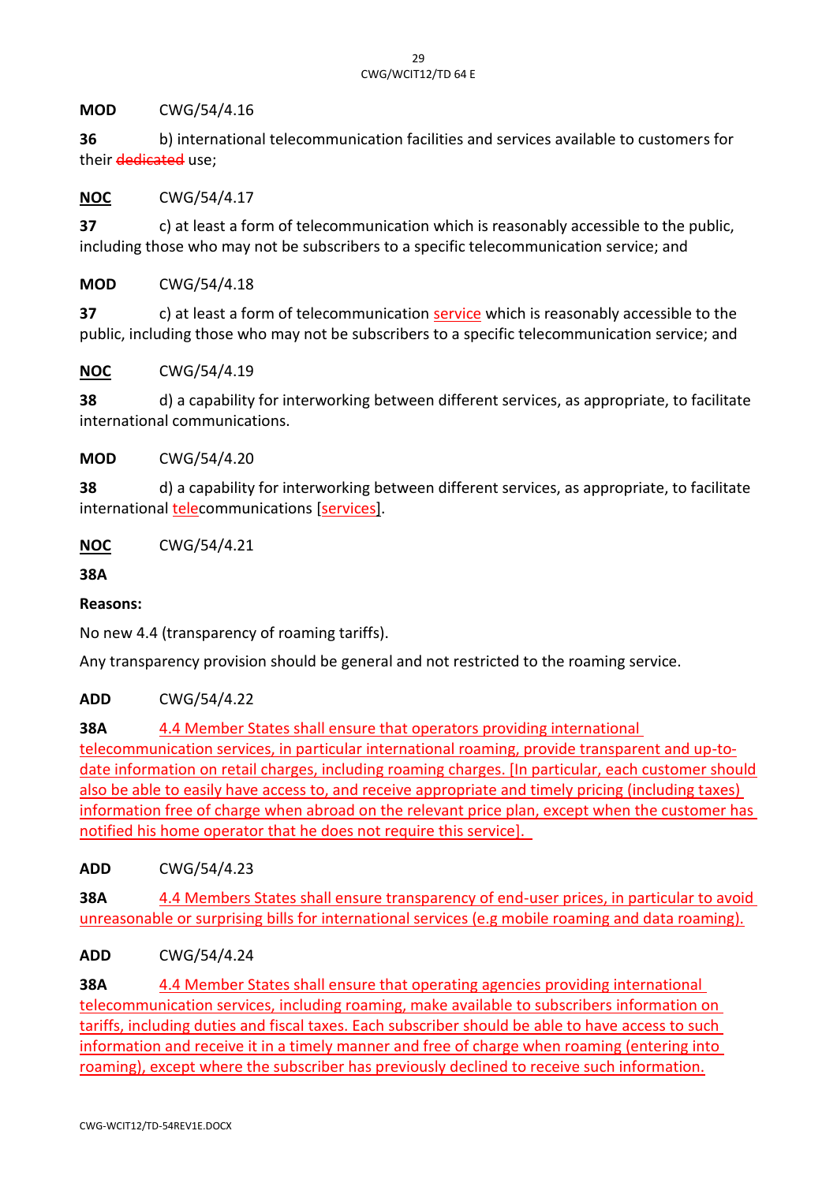**MOD** CWG/54/4.16

**36** b) international telecommunication facilities and services available to customers for their ~~dedicated~~ use;

**NOC** CWG/54/4.17

**37** c) at least a form of telecommunication which is reasonably accessible to the public, including those who may not be subscribers to a specific telecommunication service; and

**MOD** CWG/54/4.18

**37** c) at least a form of telecommunication service which is reasonably accessible to the public, including those who may not be subscribers to a specific telecommunication service; and

**NOC** CWG/54/4.19

**38** d) a capability for interworking between different services, as appropriate, to facilitate international communications.

**MOD** CWG/54/4.20

**38** d) a capability for interworking between different services, as appropriate, to facilitate international telecommunications [services].

**NOC** CWG/54/4.21

**38A**

**Reasons:**

No new 4.4 (transparency of roaming tariffs).

Any transparency provision should be general and not restricted to the roaming service.

**ADD** CWG/54/4.22

**38A** 4.4 Member States shall ensure that operators providing international telecommunication services, in particular international roaming, provide transparent and up-to-date information on retail charges, including roaming charges. [In particular, each customer should also be able to easily have access to, and receive appropriate and timely pricing (including taxes) information free of charge when abroad on the relevant price plan, except when the customer has notified his home operator that he does not require this service].

**ADD** CWG/54/4.23

**38A** 4.4 Members States shall ensure transparency of end-user prices, in particular to avoid unreasonable or surprising bills for international services (e.g mobile roaming and data roaming).

**ADD** CWG/54/4.24

**38A** 4.4 Member States shall ensure that operating agencies providing international telecommunication services, including roaming, make available to subscribers information on tariffs, including duties and fiscal taxes. Each subscriber should be able to have access to such information and receive it in a timely manner and free of charge when roaming (entering into roaming), except where the subscriber has previously declined to receive such information.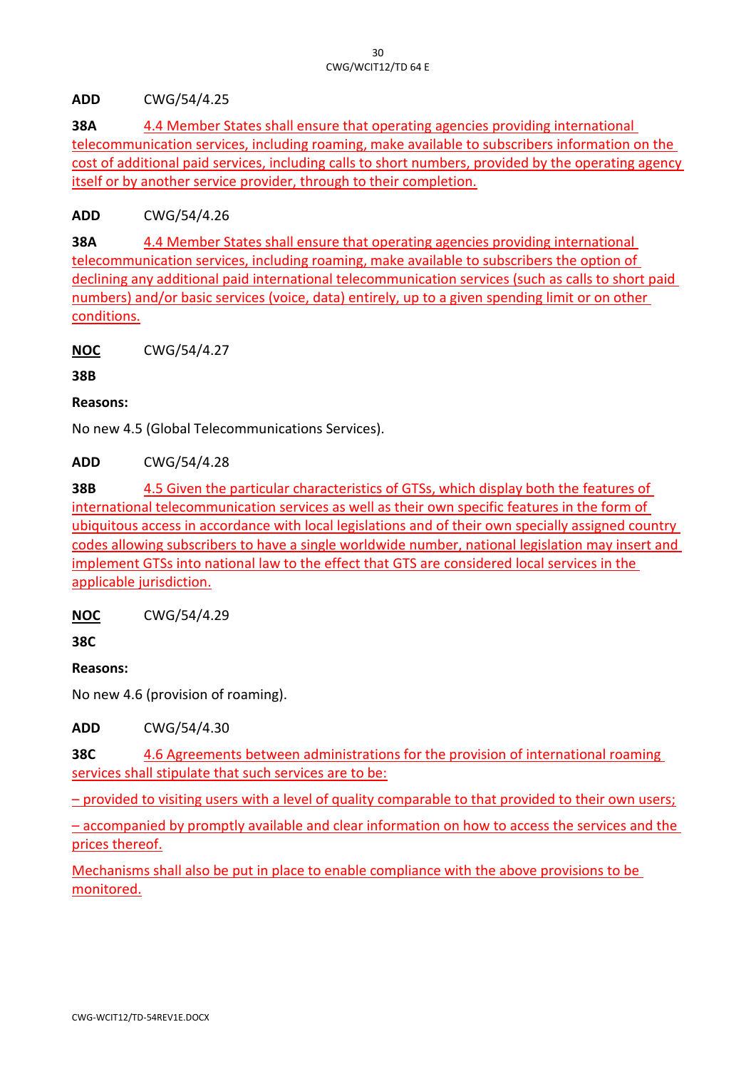**ADD** CWG/54/4.25

**38A** 4.4 Member States shall ensure that operating agencies providing international telecommunication services, including roaming, make available to subscribers information on the cost of additional paid services, including calls to short numbers, provided by the operating agency itself or by another service provider, through to their completion.

**ADD** CWG/54/4.26

**38A** 4.4 Member States shall ensure that operating agencies providing international telecommunication services, including roaming, make available to subscribers the option of declining any additional paid international telecommunication services (such as calls to short paid numbers) and/or basic services (voice, data) entirely, up to a given spending limit or on other conditions.

**NOC** CWG/54/4.27

**38B**

**Reasons:**

No new 4.5 (Global Telecommunications Services).

**ADD** CWG/54/4.28

**38B** 4.5 Given the particular characteristics of GTSs, which display both the features of international telecommunication services as well as their own specific features in the form of ubiquitous access in accordance with local legislations and of their own specially assigned country codes allowing subscribers to have a single worldwide number, national legislation may insert and implement GTSs into national law to the effect that GTS are considered local services in the applicable jurisdiction.

**NOC** CWG/54/4.29

**38C**

**Reasons:**

No new 4.6 (provision of roaming).

**ADD** CWG/54/4.30

**38C** 4.6 Agreements between administrations for the provision of international roaming services shall stipulate that such services are to be:

– provided to visiting users with a level of quality comparable to that provided to their own users;

– accompanied by promptly available and clear information on how to access the services and the prices thereof.

Mechanisms shall also be put in place to enable compliance with the above provisions to be monitored.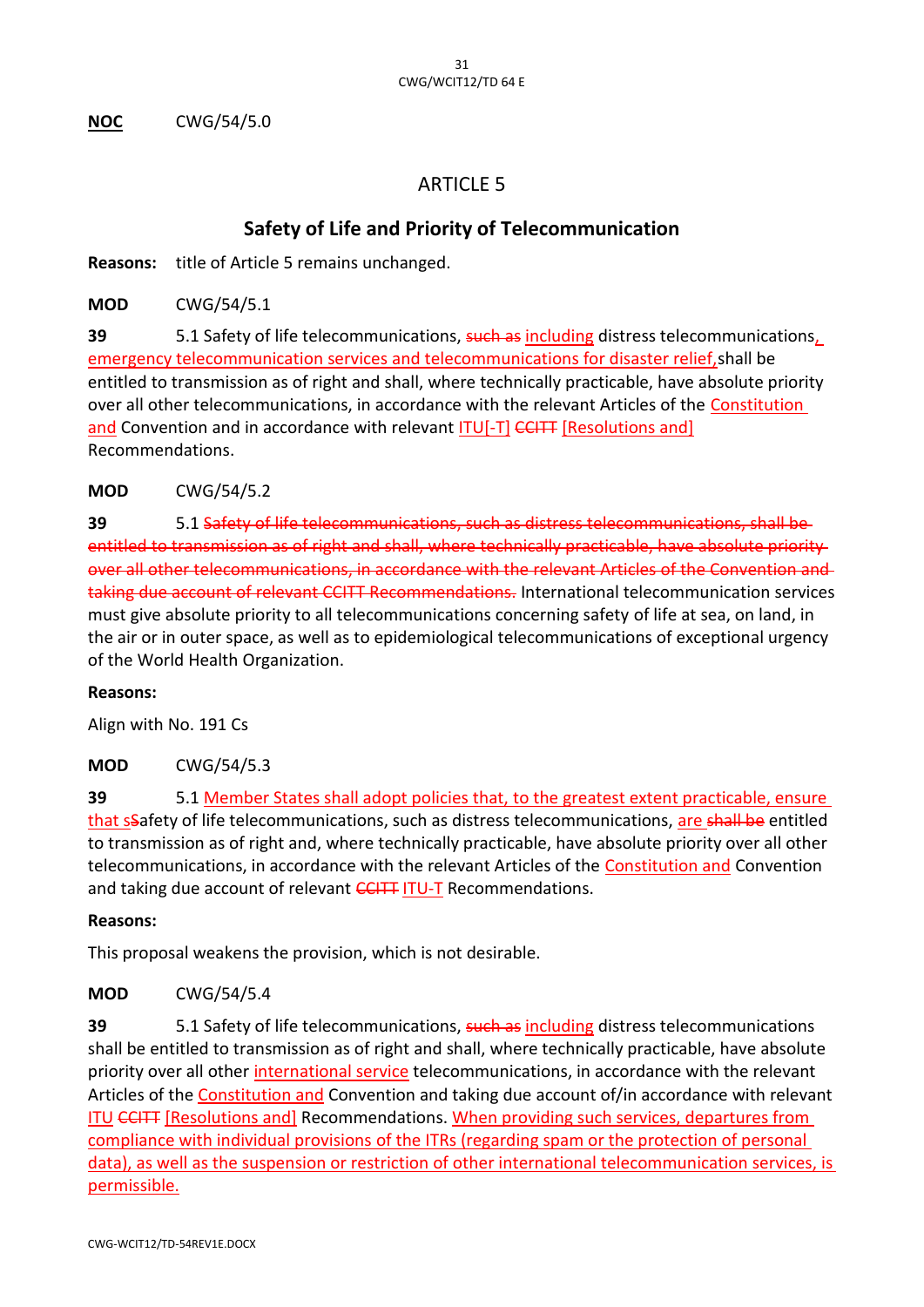**NOC** CWG/54/5.0

# ARTICLE 5

## Safety of Life and Priority of Telecommunication

**Reasons:** title of Article 5 remains unchanged.

**MOD** CWG/54/5.1

**39** 5.1 Safety of life telecommunications, ~~such as~~ including distress telecommunications, emergency telecommunication services and telecommunications for disaster relief, shall be entitled to transmission as of right and shall, where technically practicable, have absolute priority over all other telecommunications, in accordance with the relevant Articles of the Constitution and Convention and in accordance with relevant ITU[-T] ~~CCITT~~ [Resolutions and] Recommendations.

**MOD** CWG/54/5.2

**39** 5.1 ~~Safety of life telecommunications, such as distress telecommunications, shall be entitled to transmission as of right and shall, where technically practicable, have absolute priority over all other telecommunications, in accordance with the relevant Articles of the Convention and taking due account of relevant CCITT Recommendations.~~ International telecommunication services must give absolute priority to all telecommunications concerning safety of life at sea, on land, in the air or in outer space, as well as to epidemiological telecommunications of exceptional urgency of the World Health Organization.

**Reasons:**

Align with No. 191 Cs

**MOD** CWG/54/5.3

**39** 5.1 Member States shall adopt policies that, to the greatest extent practicable, ensure that s~~S~~afety of life telecommunications, such as distress telecommunications, are ~~shall be~~ entitled to transmission as of right and, where technically practicable, have absolute priority over all other telecommunications, in accordance with the relevant Articles of the Constitution and Convention and taking due account of relevant ~~CCITT~~ ITU-T Recommendations.

**Reasons:**

This proposal weakens the provision, which is not desirable.

**MOD** CWG/54/5.4

**39** 5.1 Safety of life telecommunications, ~~such as~~ including distress telecommunications shall be entitled to transmission as of right and shall, where technically practicable, have absolute priority over all other international service telecommunications, in accordance with the relevant Articles of the Constitution and Convention and taking due account of/in accordance with relevant ITU ~~CCITT~~ [Resolutions and] Recommendations. When providing such services, departures from compliance with individual provisions of the ITRs (regarding spam or the protection of personal data), as well as the suspension or restriction of other international telecommunication services, is permissible.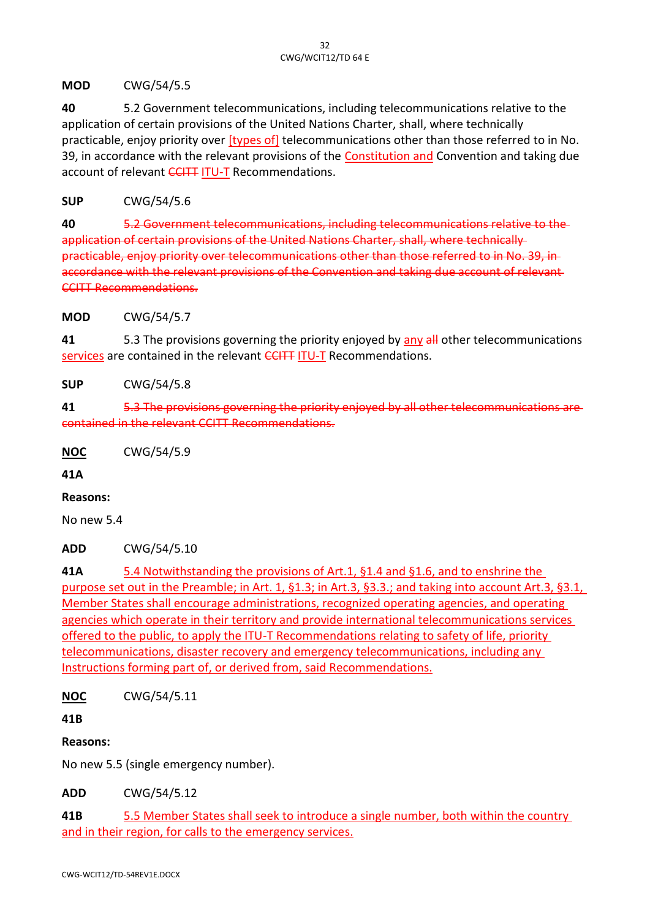**MOD** CWG/54/5.5

**40** 5.2 Government telecommunications, including telecommunications relative to the application of certain provisions of the United Nations Charter, shall, where technically practicable, enjoy priority over <u>[types of]</u> telecommunications other than those referred to in No. 39, in accordance with the relevant provisions of the <u>Constitution and</u> Convention and taking due account of relevant ~~CCITT~~ <u>ITU-T</u> Recommendations.

**SUP** CWG/54/5.6

**40** ~~5.2 Government telecommunications, including telecommunications relative to the application of certain provisions of the United Nations Charter, shall, where technically practicable, enjoy priority over telecommunications other than those referred to in No. 39, in accordance with the relevant provisions of the Convention and taking due account of relevant CCITT Recommendations.~~

**MOD** CWG/54/5.7

**41** 5.3 The provisions governing the priority enjoyed by <u>any</u> ~~all~~ other telecommunications <u>services</u> are contained in the relevant ~~CCITT~~ <u>ITU-T</u> Recommendations.

**SUP** CWG/54/5.8

**41** ~~5.3 The provisions governing the priority enjoyed by all other telecommunications are contained in the relevant CCITT Recommendations.~~

**<u>NOC</u>** CWG/54/5.9

**41A**

**Reasons:**

No new 5.4

**ADD** CWG/54/5.10

**41A** <u>5.4 Notwithstanding the provisions of Art.1, §1.4 and §1.6, and to enshrine the purpose set out in the Preamble; in Art. 1, §1.3; in Art.3, §3.3.; and taking into account Art.3, §3.1, Member States shall encourage administrations, recognized operating agencies, and operating agencies which operate in their territory and provide international telecommunications services offered to the public, to apply the ITU-T Recommendations relating to safety of life, priority telecommunications, disaster recovery and emergency telecommunications, including any Instructions forming part of, or derived from, said Recommendations.</u>

**<u>NOC</u>** CWG/54/5.11

**41B**

**Reasons:**

No new 5.5 (single emergency number).

**ADD** CWG/54/5.12

**41B** <u>5.5 Member States shall seek to introduce a single number, both within the country and in their region, for calls to the emergency services.</u>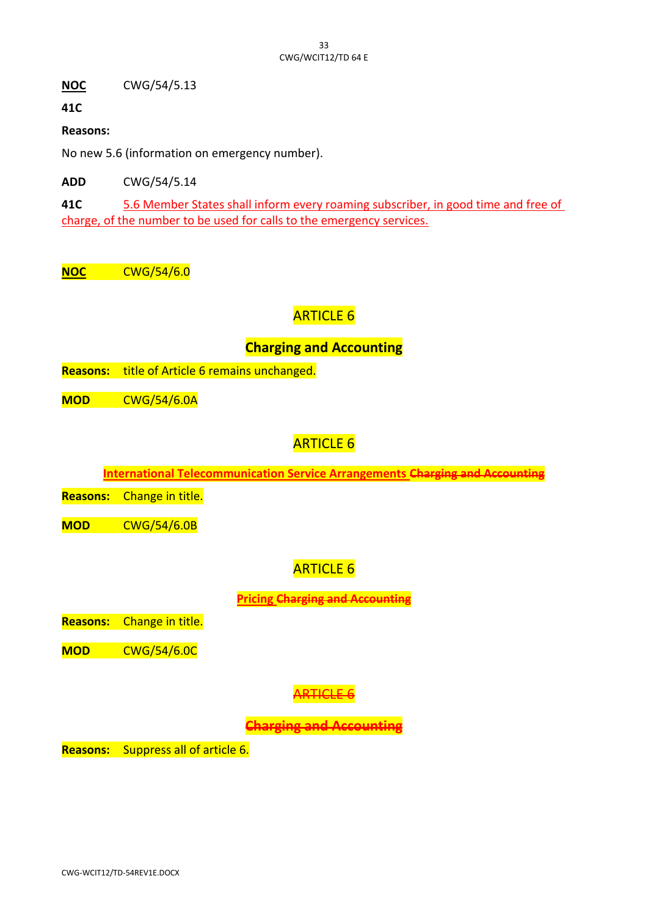**NOC** CWG/54/5.13

**41C**

**Reasons:**

No new 5.6 (information on emergency number).

**ADD** CWG/54/5.14

**41C** 5.6 Member States shall inform every roaming subscriber, in good time and free of charge, of the number to be used for calls to the emergency services.

**NOC** CWG/54/6.0

ARTICLE 6

**Charging and Accounting**

**Reasons:** title of Article 6 remains unchanged.

**MOD** CWG/54/6.0A

ARTICLE 6

**International Telecommunication Service Arrangements ~~Charging and Accounting~~**

**Reasons:** Change in title.

**MOD** CWG/54/6.0B

ARTICLE 6

**Pricing ~~Charging and Accounting~~**

**Reasons:** Change in title.

**MOD** CWG/54/6.0C

~~ARTICLE 6~~

**~~Charging and Accounting~~**

**Reasons:** Suppress all of article 6.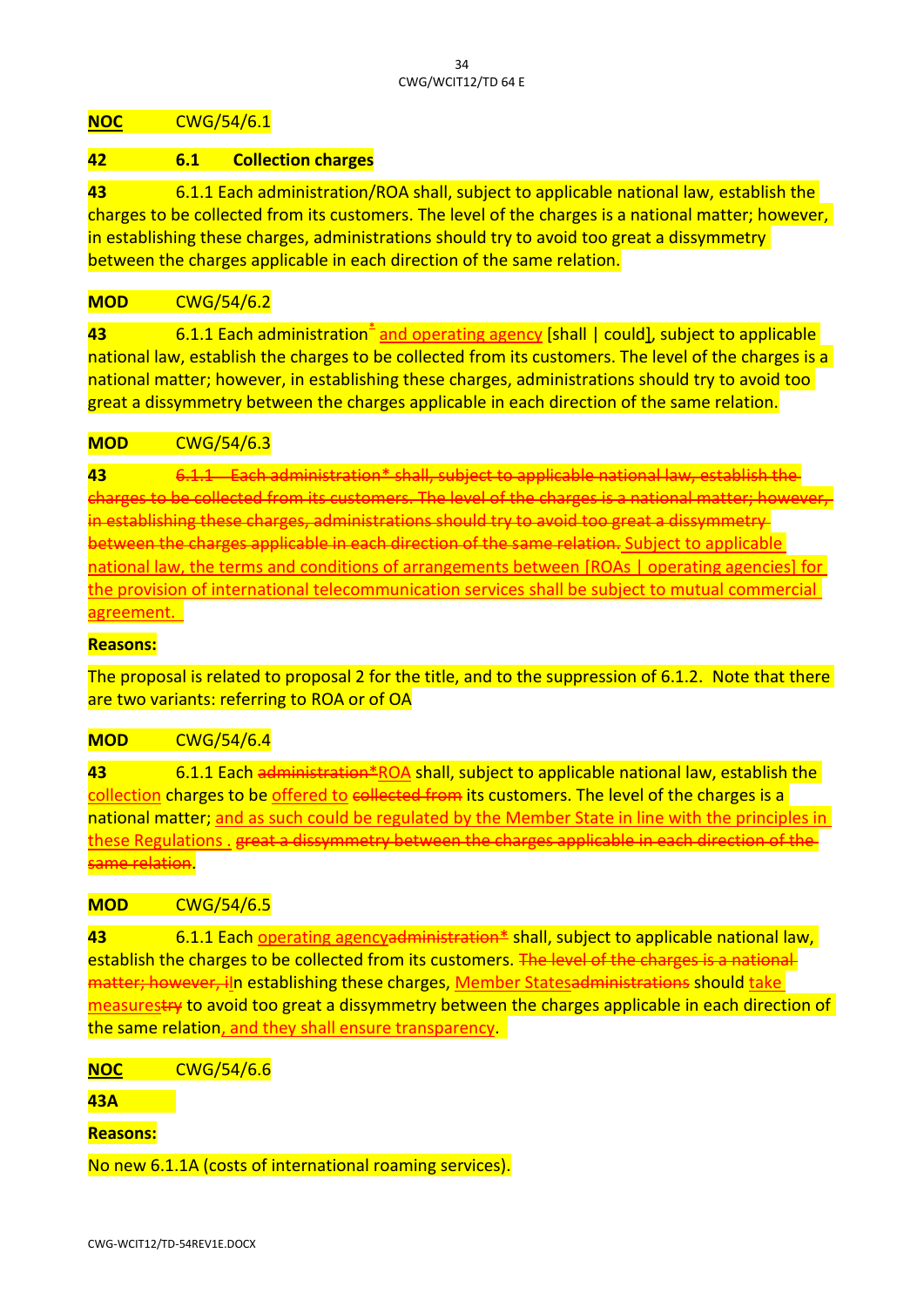**NOC** CWG/54/6.1

**42** **6.1 Collection charges**

**43** 6.1.1 Each administration/ROA shall, subject to applicable national law, establish the charges to be collected from its customers. The level of the charges is a national matter; however, in establishing these charges, administrations should try to avoid too great a dissymmetry between the charges applicable in each direction of the same relation.

**MOD** CWG/54/6.2

**43** 6.1.1 Each administration* and operating agency [shall | could], subject to applicable national law, establish the charges to be collected from its customers. The level of the charges is a national matter; however, in establishing these charges, administrations should try to avoid too great a dissymmetry between the charges applicable in each direction of the same relation.

**MOD** CWG/54/6.3

**43** ~~6.1.1 Each administration* shall, subject to applicable national law, establish the charges to be collected from its customers. The level of the charges is a national matter; however, in establishing these charges, administrations should try to avoid too great a dissymmetry between the charges applicable in each direction of the same relation.~~ Subject to applicable national law, the terms and conditions of arrangements between [ROAs | operating agencies] for the provision of international telecommunication services shall be subject to mutual commercial agreement.

**Reasons:**

The proposal is related to proposal 2 for the title, and to the suppression of 6.1.2. Note that there are two variants: referring to ROA or of OA

**MOD** CWG/54/6.4

**43** 6.1.1 Each ~~administration*~~ROA shall, subject to applicable national law, establish the collection charges to be offered to ~~collected from~~ its customers. The level of the charges is a national matter; and as such could be regulated by the Member State in line with the principles in these Regulations . ~~great a dissymmetry between the charges applicable in each direction of the same relation~~.

**MOD** CWG/54/6.5

**43** 6.1.1 Each operating agency~~administration*~~ shall, subject to applicable national law, establish the charges to be collected from its customers. ~~The level of the charges is a national matter; however, i~~In establishing these charges, Member States~~administrations~~ should take measures~~try~~ to avoid too great a dissymmetry between the charges applicable in each direction of the same relation, and they shall ensure transparency.

**NOC** CWG/54/6.6

**43A**

**Reasons:**

No new 6.1.1A (costs of international roaming services).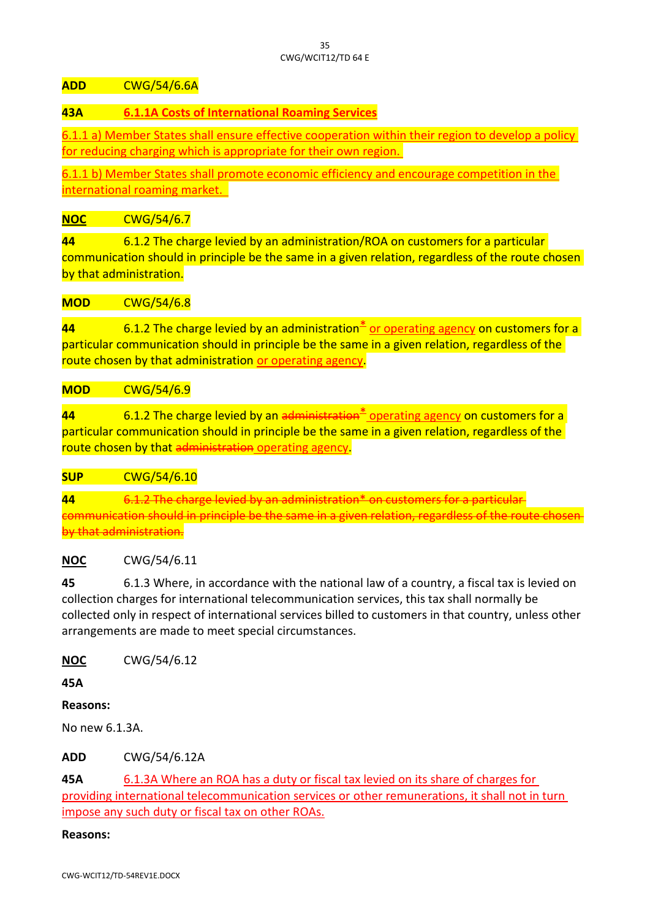**ADD** CWG/54/6.6A

**43A** 6.1.1A Costs of International Roaming Services

6.1.1 a) Member States shall ensure effective cooperation within their region to develop a policy for reducing charging which is appropriate for their own region.

6.1.1 b) Member States shall promote economic efficiency and encourage competition in the international roaming market.

**NOC** CWG/54/6.7

**44** 6.1.2 The charge levied by an administration/ROA on customers for a particular communication should in principle be the same in a given relation, regardless of the route chosen by that administration.

**MOD** CWG/54/6.8

**44** 6.1.2 The charge levied by an administration* or operating agency on customers for a particular communication should in principle be the same in a given relation, regardless of the route chosen by that administration or operating agency.

**MOD** CWG/54/6.9

**44** 6.1.2 The charge levied by an ~~administration*~~ operating agency on customers for a particular communication should in principle be the same in a given relation, regardless of the route chosen by that ~~administration~~ operating agency.

**SUP** CWG/54/6.10

**44** ~~6.1.2 The charge levied by an administration* on customers for a particular communication should in principle be the same in a given relation, regardless of the route chosen by that administration.~~

**NOC** CWG/54/6.11

**45** 6.1.3 Where, in accordance with the national law of a country, a fiscal tax is levied on collection charges for international telecommunication services, this tax shall normally be collected only in respect of international services billed to customers in that country, unless other arrangements are made to meet special circumstances.

**NOC** CWG/54/6.12

**45A**

**Reasons:**

No new 6.1.3A.

**ADD** CWG/54/6.12A

**45A** 6.1.3A Where an ROA has a duty or fiscal tax levied on its share of charges for providing international telecommunication services or other remunerations, it shall not in turn impose any such duty or fiscal tax on other ROAs.

**Reasons:**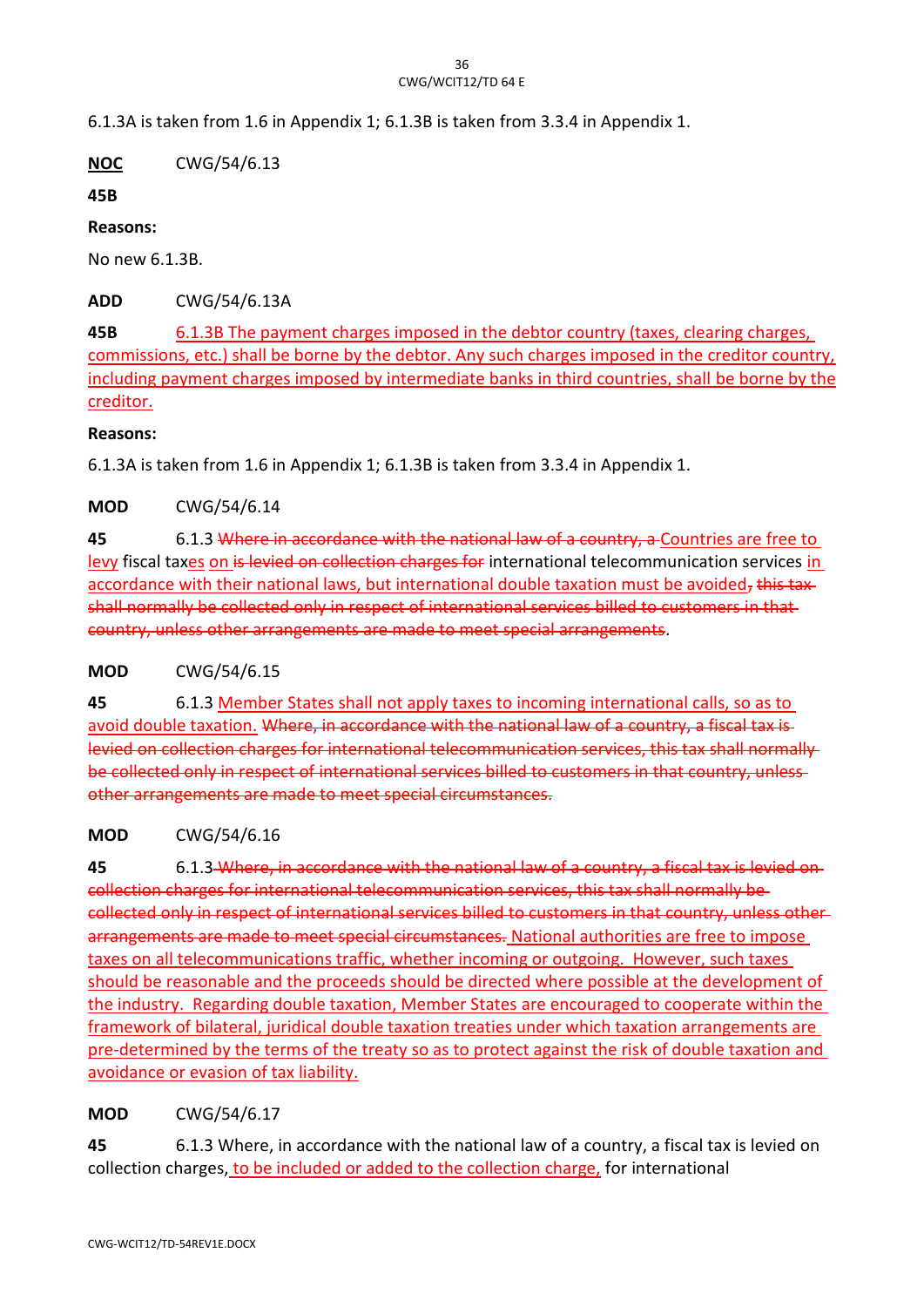6.1.3A is taken from 1.6 in Appendix 1; 6.1.3B is taken from 3.3.4 in Appendix 1.

**NOC** CWG/54/6.13

**45B**

**Reasons:**

No new 6.1.3B.

**ADD** CWG/54/6.13A

**45B** 6.1.3B The payment charges imposed in the debtor country (taxes, clearing charges, commissions, etc.) shall be borne by the debtor. Any such charges imposed in the creditor country, including payment charges imposed by intermediate banks in third countries, shall be borne by the creditor.

**Reasons:**

6.1.3A is taken from 1.6 in Appendix 1; 6.1.3B is taken from 3.3.4 in Appendix 1.

**MOD** CWG/54/6.14

**45** 6.1.3 ~~Where in accordance with the national law of a country, a~~ Countries are free to levy fiscal taxes on ~~is levied on collection charges for~~ international telecommunication services in accordance with their national laws, but international double taxation must be avoided~~, this tax shall normally be collected only in respect of international services billed to customers in that country, unless other arrangements are made to meet special arrangements~~.

**MOD** CWG/54/6.15

**45** 6.1.3 Member States shall not apply taxes to incoming international calls, so as to avoid double taxation. ~~Where, in accordance with the national law of a country, a fiscal tax is levied on collection charges for international telecommunication services, this tax shall normally be collected only in respect of international services billed to customers in that country, unless other arrangements are made to meet special circumstances.~~

**MOD** CWG/54/6.16

**45** 6.1.3 ~~Where, in accordance with the national law of a country, a fiscal tax is levied on collection charges for international telecommunication services, this tax shall normally be collected only in respect of international services billed to customers in that country, unless other arrangements are made to meet special circumstances.~~ National authorities are free to impose taxes on all telecommunications traffic, whether incoming or outgoing. However, such taxes should be reasonable and the proceeds should be directed where possible at the development of the industry. Regarding double taxation, Member States are encouraged to cooperate within the framework of bilateral, juridical double taxation treaties under which taxation arrangements are pre-determined by the terms of the treaty so as to protect against the risk of double taxation and avoidance or evasion of tax liability.

**MOD** CWG/54/6.17

**45** 6.1.3 Where, in accordance with the national law of a country, a fiscal tax is levied on collection charges, to be included or added to the collection charge, for international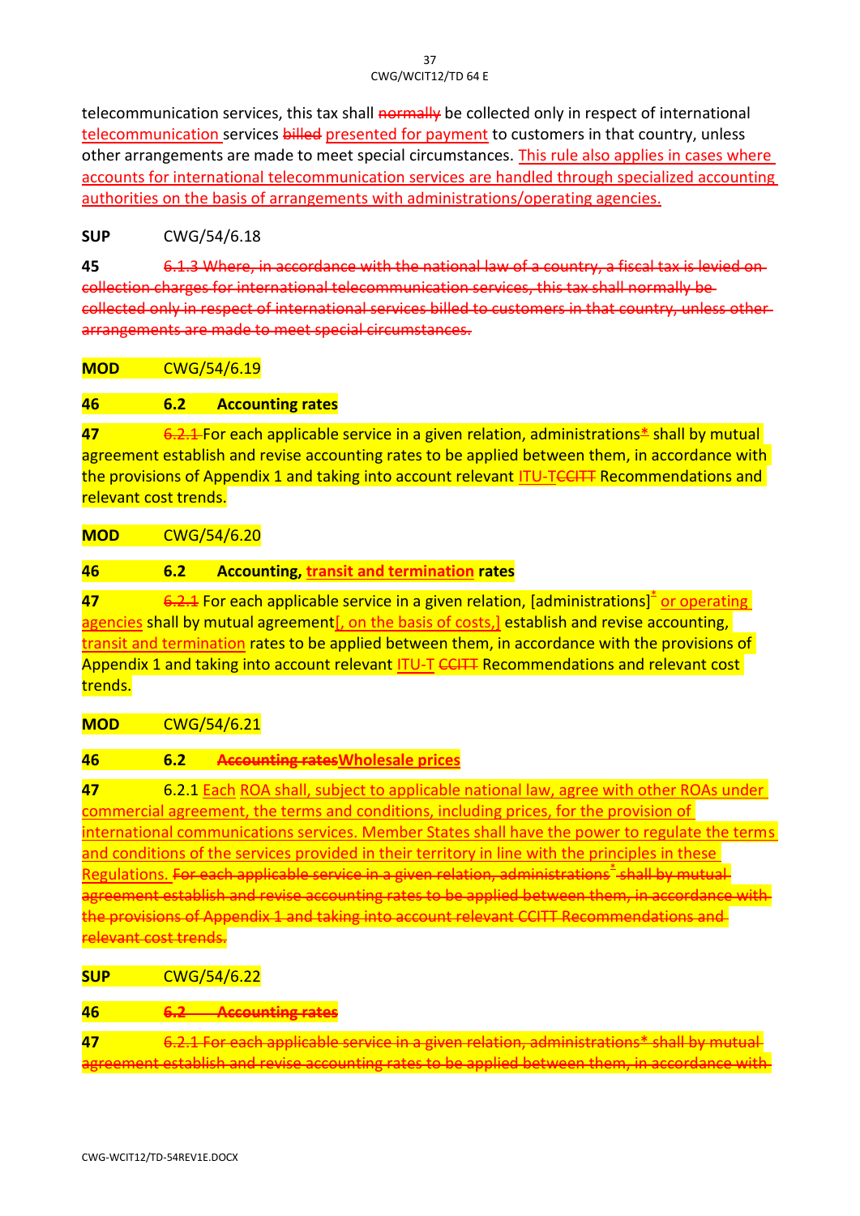telecommunication services, this tax shall ~~normally~~ be collected only in respect of international telecommunication services ~~billed~~ presented for payment to customers in that country, unless other arrangements are made to meet special circumstances. This rule also applies in cases where accounts for international telecommunication services are handled through specialized accounting authorities on the basis of arrangements with administrations/operating agencies.

**SUP** CWG/54/6.18

**45** ~~6.1.3 Where, in accordance with the national law of a country, a fiscal tax is levied on collection charges for international telecommunication services, this tax shall normally be collected only in respect of international services billed to customers in that country, unless other arrangements are made to meet special circumstances.~~

**MOD** CWG/54/6.19

**46 6.2 Accounting rates**

**47** ~~6.2.1~~ For each applicable service in a given relation, administrations* shall by mutual agreement establish and revise accounting rates to be applied between them, in accordance with the provisions of Appendix 1 and taking into account relevant ITU-T~~CCITT~~ Recommendations and relevant cost trends.

**MOD** CWG/54/6.20

**46 6.2 Accounting, transit and termination rates**

**47** ~~6.2.1~~ For each applicable service in a given relation, [administrations]* or operating agencies shall by mutual agreement[, on the basis of costs,] establish and revise accounting, transit and termination rates to be applied between them, in accordance with the provisions of Appendix 1 and taking into account relevant ITU-T ~~CCITT~~ Recommendations and relevant cost trends.

**MOD** CWG/54/6.21

**46 6.2 ~~Accounting rates~~Wholesale prices**

**47** 6.2.1 Each ROA shall, subject to applicable national law, agree with other ROAs under commercial agreement, the terms and conditions, including prices, for the provision of international communications services. Member States shall have the power to regulate the terms and conditions of the services provided in their territory in line with the principles in these Regulations. ~~For each applicable service in a given relation, administrations* shall by mutual agreement establish and revise accounting rates to be applied between them, in accordance with the provisions of Appendix 1 and taking into account relevant CCITT Recommendations and relevant cost trends.~~

**SUP** CWG/54/6.22

**46** ~~**6.2 Accounting rates**~~

**47** ~~6.2.1 For each applicable service in a given relation, administrations* shall by mutual agreement establish and revise accounting rates to be applied between them, in accordance with~~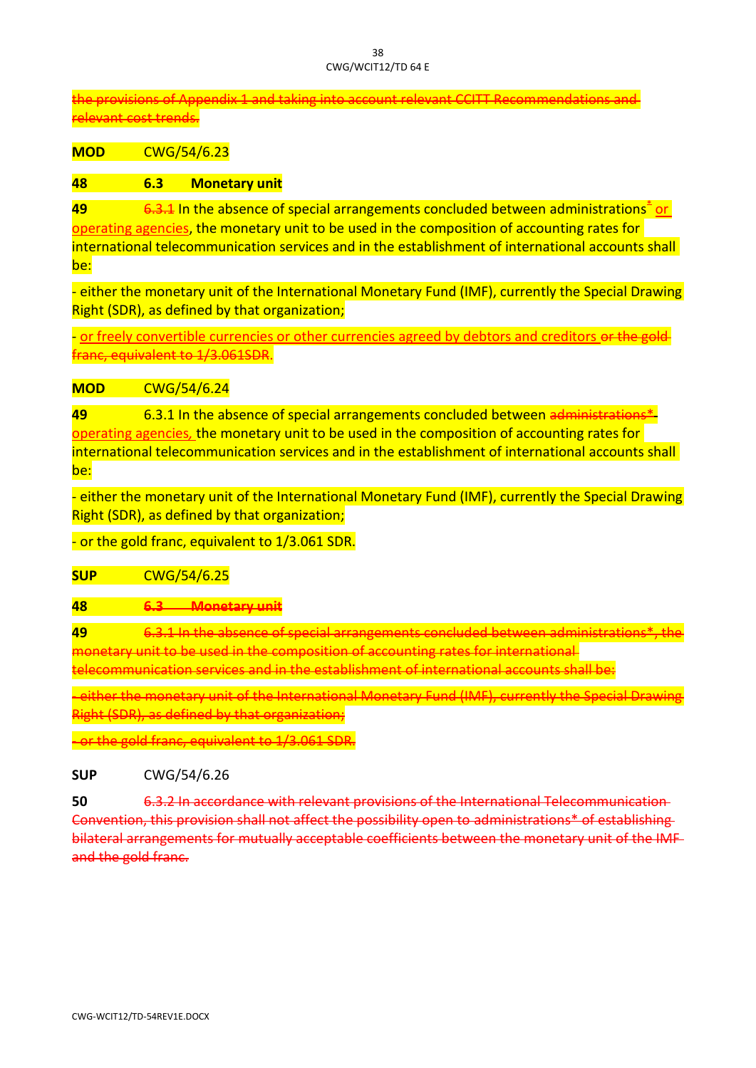the provisions of Appendix 1 and taking into account relevant CCITT Recommendations and relevant cost trends.

**MOD** CWG/54/6.23

**48** **6.3 Monetary unit**

**49** 6.3.1 In the absence of special arrangements concluded between administrations* or operating agencies, the monetary unit to be used in the composition of accounting rates for international telecommunication services and in the establishment of international accounts shall be:

- either the monetary unit of the International Monetary Fund (IMF), currently the Special Drawing Right (SDR), as defined by that organization;

- or freely convertible currencies or other currencies agreed by debtors and creditors or the gold franc, equivalent to 1/3.061SDR.

**MOD** CWG/54/6.24

**49** 6.3.1 In the absence of special arrangements concluded between administrations* operating agencies, the monetary unit to be used in the composition of accounting rates for international telecommunication services and in the establishment of international accounts shall be:

- either the monetary unit of the International Monetary Fund (IMF), currently the Special Drawing Right (SDR), as defined by that organization;

- or the gold franc, equivalent to 1/3.061 SDR.

**SUP** CWG/54/6.25

**48** **6.3 Monetary unit**

**49** 6.3.1 In the absence of special arrangements concluded between administrations*, the monetary unit to be used in the composition of accounting rates for international telecommunication services and in the establishment of international accounts shall be:

- either the monetary unit of the International Monetary Fund (IMF), currently the Special Drawing Right (SDR), as defined by that organization;

- or the gold franc, equivalent to 1/3.061 SDR.

**SUP** CWG/54/6.26

**50** 6.3.2 In accordance with relevant provisions of the International Telecommunication Convention, this provision shall not affect the possibility open to administrations* of establishing bilateral arrangements for mutually acceptable coefficients between the monetary unit of the IMF and the gold franc.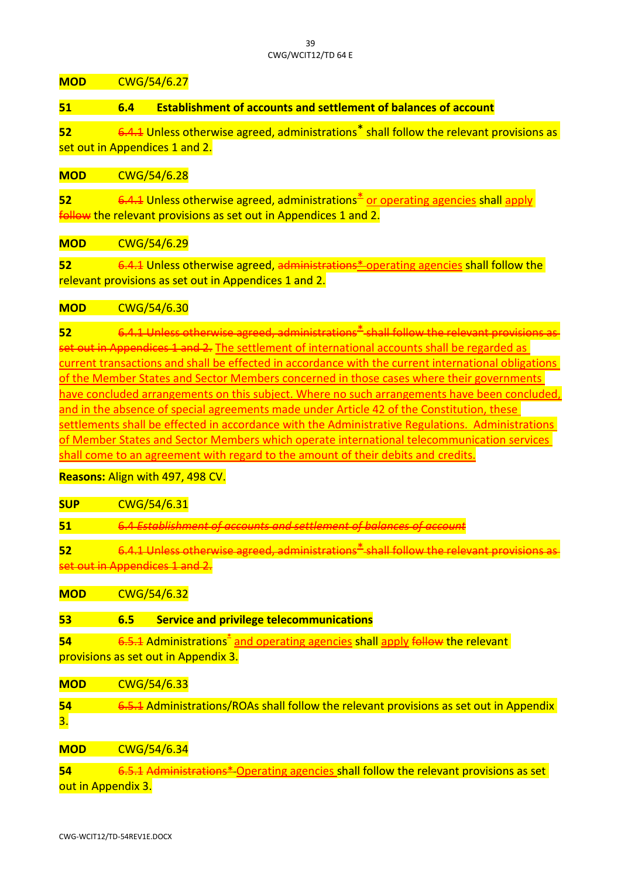**MOD** CWG/54/6.27

**51** **6.4 Establishment of accounts and settlement of balances of account**

**52** ~~6.4.1~~ Unless otherwise agreed, administrations* shall follow the relevant provisions as set out in Appendices 1 and 2.

**MOD** CWG/54/6.28

**52** ~~6.4.1~~ Unless otherwise agreed, administrations* or operating agencies shall apply ~~follow~~ the relevant provisions as set out in Appendices 1 and 2.

**MOD** CWG/54/6.29

**52** ~~6.4.1~~ Unless otherwise agreed, ~~administrations*~~ operating agencies shall follow the relevant provisions as set out in Appendices 1 and 2.

**MOD** CWG/54/6.30

**52** ~~6.4.1 Unless otherwise agreed, administrations* shall follow the relevant provisions as set out in Appendices 1 and 2.~~ The settlement of international accounts shall be regarded as current transactions and shall be effected in accordance with the current international obligations of the Member States and Sector Members concerned in those cases where their governments have concluded arrangements on this subject. Where no such arrangements have been concluded, and in the absence of special agreements made under Article 42 of the Constitution, these settlements shall be effected in accordance with the Administrative Regulations. Administrations of Member States and Sector Members which operate international telecommunication services shall come to an agreement with regard to the amount of their debits and credits.

**Reasons:** Align with 497, 498 CV.

**SUP** CWG/54/6.31

**51** ~~*6.4 Establishment of accounts and settlement of balances of account*~~

**52** ~~6.4.1 Unless otherwise agreed, administrations* shall follow the relevant provisions as set out in Appendices 1 and 2.~~

**MOD** CWG/54/6.32

**53** **6.5 Service and privilege telecommunications**

**54** ~~6.5.1~~ Administrations* and operating agencies shall apply ~~follow~~ the relevant provisions as set out in Appendix 3.

**MOD** CWG/54/6.33

**54** ~~6.5.1~~ Administrations/ROAs shall follow the relevant provisions as set out in Appendix 3.

**MOD** CWG/54/6.34

**54** ~~6.5.1 Administrations*~~ Operating agencies shall follow the relevant provisions as set out in Appendix 3.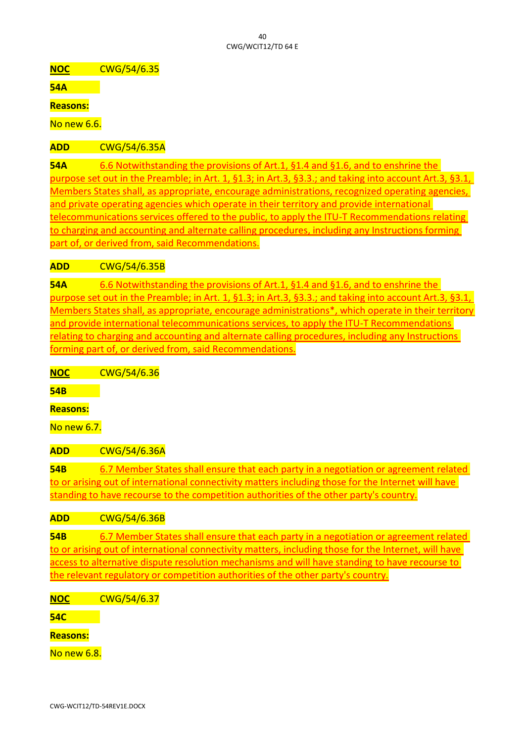**NOC** CWG/54/6.35

**54A**

**Reasons:**

No new 6.6.

**ADD** CWG/54/6.35A

**54A** 6.6 Notwithstanding the provisions of Art.1, §1.4 and §1.6, and to enshrine the purpose set out in the Preamble; in Art. 1, §1.3; in Art.3, §3.3.; and taking into account Art.3, §3.1, Members States shall, as appropriate, encourage administrations, recognized operating agencies, and private operating agencies which operate in their territory and provide international telecommunications services offered to the public, to apply the ITU-T Recommendations relating to charging and accounting and alternate calling procedures, including any Instructions forming part of, or derived from, said Recommendations.

**ADD** CWG/54/6.35B

**54A** 6.6 Notwithstanding the provisions of Art.1, §1.4 and §1.6, and to enshrine the purpose set out in the Preamble; in Art. 1, §1.3; in Art.3, §3.3.; and taking into account Art.3, §3.1, Members States shall, as appropriate, encourage administrations*, which operate in their territory and provide international telecommunications services, to apply the ITU-T Recommendations relating to charging and accounting and alternate calling procedures, including any Instructions forming part of, or derived from, said Recommendations.

**NOC** CWG/54/6.36

**54B**

**Reasons:**

No new 6.7.

**ADD** CWG/54/6.36A

**54B** 6.7 Member States shall ensure that each party in a negotiation or agreement related to or arising out of international connectivity matters including those for the Internet will have standing to have recourse to the competition authorities of the other party's country.

**ADD** CWG/54/6.36B

**54B** 6.7 Member States shall ensure that each party in a negotiation or agreement related to or arising out of international connectivity matters, including those for the Internet, will have access to alternative dispute resolution mechanisms and will have standing to have recourse to the relevant regulatory or competition authorities of the other party's country.

**NOC** CWG/54/6.37

**54C**

**Reasons:**

No new 6.8.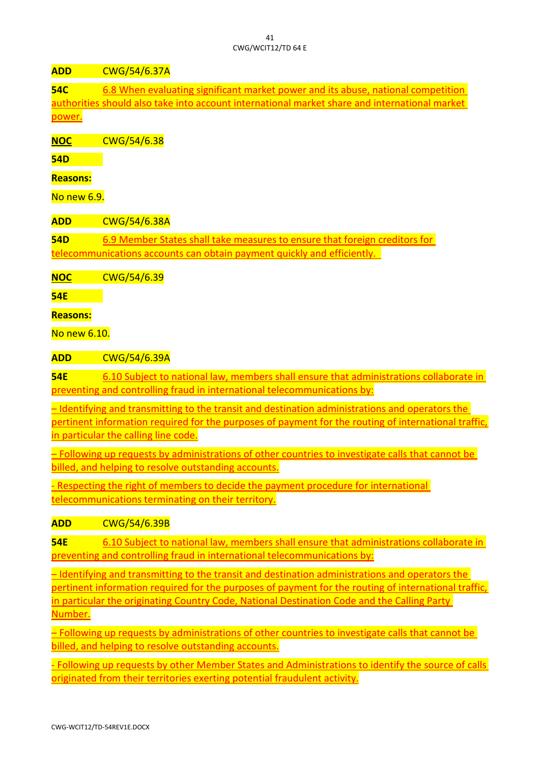**ADD** CWG/54/6.37A

**54C** 6.8 When evaluating significant market power and its abuse, national competition authorities should also take into account international market share and international market power.

**NOC** CWG/54/6.38

**54D**

**Reasons:**

No new 6.9.

**ADD** CWG/54/6.38A

**54D** 6.9 Member States shall take measures to ensure that foreign creditors for telecommunications accounts can obtain payment quickly and efficiently.

**NOC** CWG/54/6.39

**54E**

**Reasons:**

No new 6.10.

**ADD** CWG/54/6.39A

**54E** 6.10 Subject to national law, members shall ensure that administrations collaborate in preventing and controlling fraud in international telecommunications by:

– Identifying and transmitting to the transit and destination administrations and operators the pertinent information required for the purposes of payment for the routing of international traffic, in particular the calling line code.

– Following up requests by administrations of other countries to investigate calls that cannot be billed, and helping to resolve outstanding accounts.

- Respecting the right of members to decide the payment procedure for international telecommunications terminating on their territory.

**ADD** CWG/54/6.39B

**54E** 6.10 Subject to national law, members shall ensure that administrations collaborate in preventing and controlling fraud in international telecommunications by:

– Identifying and transmitting to the transit and destination administrations and operators the pertinent information required for the purposes of payment for the routing of international traffic, in particular the originating Country Code, National Destination Code and the Calling Party Number.

– Following up requests by administrations of other countries to investigate calls that cannot be billed, and helping to resolve outstanding accounts.

- Following up requests by other Member States and Administrations to identify the source of calls originated from their territories exerting potential fraudulent activity.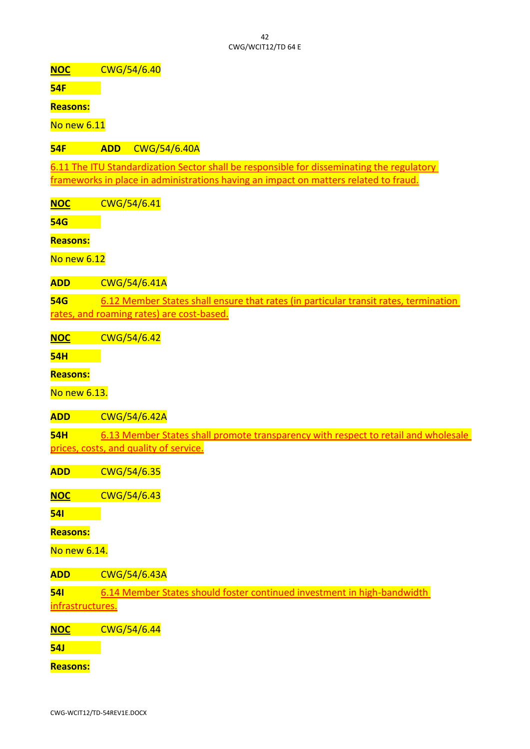**NOC** CWG/54/6.40

**54F**

**Reasons:**

No new 6.11

**54F** **ADD** CWG/54/6.40A

6.11 The ITU Standardization Sector shall be responsible for disseminating the regulatory frameworks in place in administrations having an impact on matters related to fraud.

**NOC** CWG/54/6.41

**54G**

**Reasons:**

No new 6.12

**ADD** CWG/54/6.41A

**54G** 6.12 Member States shall ensure that rates (in particular transit rates, termination rates, and roaming rates) are cost-based.

**NOC** CWG/54/6.42

**54H**

**Reasons:**

No new 6.13.

**ADD** CWG/54/6.42A

**54H** 6.13 Member States shall promote transparency with respect to retail and wholesale prices, costs, and quality of service.

**ADD** CWG/54/6.35

**NOC** CWG/54/6.43

**54I**

**Reasons:**

No new 6.14.

**ADD** CWG/54/6.43A

**54I** 6.14 Member States should foster continued investment in high-bandwidth infrastructures.

**NOC** CWG/54/6.44

**54J**

**Reasons:**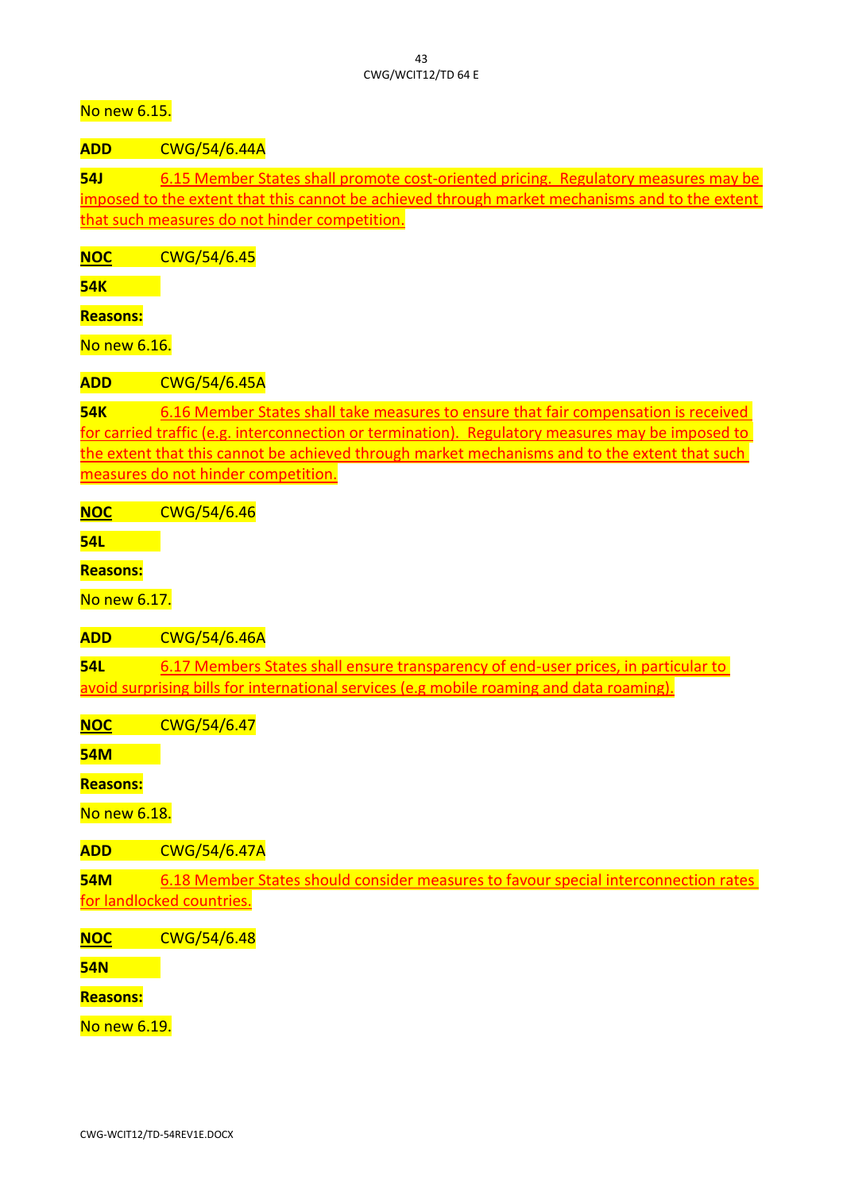No new 6.15.

**ADD** CWG/54/6.44A

**54J** 6.15 Member States shall promote cost-oriented pricing. Regulatory measures may be imposed to the extent that this cannot be achieved through market mechanisms and to the extent that such measures do not hinder competition.

**NOC** CWG/54/6.45

**54K**

**Reasons:**

No new 6.16.

**ADD** CWG/54/6.45A

**54K** 6.16 Member States shall take measures to ensure that fair compensation is received for carried traffic (e.g. interconnection or termination). Regulatory measures may be imposed to the extent that this cannot be achieved through market mechanisms and to the extent that such measures do not hinder competition.

**NOC** CWG/54/6.46

**54L**

**Reasons:**

No new 6.17.

**ADD** CWG/54/6.46A

**54L** 6.17 Members States shall ensure transparency of end-user prices, in particular to avoid surprising bills for international services (e.g mobile roaming and data roaming).

**NOC** CWG/54/6.47

**54M**

**Reasons:**

No new 6.18.

**ADD** CWG/54/6.47A

**54M** 6.18 Member States should consider measures to favour special interconnection rates for landlocked countries.

**NOC** CWG/54/6.48

**54N**

**Reasons:**

No new 6.19.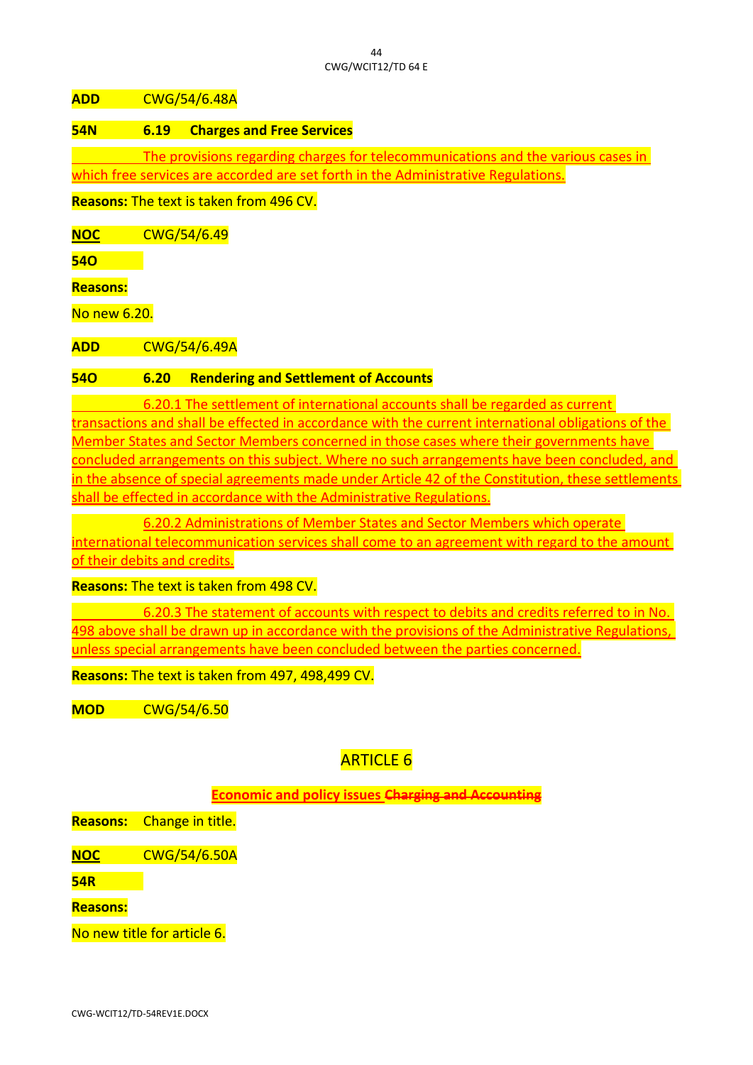**ADD** CWG/54/6.48A

**54N 6.19 Charges and Free Services**

The provisions regarding charges for telecommunications and the various cases in which free services are accorded are set forth in the Administrative Regulations.

**Reasons:** The text is taken from 496 CV.

**NOC** CWG/54/6.49

**54O**

**Reasons:**

No new 6.20.

**ADD** CWG/54/6.49A

**54O 6.20 Rendering and Settlement of Accounts**

6.20.1 The settlement of international accounts shall be regarded as current transactions and shall be effected in accordance with the current international obligations of the Member States and Sector Members concerned in those cases where their governments have concluded arrangements on this subject. Where no such arrangements have been concluded, and in the absence of special agreements made under Article 42 of the Constitution, these settlements shall be effected in accordance with the Administrative Regulations.

6.20.2 Administrations of Member States and Sector Members which operate international telecommunication services shall come to an agreement with regard to the amount of their debits and credits.

**Reasons:** The text is taken from 498 CV.

6.20.3 The statement of accounts with respect to debits and credits referred to in No. 498 above shall be drawn up in accordance with the provisions of the Administrative Regulations, unless special arrangements have been concluded between the parties concerned.

**Reasons:** The text is taken from 497, 498,499 CV.

**MOD** CWG/54/6.50

## ARTICLE 6

**Economic and policy issues ~~Charging and Accounting~~**

**Reasons:** Change in title.

**NOC** CWG/54/6.50A

**54R**

**Reasons:**

No new title for article 6.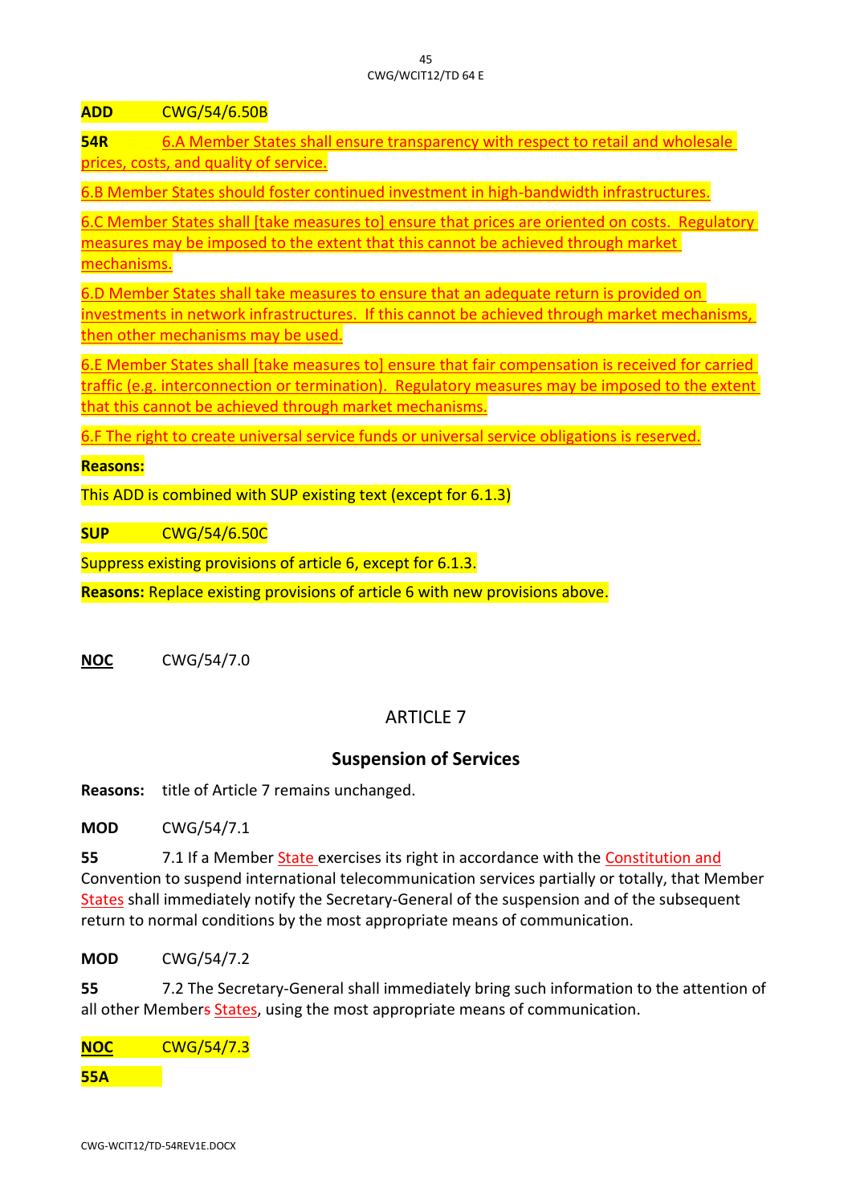**ADD** CWG/54/6.50B

**54R** 6.A Member States shall ensure transparency with respect to retail and wholesale prices, costs, and quality of service.

6.B Member States should foster continued investment in high-bandwidth infrastructures.

6.C Member States shall [take measures to] ensure that prices are oriented on costs. Regulatory measures may be imposed to the extent that this cannot be achieved through market mechanisms.

6.D Member States shall take measures to ensure that an adequate return is provided on investments in network infrastructures. If this cannot be achieved through market mechanisms, then other mechanisms may be used.

6.E Member States shall [take measures to] ensure that fair compensation is received for carried traffic (e.g. interconnection or termination). Regulatory measures may be imposed to the extent that this cannot be achieved through market mechanisms.

6.F The right to create universal service funds or universal service obligations is reserved.

**Reasons:**

This ADD is combined with SUP existing text (except for 6.1.3)

**SUP** CWG/54/6.50C

Suppress existing provisions of article 6, except for 6.1.3.

**Reasons:** Replace existing provisions of article 6 with new provisions above.

**NOC** CWG/54/7.0

## ARTICLE 7

## Suspension of Services

**Reasons:** title of Article 7 remains unchanged.

**MOD** CWG/54/7.1

**55** 7.1 If a Member State exercises its right in accordance with the Constitution and Convention to suspend international telecommunication services partially or totally, that Member States shall immediately notify the Secretary-General of the suspension and of the subsequent return to normal conditions by the most appropriate means of communication.

**MOD** CWG/54/7.2

**55** 7.2 The Secretary-General shall immediately bring such information to the attention of all other Members States, using the most appropriate means of communication.

**NOC** CWG/54/7.3

**55A**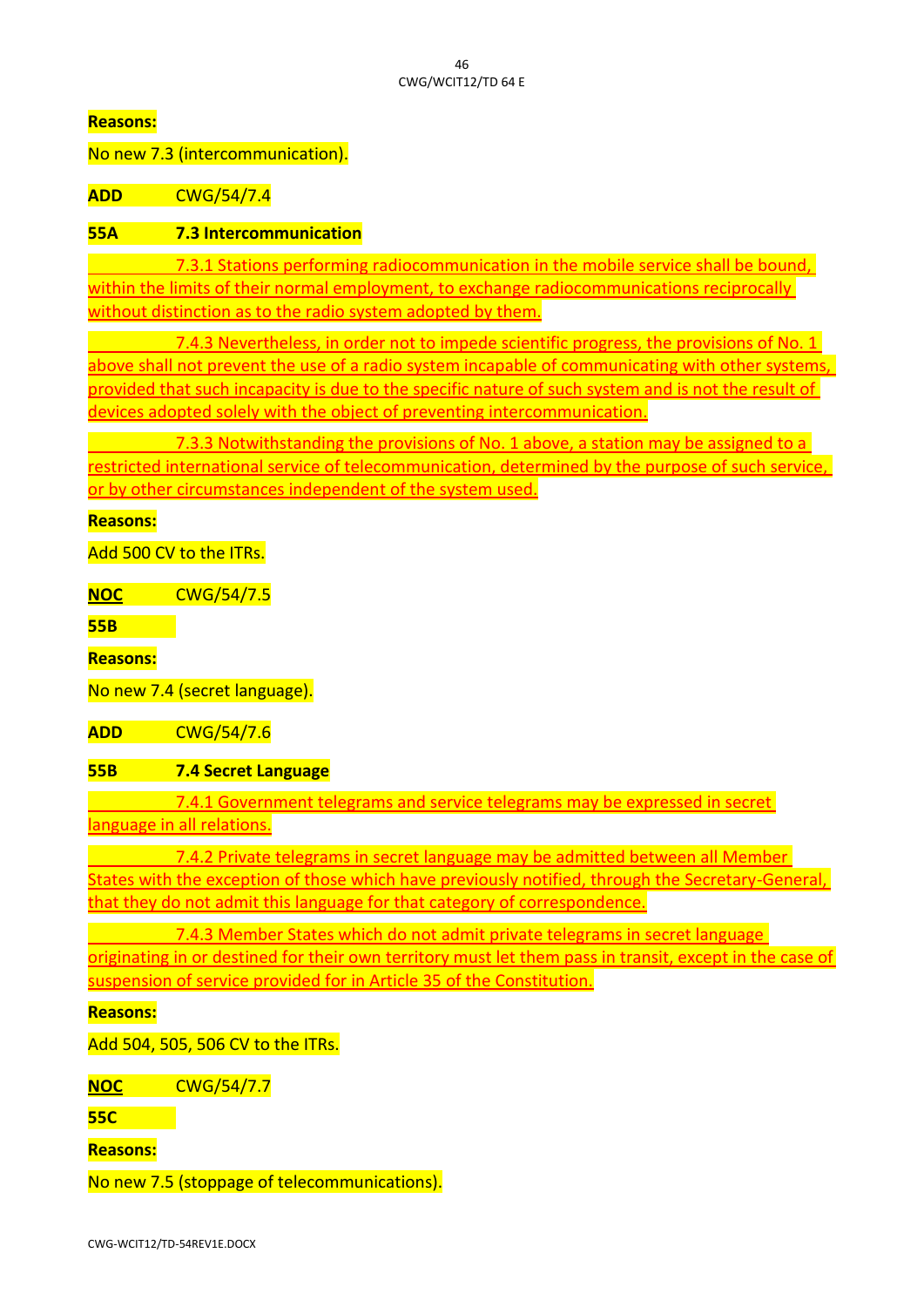**Reasons:**

No new 7.3 (intercommunication).

**ADD** CWG/54/7.4

**55A** **7.3 Intercommunication**

7.3.1 Stations performing radiocommunication in the mobile service shall be bound, within the limits of their normal employment, to exchange radiocommunications reciprocally without distinction as to the radio system adopted by them.

7.4.3 Nevertheless, in order not to impede scientific progress, the provisions of No. 1 above shall not prevent the use of a radio system incapable of communicating with other systems, provided that such incapacity is due to the specific nature of such system and is not the result of devices adopted solely with the object of preventing intercommunication.

7.3.3 Notwithstanding the provisions of No. 1 above, a station may be assigned to a restricted international service of telecommunication, determined by the purpose of such service, or by other circumstances independent of the system used.

**Reasons:**

Add 500 CV to the ITRs.

**NOC** CWG/54/7.5

**55B**

**Reasons:**

No new 7.4 (secret language).

**ADD** CWG/54/7.6

**55B** **7.4 Secret Language**

7.4.1 Government telegrams and service telegrams may be expressed in secret language in all relations.

7.4.2 Private telegrams in secret language may be admitted between all Member States with the exception of those which have previously notified, through the Secretary-General, that they do not admit this language for that category of correspondence.

7.4.3 Member States which do not admit private telegrams in secret language originating in or destined for their own territory must let them pass in transit, except in the case of suspension of service provided for in Article 35 of the Constitution.

**Reasons:**

Add 504, 505, 506 CV to the ITRs.

**NOC** CWG/54/7.7

**55C**

**Reasons:**

No new 7.5 (stoppage of telecommunications).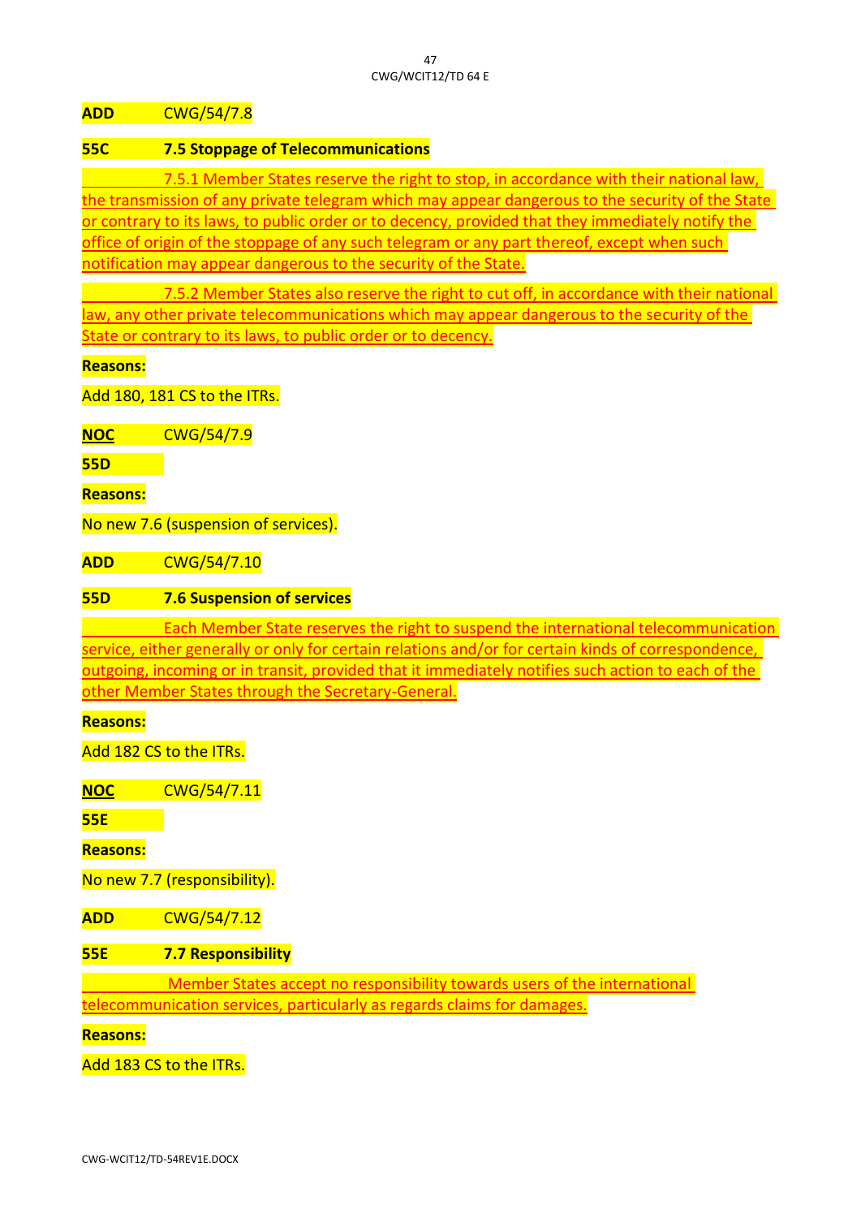**ADD** CWG/54/7.8

**55C 7.5 Stoppage of Telecommunications**

7.5.1 Member States reserve the right to stop, in accordance with their national law, the transmission of any private telegram which may appear dangerous to the security of the State or contrary to its laws, to public order or to decency, provided that they immediately notify the office of origin of the stoppage of any such telegram or any part thereof, except when such notification may appear dangerous to the security of the State.

7.5.2 Member States also reserve the right to cut off, in accordance with their national law, any other private telecommunications which may appear dangerous to the security of the State or contrary to its laws, to public order or to decency.

**Reasons:**

Add 180, 181 CS to the ITRs.

**NOC** CWG/54/7.9

**55D**

**Reasons:**

No new 7.6 (suspension of services).

**ADD** CWG/54/7.10

**55D 7.6 Suspension of services**

Each Member State reserves the right to suspend the international telecommunication service, either generally or only for certain relations and/or for certain kinds of correspondence, outgoing, incoming or in transit, provided that it immediately notifies such action to each of the other Member States through the Secretary-General.

**Reasons:**

Add 182 CS to the ITRs.

**NOC** CWG/54/7.11

**55E**

**Reasons:**

No new 7.7 (responsibility).

**ADD** CWG/54/7.12

**55E 7.7 Responsibility**

Member States accept no responsibility towards users of the international telecommunication services, particularly as regards claims for damages.

**Reasons:**

Add 183 CS to the ITRs.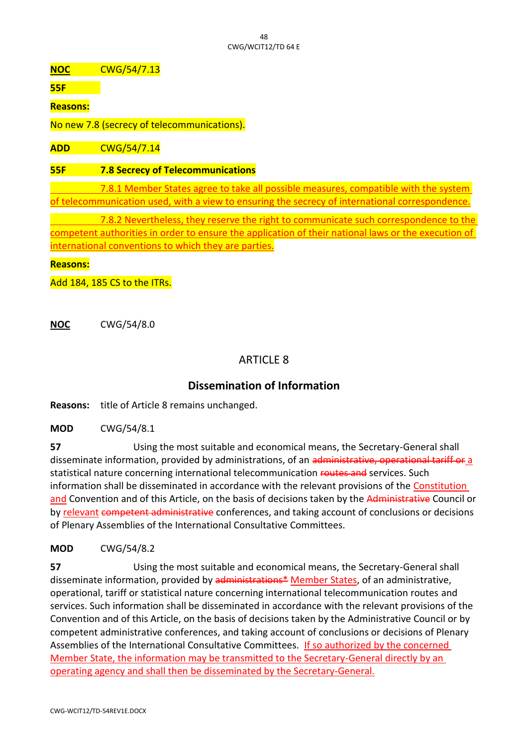**NOC** CWG/54/7.13

**55F**

**Reasons:**

No new 7.8 (secrecy of telecommunications).

**ADD** CWG/54/7.14

**55F** **7.8 Secrecy of Telecommunications**

7.8.1 Member States agree to take all possible measures, compatible with the system of telecommunication used, with a view to ensuring the secrecy of international correspondence.

7.8.2 Nevertheless, they reserve the right to communicate such correspondence to the competent authorities in order to ensure the application of their national laws or the execution of international conventions to which they are parties.

**Reasons:**

Add 184, 185 CS to the ITRs.

**NOC** CWG/54/8.0

## ARTICLE 8

## Dissemination of Information

**Reasons:** title of Article 8 remains unchanged.

**MOD** CWG/54/8.1

**57** Using the most suitable and economical means, the Secretary-General shall disseminate information, provided by administrations, of an ~~administrative, operational tariff or~~ a statistical nature concerning international telecommunication ~~routes and~~ services. Such information shall be disseminated in accordance with the relevant provisions of the Constitution and Convention and of this Article, on the basis of decisions taken by the ~~Administrative~~ Council or by relevant ~~competent administrative~~ conferences, and taking account of conclusions or decisions of Plenary Assemblies of the International Consultative Committees.

**MOD** CWG/54/8.2

**57** Using the most suitable and economical means, the Secretary-General shall disseminate information, provided by ~~administrations*~~ Member States, of an administrative, operational, tariff or statistical nature concerning international telecommunication routes and services. Such information shall be disseminated in accordance with the relevant provisions of the Convention and of this Article, on the basis of decisions taken by the Administrative Council or by competent administrative conferences, and taking account of conclusions or decisions of Plenary Assemblies of the International Consultative Committees. If so authorized by the concerned Member State, the information may be transmitted to the Secretary-General directly by an operating agency and shall then be disseminated by the Secretary-General.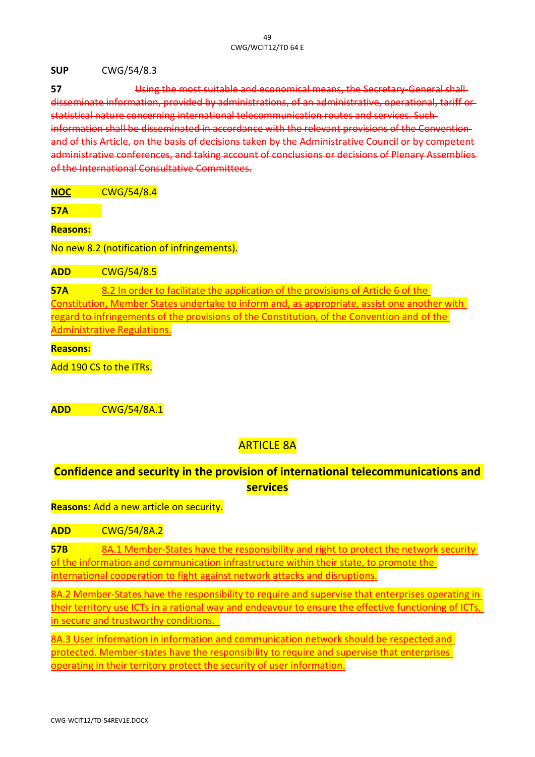**SUP** CWG/54/8.3

**57** ~~Using the most suitable and economical means, the Secretary-General shall disseminate information, provided by administrations, of an administrative, operational, tariff or statistical nature concerning international telecommunication routes and services. Such information shall be disseminated in accordance with the relevant provisions of the Convention and of this Article, on the basis of decisions taken by the Administrative Council or by competent administrative conferences, and taking account of conclusions or decisions of Plenary Assemblies of the International Consultative Committees.~~

**NOC** CWG/54/8.4

**57A**

**Reasons:**

No new 8.2 (notification of infringements).

**ADD** CWG/54/8.5

**57A** 8.2 In order to facilitate the application of the provisions of Article 6 of the Constitution, Member States undertake to inform and, as appropriate, assist one another with regard to infringements of the provisions of the Constitution, of the Convention and of the Administrative Regulations.

**Reasons:**

Add 190 CS to the ITRs.

**ADD** CWG/54/8A.1

## ARTICLE 8A

## Confidence and security in the provision of international telecommunications and services

**Reasons:** Add a new article on security.

**ADD** CWG/54/8A.2

**57B** 8A.1 Member-States have the responsibility and right to protect the network security of the information and communication infrastructure within their state, to promote the international cooperation to fight against network attacks and disruptions.

8A.2 Member-States have the responsibility to require and supervise that enterprises operating in their territory use ICTs in a rational way and endeavour to ensure the effective functioning of ICTs, in secure and trustworthy conditions.

8A.3 User information in information and communication network should be respected and protected. Member-states have the responsibility to require and supervise that enterprises operating in their territory protect the security of user information.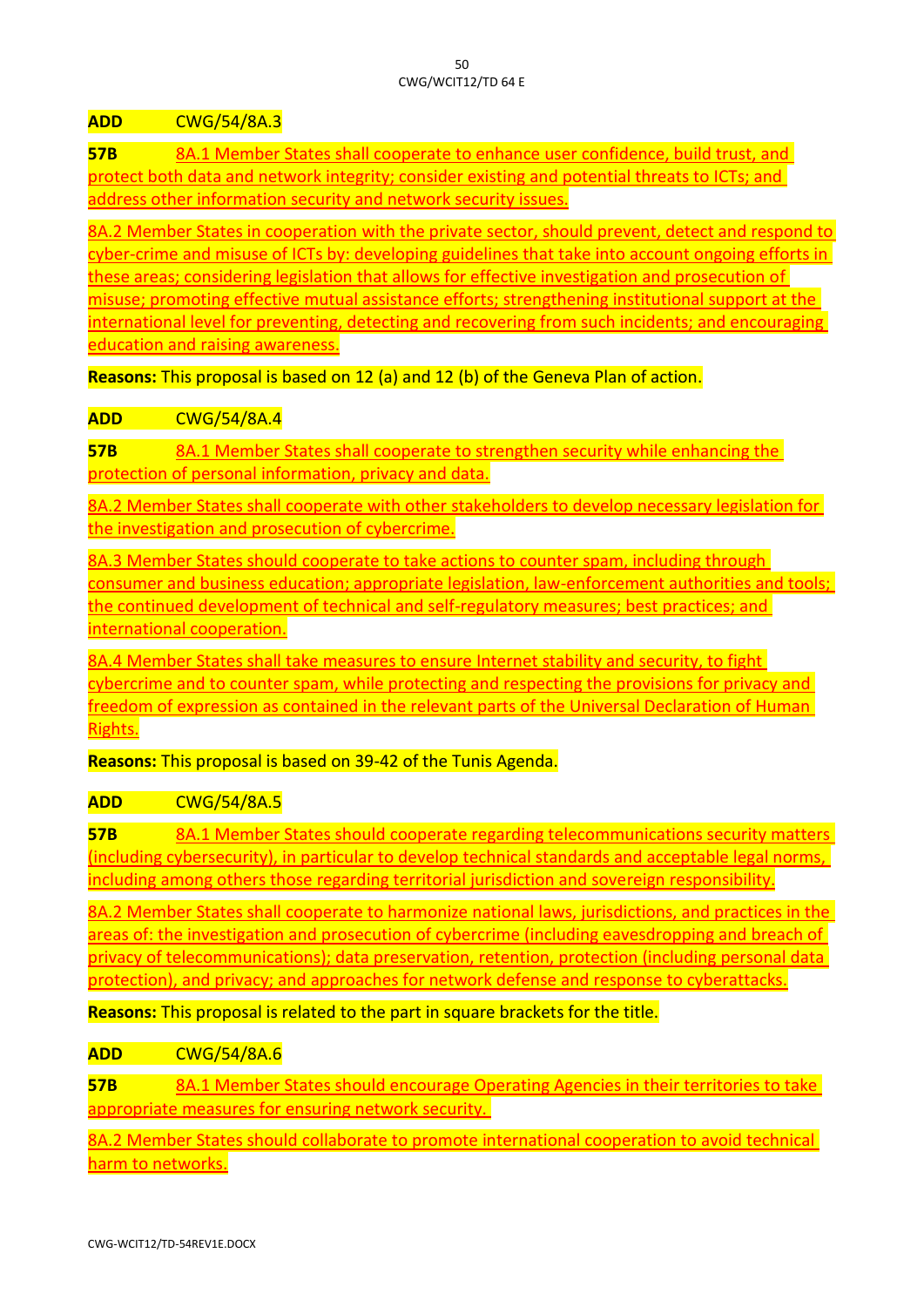**ADD** CWG/54/8A.3

**57B** 8A.1 Member States shall cooperate to enhance user confidence, build trust, and protect both data and network integrity; consider existing and potential threats to ICTs; and address other information security and network security issues.

8A.2 Member States in cooperation with the private sector, should prevent, detect and respond to cyber-crime and misuse of ICTs by: developing guidelines that take into account ongoing efforts in these areas; considering legislation that allows for effective investigation and prosecution of misuse; promoting effective mutual assistance efforts; strengthening institutional support at the international level for preventing, detecting and recovering from such incidents; and encouraging education and raising awareness.

**Reasons:** This proposal is based on 12 (a) and 12 (b) of the Geneva Plan of action.

**ADD** CWG/54/8A.4

**57B** 8A.1 Member States shall cooperate to strengthen security while enhancing the protection of personal information, privacy and data.

8A.2 Member States shall cooperate with other stakeholders to develop necessary legislation for the investigation and prosecution of cybercrime.

8A.3 Member States should cooperate to take actions to counter spam, including through consumer and business education; appropriate legislation, law-enforcement authorities and tools; the continued development of technical and self-regulatory measures; best practices; and international cooperation.

8A.4 Member States shall take measures to ensure Internet stability and security, to fight cybercrime and to counter spam, while protecting and respecting the provisions for privacy and freedom of expression as contained in the relevant parts of the Universal Declaration of Human Rights.

**Reasons:** This proposal is based on 39-42 of the Tunis Agenda.

**ADD** CWG/54/8A.5

**57B** 8A.1 Member States should cooperate regarding telecommunications security matters (including cybersecurity), in particular to develop technical standards and acceptable legal norms, including among others those regarding territorial jurisdiction and sovereign responsibility.

8A.2 Member States shall cooperate to harmonize national laws, jurisdictions, and practices in the areas of: the investigation and prosecution of cybercrime (including eavesdropping and breach of privacy of telecommunications); data preservation, retention, protection (including personal data protection), and privacy; and approaches for network defense and response to cyberattacks.

**Reasons:** This proposal is related to the part in square brackets for the title.

**ADD** CWG/54/8A.6

**57B** 8A.1 Member States should encourage Operating Agencies in their territories to take appropriate measures for ensuring network security.

8A.2 Member States should collaborate to promote international cooperation to avoid technical harm to networks.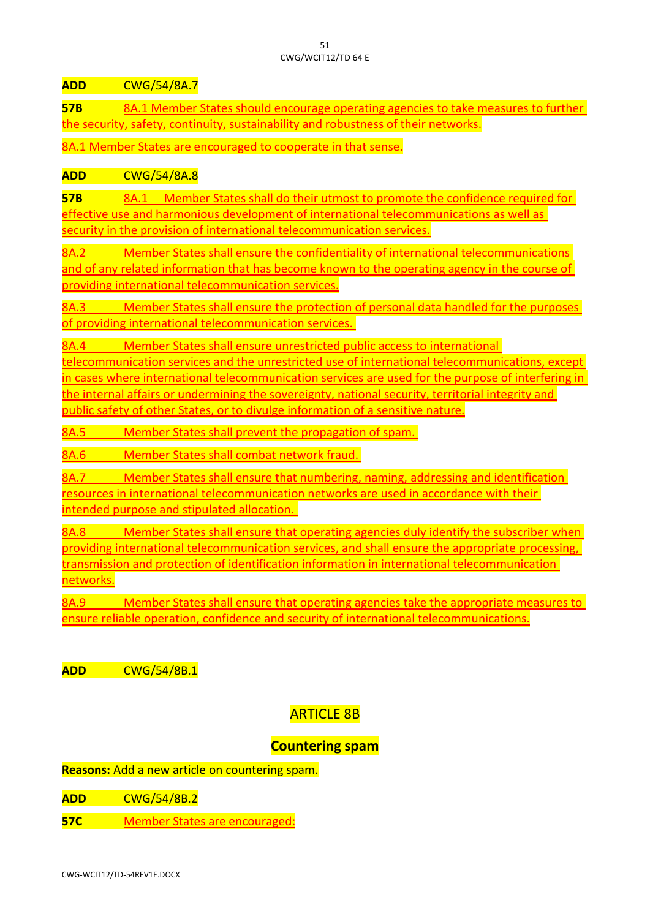**ADD** CWG/54/8A.7

**57B** 8A.1 Member States should encourage operating agencies to take measures to further the security, safety, continuity, sustainability and robustness of their networks.

8A.1 Member States are encouraged to cooperate in that sense.

**ADD** CWG/54/8A.8

**57B** 8A.1 Member States shall do their utmost to promote the confidence required for effective use and harmonious development of international telecommunications as well as security in the provision of international telecommunication services.

8A.2 Member States shall ensure the confidentiality of international telecommunications and of any related information that has become known to the operating agency in the course of providing international telecommunication services.

8A.3 Member States shall ensure the protection of personal data handled for the purposes of providing international telecommunication services.

8A.4 Member States shall ensure unrestricted public access to international telecommunication services and the unrestricted use of international telecommunications, except in cases where international telecommunication services are used for the purpose of interfering in the internal affairs or undermining the sovereignty, national security, territorial integrity and public safety of other States, or to divulge information of a sensitive nature.

8A.5 Member States shall prevent the propagation of spam.

8A.6 Member States shall combat network fraud.

8A.7 Member States shall ensure that numbering, naming, addressing and identification resources in international telecommunication networks are used in accordance with their intended purpose and stipulated allocation.

8A.8 Member States shall ensure that operating agencies duly identify the subscriber when providing international telecommunication services, and shall ensure the appropriate processing, transmission and protection of identification information in international telecommunication networks.

8A.9 Member States shall ensure that operating agencies take the appropriate measures to ensure reliable operation, confidence and security of international telecommunications.

**ADD** CWG/54/8B.1

## ARTICLE 8B

## **Countering spam**

**Reasons:** Add a new article on countering spam.

**ADD** CWG/54/8B.2

**57C** Member States are encouraged: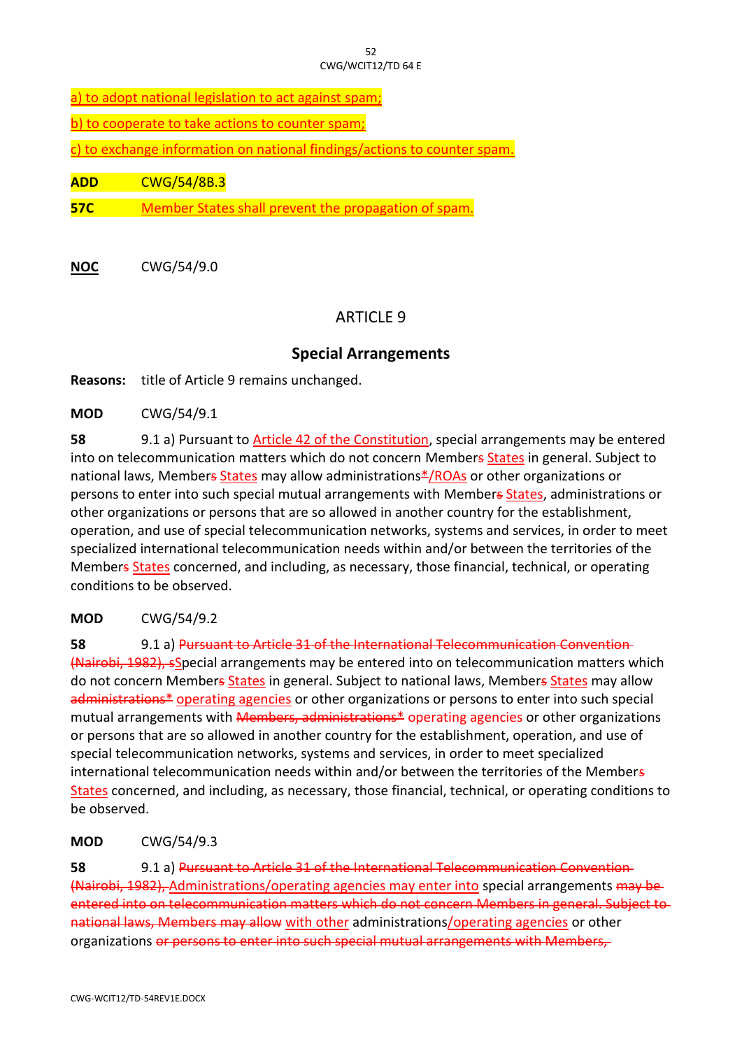a) to adopt national legislation to act against spam;

b) to cooperate to take actions to counter spam;

c) to exchange information on national findings/actions to counter spam.

**ADD** CWG/54/8B.3

**57C** Member States shall prevent the propagation of spam.

**NOC** CWG/54/9.0

## ARTICLE 9

## Special Arrangements

**Reasons:** title of Article 9 remains unchanged.

**MOD** CWG/54/9.1

**58** 9.1 a) Pursuant to Article 42 of the Constitution, special arrangements may be entered into on telecommunication matters which do not concern Members States in general. Subject to national laws, Members States may allow administrations*/ROAs or other organizations or persons to enter into such special mutual arrangements with Members States, administrations or other organizations or persons that are so allowed in another country for the establishment, operation, and use of special telecommunication networks, systems and services, in order to meet specialized international telecommunication needs within and/or between the territories of the Members States concerned, and including, as necessary, those financial, technical, or operating conditions to be observed.

**MOD** CWG/54/9.2

**58** 9.1 a) ~~Pursuant to Article 31 of the International Telecommunication Convention (Nairobi, 1982), s~~Special arrangements may be entered into on telecommunication matters which do not concern Members States in general. Subject to national laws, Members States may allow ~~administrations*~~ operating agencies or other organizations or persons to enter into such special mutual arrangements with ~~Members, administrations*~~ operating agencies or other organizations or persons that are so allowed in another country for the establishment, operation, and use of special telecommunication networks, systems and services, in order to meet specialized international telecommunication needs within and/or between the territories of the Members States concerned, and including, as necessary, those financial, technical, or operating conditions to be observed.

**MOD** CWG/54/9.3

**58** 9.1 a) ~~Pursuant to Article 31 of the International Telecommunication Convention (Nairobi, 1982),~~ Administrations/operating agencies may enter into special arrangements ~~may be entered into on telecommunication matters which do not concern Members in general. Subject to national laws, Members may allow~~ with other administrations/operating agencies or other organizations ~~or persons to enter into such special mutual arrangements with Members,~~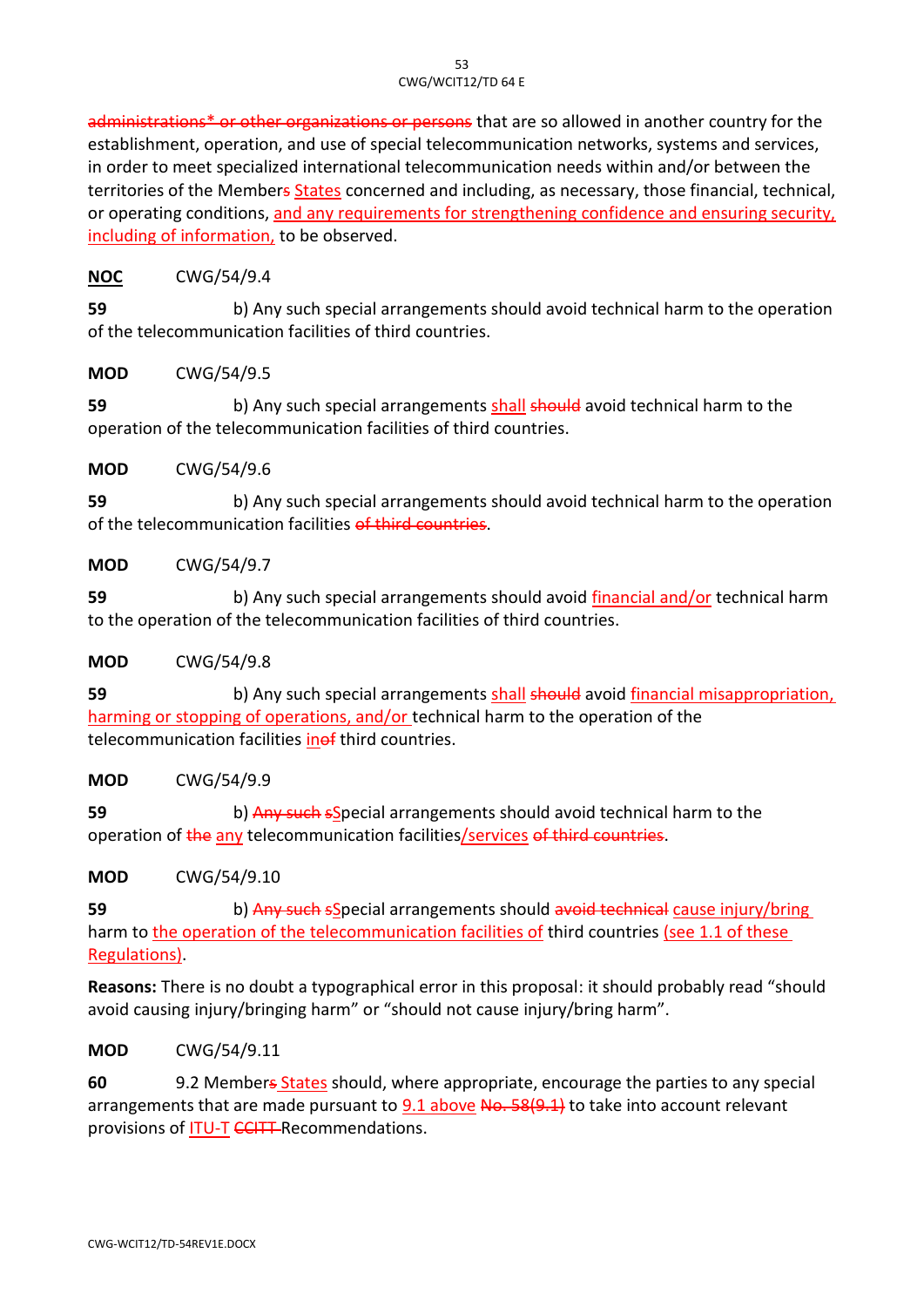~~administrations* or other organizations or persons~~ that are so allowed in another country for the establishment, operation, and use of special telecommunication networks, systems and services, in order to meet specialized international telecommunication needs within and/or between the territories of the Member~~s~~ <u>States</u> concerned and including, as necessary, those financial, technical, or operating conditions, <u>and any requirements for strengthening confidence and ensuring security, including of information,</u> to be observed.

**<u>NOC</u>** CWG/54/9.4

**59** b) Any such special arrangements should avoid technical harm to the operation of the telecommunication facilities of third countries.

**MOD** CWG/54/9.5

**59** b) Any such special arrangements <u>shall</u> ~~should~~ avoid technical harm to the operation of the telecommunication facilities of third countries.

**MOD** CWG/54/9.6

**59** b) Any such special arrangements should avoid technical harm to the operation of the telecommunication facilities ~~of third countries~~.

**MOD** CWG/54/9.7

**59** b) Any such special arrangements should avoid <u>financial and/or</u> technical harm to the operation of the telecommunication facilities of third countries.

**MOD** CWG/54/9.8

**59** b) Any such special arrangements <u>shall</u> ~~should~~ avoid <u>financial misappropriation, harming or stopping of operations, and/or</u> technical harm to the operation of the telecommunication facilities <u>in</u>~~of~~ third countries.

**MOD** CWG/54/9.9

**59** b) ~~Any such s~~<u>S</u>pecial arrangements should avoid technical harm to the operation of ~~the~~ <u>any</u> telecommunication facilities<u>/services</u> ~~of third countries~~.

**MOD** CWG/54/9.10

**59** b) ~~Any such s~~<u>S</u>pecial arrangements should ~~avoid technical~~ <u>cause injury/bring</u> harm to <u>the operation of the telecommunication facilities of</u> third countries <u>(see 1.1 of these Regulations)</u>.

**Reasons:** There is no doubt a typographical error in this proposal: it should probably read "should avoid causing injury/bringing harm" or "should not cause injury/bring harm".

**MOD** CWG/54/9.11

**60** 9.2 Member~~s~~ <u>States</u> should, where appropriate, encourage the parties to any special arrangements that are made pursuant to <u>9.1 above</u> ~~No. 58(9.1)~~ to take into account relevant provisions of <u>ITU-T</u> ~~CCITT~~ Recommendations.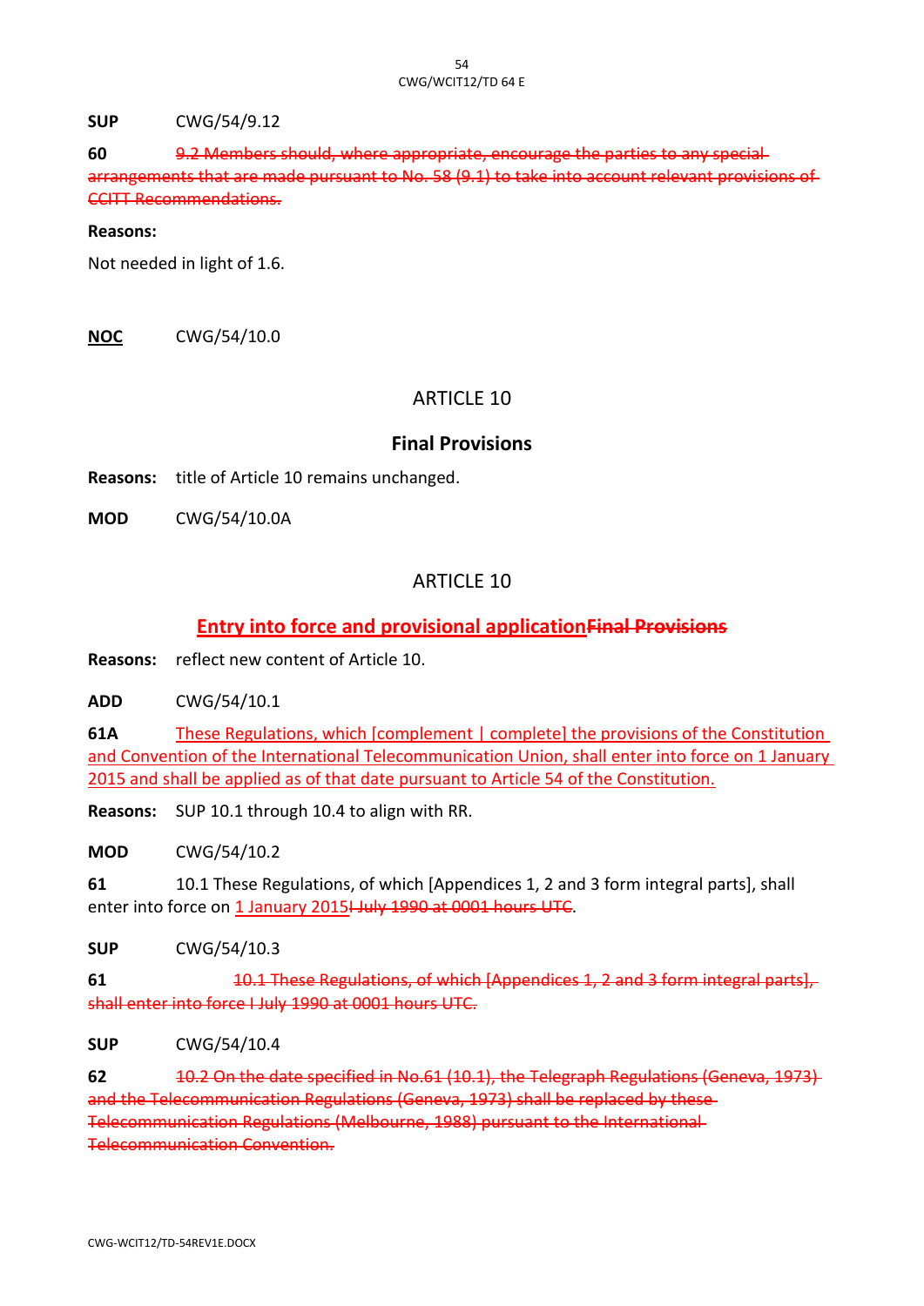**SUP** CWG/54/9.12

**60** ~~9.2 Members should, where appropriate, encourage the parties to any special arrangements that are made pursuant to No. 58 (9.1) to take into account relevant provisions of CCITT Recommendations.~~

**Reasons:**

Not needed in light of 1.6.

**NOC** CWG/54/10.0

## ARTICLE 10

## Final Provisions

**Reasons:** title of Article 10 remains unchanged.

**MOD** CWG/54/10.0A

## ARTICLE 10

## Entry into force and provisional application~~Final Provisions~~

**Reasons:** reflect new content of Article 10.

**ADD** CWG/54/10.1

**61A** These Regulations, which [complement | complete] the provisions of the Constitution and Convention of the International Telecommunication Union, shall enter into force on 1 January 2015 and shall be applied as of that date pursuant to Article 54 of the Constitution.

**Reasons:** SUP 10.1 through 10.4 to align with RR.

**MOD** CWG/54/10.2

**61** 10.1 These Regulations, of which [Appendices 1, 2 and 3 form integral parts], shall enter into force on 1 January 2015~~I July 1990 at 0001 hours UTC~~.

**SUP** CWG/54/10.3

**61** ~~10.1 These Regulations, of which [Appendices 1, 2 and 3 form integral parts], shall enter into force I July 1990 at 0001 hours UTC.~~

**SUP** CWG/54/10.4

**62** ~~10.2 On the date specified in No.61 (10.1), the Telegraph Regulations (Geneva, 1973) and the Telecommunication Regulations (Geneva, 1973) shall be replaced by these Telecommunication Regulations (Melbourne, 1988) pursuant to the International Telecommunication Convention.~~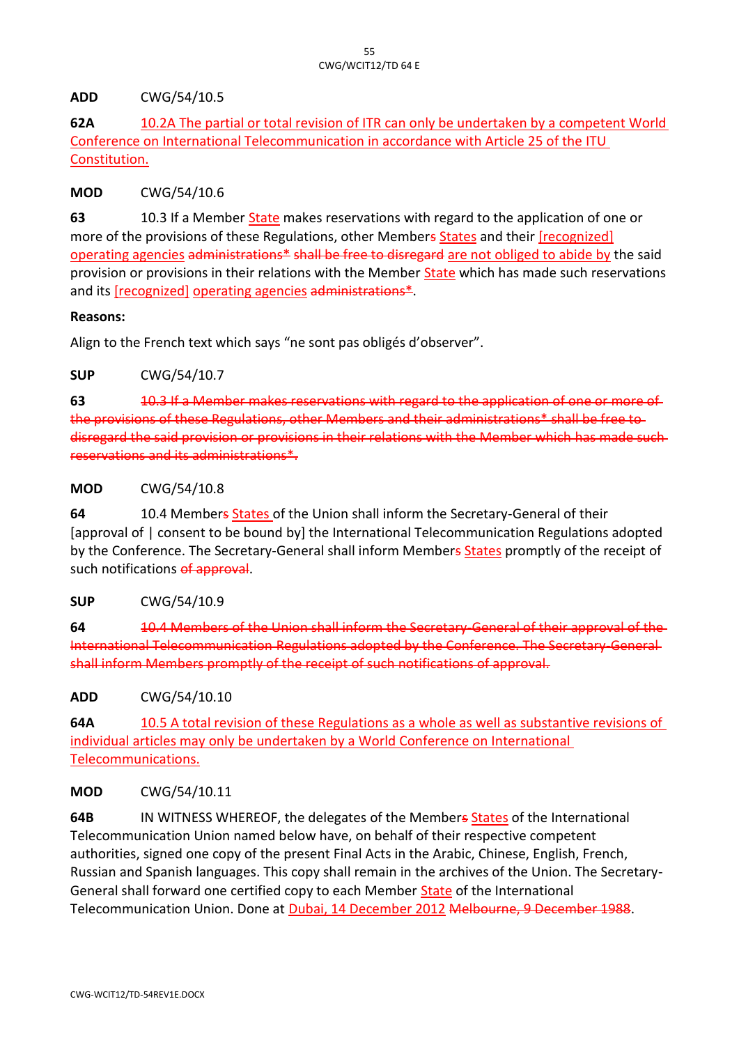**ADD** CWG/54/10.5

**62A** 10.2A The partial or total revision of ITR can only be undertaken by a competent World Conference on International Telecommunication in accordance with Article 25 of the ITU Constitution.

**MOD** CWG/54/10.6

**63** 10.3 If a Member State makes reservations with regard to the application of one or more of the provisions of these Regulations, other Members States and their [recognized] operating agencies administrations* shall be free to disregard are not obliged to abide by the said provision or provisions in their relations with the Member State which has made such reservations and its [recognized] operating agencies administrations*.

**Reasons:**

Align to the French text which says "ne sont pas obligés d'observer".

**SUP** CWG/54/10.7

**63** ~~10.3 If a Member makes reservations with regard to the application of one or more of the provisions of these Regulations, other Members and their administrations* shall be free to disregard the said provision or provisions in their relations with the Member which has made such reservations and its administrations*.~~

**MOD** CWG/54/10.8

**64** 10.4 Members States of the Union shall inform the Secretary-General of their [approval of | consent to be bound by] the International Telecommunication Regulations adopted by the Conference. The Secretary-General shall inform Members States promptly of the receipt of such notifications of approval.

**SUP** CWG/54/10.9

**64** ~~10.4 Members of the Union shall inform the Secretary-General of their approval of the International Telecommunication Regulations adopted by the Conference. The Secretary-General shall inform Members promptly of the receipt of such notifications of approval.~~

**ADD** CWG/54/10.10

**64A** 10.5 A total revision of these Regulations as a whole as well as substantive revisions of individual articles may only be undertaken by a World Conference on International Telecommunications.

**MOD** CWG/54/10.11

**64B** IN WITNESS WHEREOF, the delegates of the Members States of the International Telecommunication Union named below have, on behalf of their respective competent authorities, signed one copy of the present Final Acts in the Arabic, Chinese, English, French, Russian and Spanish languages. This copy shall remain in the archives of the Union. The Secretary-General shall forward one certified copy to each Member State of the International Telecommunication Union. Done at Dubai, 14 December 2012 Melbourne, 9 December 1988.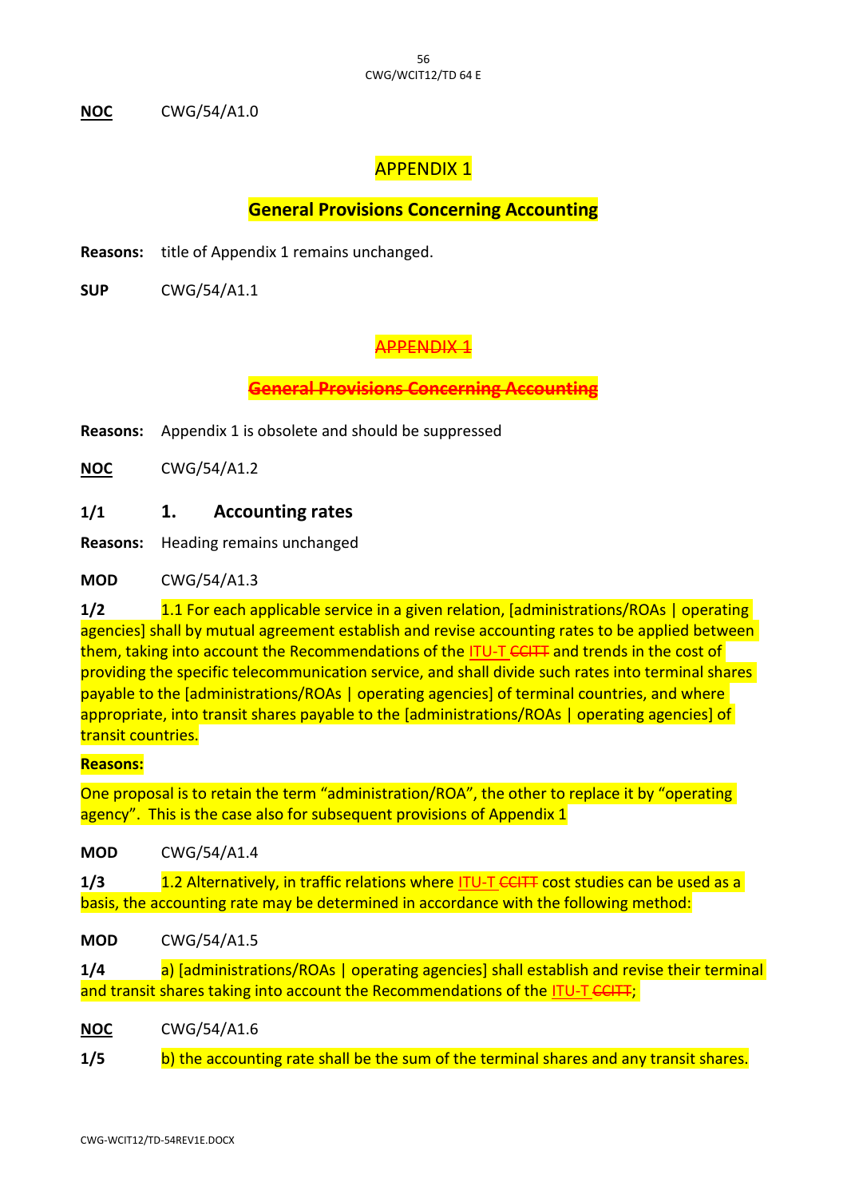**NOC** CWG/54/A1.0

## APPENDIX 1

## General Provisions Concerning Accounting

**Reasons:** title of Appendix 1 remains unchanged.

**SUP** CWG/54/A1.1

## ~~APPENDIX 1~~

## ~~General Provisions Concerning Accounting~~

**Reasons:** Appendix 1 is obsolete and should be suppressed

**NOC** CWG/54/A1.2

**1/1** **1. Accounting rates**

**Reasons:** Heading remains unchanged

**MOD** CWG/54/A1.3

**1/2** 1.1 For each applicable service in a given relation, [administrations/ROAs | operating agencies] shall by mutual agreement establish and revise accounting rates to be applied between them, taking into account the Recommendations of the ITU-T ~~CCITT~~ and trends in the cost of providing the specific telecommunication service, and shall divide such rates into terminal shares payable to the [administrations/ROAs | operating agencies] of terminal countries, and where appropriate, into transit shares payable to the [administrations/ROAs | operating agencies] of transit countries.

**Reasons:**

One proposal is to retain the term "administration/ROA", the other to replace it by "operating agency". This is the case also for subsequent provisions of Appendix 1

**MOD** CWG/54/A1.4

**1/3** 1.2 Alternatively, in traffic relations where ITU-T ~~CCITT~~ cost studies can be used as a basis, the accounting rate may be determined in accordance with the following method:

**MOD** CWG/54/A1.5

**1/4** a) [administrations/ROAs | operating agencies] shall establish and revise their terminal and transit shares taking into account the Recommendations of the ITU-T ~~CCITT~~;

**NOC** CWG/54/A1.6

**1/5** b) the accounting rate shall be the sum of the terminal shares and any transit shares.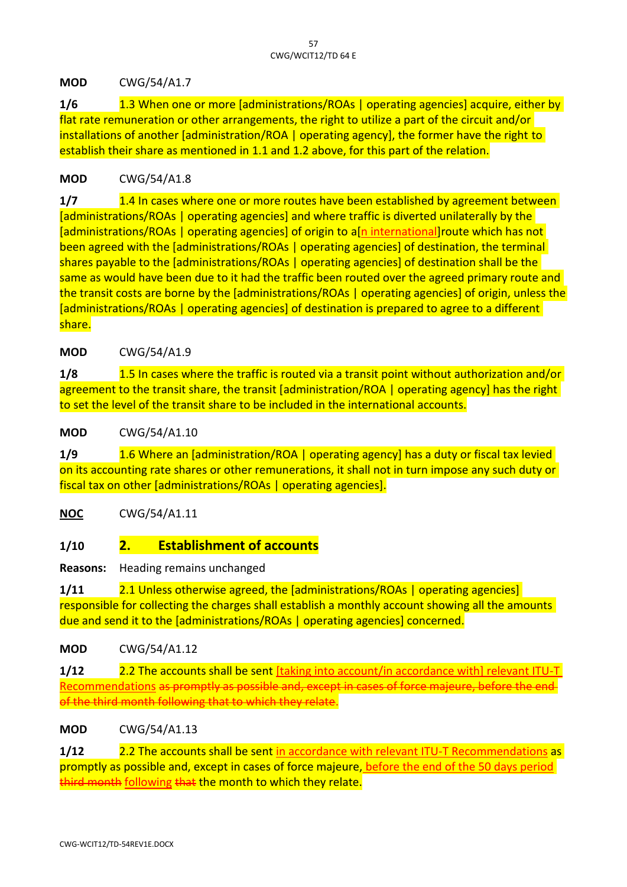**MOD** CWG/54/A1.7

**1/6** 1.3 When one or more [administrations/ROAs | operating agencies] acquire, either by flat rate remuneration or other arrangements, the right to utilize a part of the circuit and/or installations of another [administration/ROA | operating agency], the former have the right to establish their share as mentioned in 1.1 and 1.2 above, for this part of the relation.

**MOD** CWG/54/A1.8

**1/7** 1.4 In cases where one or more routes have been established by agreement between [administrations/ROAs | operating agencies] and where traffic is diverted unilaterally by the [administrations/ROAs | operating agencies] of origin to a[n international]route which has not been agreed with the [administrations/ROAs | operating agencies] of destination, the terminal shares payable to the [administrations/ROAs | operating agencies] of destination shall be the same as would have been due to it had the traffic been routed over the agreed primary route and the transit costs are borne by the [administrations/ROAs | operating agencies] of origin, unless the [administrations/ROAs | operating agencies] of destination is prepared to agree to a different share.

**MOD** CWG/54/A1.9

**1/8** 1.5 In cases where the traffic is routed via a transit point without authorization and/or agreement to the transit share, the transit [administration/ROA | operating agency] has the right to set the level of the transit share to be included in the international accounts.

**MOD** CWG/54/A1.10

**1/9** 1.6 Where an [administration/ROA | operating agency] has a duty or fiscal tax levied on its accounting rate shares or other remunerations, it shall not in turn impose any such duty or fiscal tax on other [administrations/ROAs | operating agencies].

**NOC** CWG/54/A1.11

## 1/10 2. Establishment of accounts

**Reasons:** Heading remains unchanged

**1/11** 2.1 Unless otherwise agreed, the [administrations/ROAs | operating agencies] responsible for collecting the charges shall establish a monthly account showing all the amounts due and send it to the [administrations/ROAs | operating agencies] concerned.

**MOD** CWG/54/A1.12

**1/12** 2.2 The accounts shall be sent [taking into account/in accordance with] relevant ITU-T Recommendations ~~as promptly as possible and, except in cases of force majeure, before the end of the third month following that to which they relate~~.

**MOD** CWG/54/A1.13

**1/12** 2.2 The accounts shall be sent in accordance with relevant ITU-T Recommendations as promptly as possible and, except in cases of force majeure, before the end of the 50 days period ~~third month~~ following ~~that~~ the month to which they relate.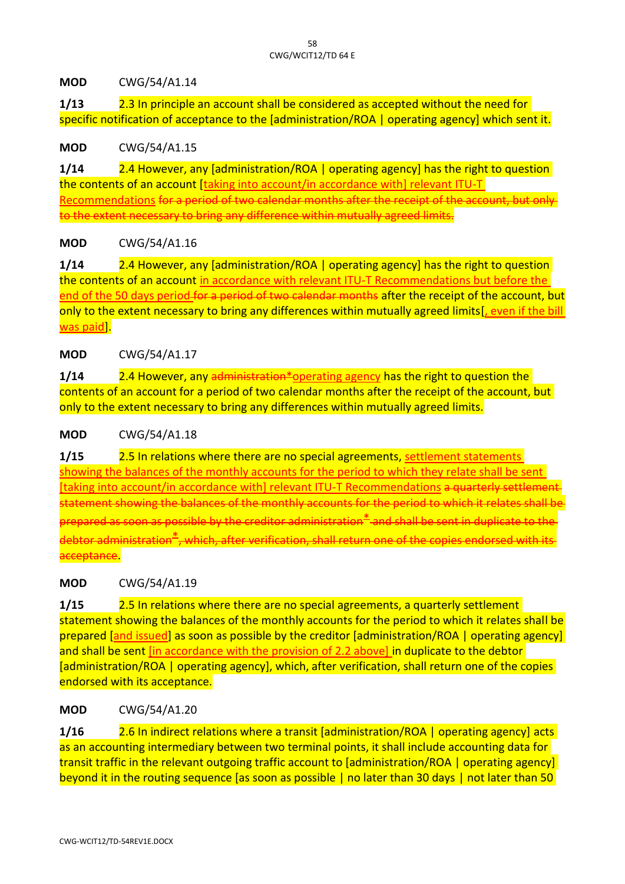**MOD** CWG/54/A1.14

**1/13** 2.3 In principle an account shall be considered as accepted without the need for specific notification of acceptance to the [administration/ROA | operating agency] which sent it.

**MOD** CWG/54/A1.15

**1/14** 2.4 However, any [administration/ROA | operating agency] has the right to question the contents of an account [taking into account/in accordance with] relevant ITU-T Recommendations ~~for a period of two calendar months after the receipt of the account, but only to the extent necessary to bring any difference within mutually agreed limits.~~

**MOD** CWG/54/A1.16

**1/14** 2.4 However, any [administration/ROA | operating agency] has the right to question the contents of an account in accordance with relevant ITU-T Recommendations but before the end of the 50 days period ~~for a period of two calendar months~~ after the receipt of the account, but only to the extent necessary to bring any differences within mutually agreed limits[, even if the bill was paid].

**MOD** CWG/54/A1.17

**1/14** 2.4 However, any ~~administration*~~operating agency has the right to question the contents of an account for a period of two calendar months after the receipt of the account, but only to the extent necessary to bring any differences within mutually agreed limits.

**MOD** CWG/54/A1.18

**1/15** 2.5 In relations where there are no special agreements, settlement statements showing the balances of the monthly accounts for the period to which they relate shall be sent [taking into account/in accordance with] relevant ITU-T Recommendations ~~a quarterly settlement statement showing the balances of the monthly accounts for the period to which it relates shall be prepared as soon as possible by the creditor administration* and shall be sent in duplicate to the debtor administration*, which, after verification, shall return one of the copies endorsed with its acceptance~~.

**MOD** CWG/54/A1.19

**1/15** 2.5 In relations where there are no special agreements, a quarterly settlement statement showing the balances of the monthly accounts for the period to which it relates shall be prepared [and issued] as soon as possible by the creditor [administration/ROA | operating agency] and shall be sent [in accordance with the provision of 2.2 above] in duplicate to the debtor [administration/ROA | operating agency], which, after verification, shall return one of the copies endorsed with its acceptance.

**MOD** CWG/54/A1.20

**1/16** 2.6 In indirect relations where a transit [administration/ROA | operating agency] acts as an accounting intermediary between two terminal points, it shall include accounting data for transit traffic in the relevant outgoing traffic account to [administration/ROA | operating agency] beyond it in the routing sequence [as soon as possible | no later than 30 days | not later than 50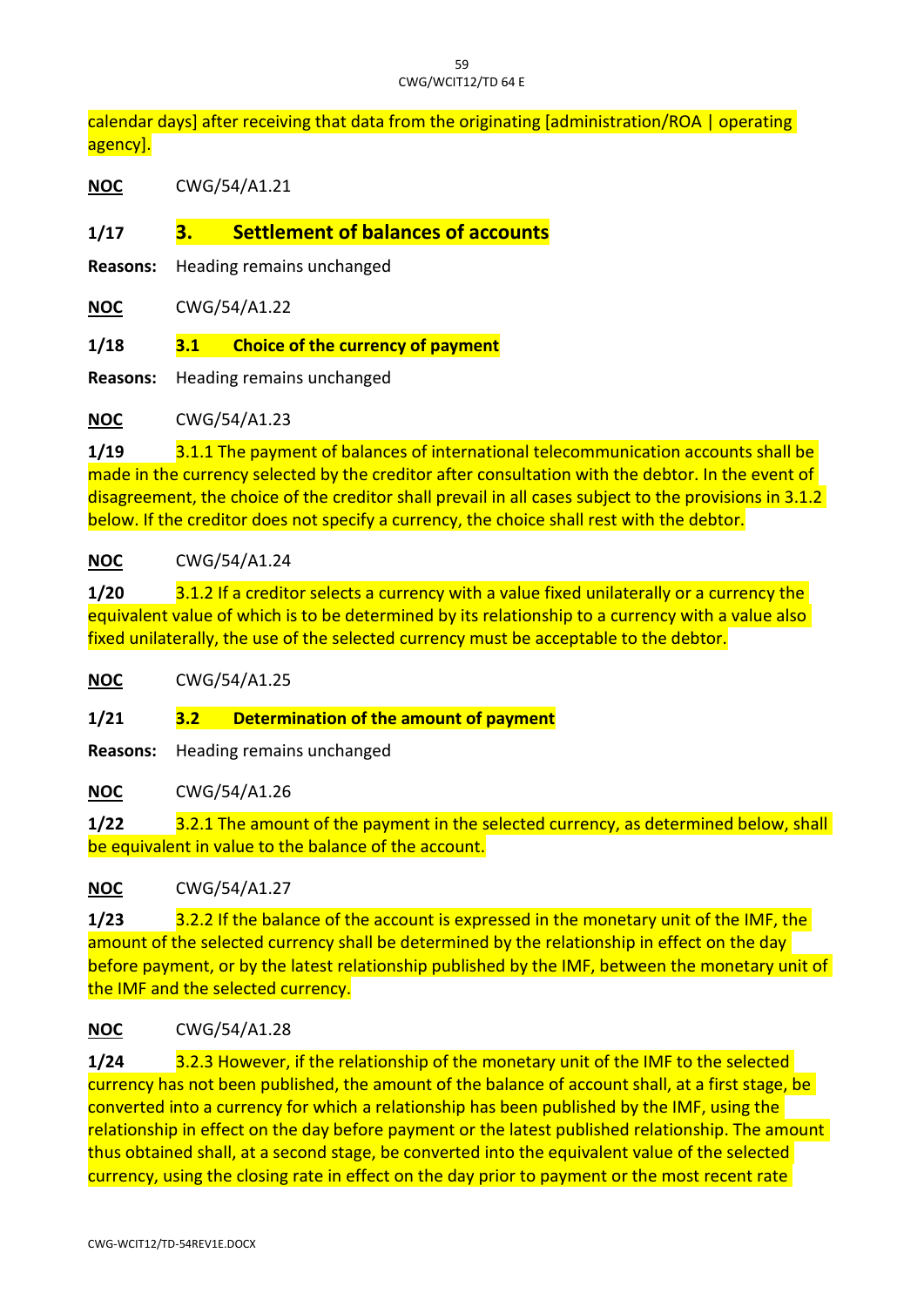calendar days] after receiving that data from the originating [administration/ROA | operating agency].

**NOC** CWG/54/A1.21

**1/17** **3. Settlement of balances of accounts**

**Reasons:** Heading remains unchanged

**NOC** CWG/54/A1.22

**1/18** **3.1 Choice of the currency of payment**

**Reasons:** Heading remains unchanged

**NOC** CWG/54/A1.23

**1/19** 3.1.1 The payment of balances of international telecommunication accounts shall be made in the currency selected by the creditor after consultation with the debtor. In the event of disagreement, the choice of the creditor shall prevail in all cases subject to the provisions in 3.1.2 below. If the creditor does not specify a currency, the choice shall rest with the debtor.

**NOC** CWG/54/A1.24

**1/20** 3.1.2 If a creditor selects a currency with a value fixed unilaterally or a currency the equivalent value of which is to be determined by its relationship to a currency with a value also fixed unilaterally, the use of the selected currency must be acceptable to the debtor.

**NOC** CWG/54/A1.25

**1/21** **3.2 Determination of the amount of payment**

**Reasons:** Heading remains unchanged

**NOC** CWG/54/A1.26

**1/22** 3.2.1 The amount of the payment in the selected currency, as determined below, shall be equivalent in value to the balance of the account.

**NOC** CWG/54/A1.27

**1/23** 3.2.2 If the balance of the account is expressed in the monetary unit of the IMF, the amount of the selected currency shall be determined by the relationship in effect on the day before payment, or by the latest relationship published by the IMF, between the monetary unit of the IMF and the selected currency.

**NOC** CWG/54/A1.28

**1/24** 3.2.3 However, if the relationship of the monetary unit of the IMF to the selected currency has not been published, the amount of the balance of account shall, at a first stage, be converted into a currency for which a relationship has been published by the IMF, using the relationship in effect on the day before payment or the latest published relationship. The amount thus obtained shall, at a second stage, be converted into the equivalent value of the selected currency, using the closing rate in effect on the day prior to payment or the most recent rate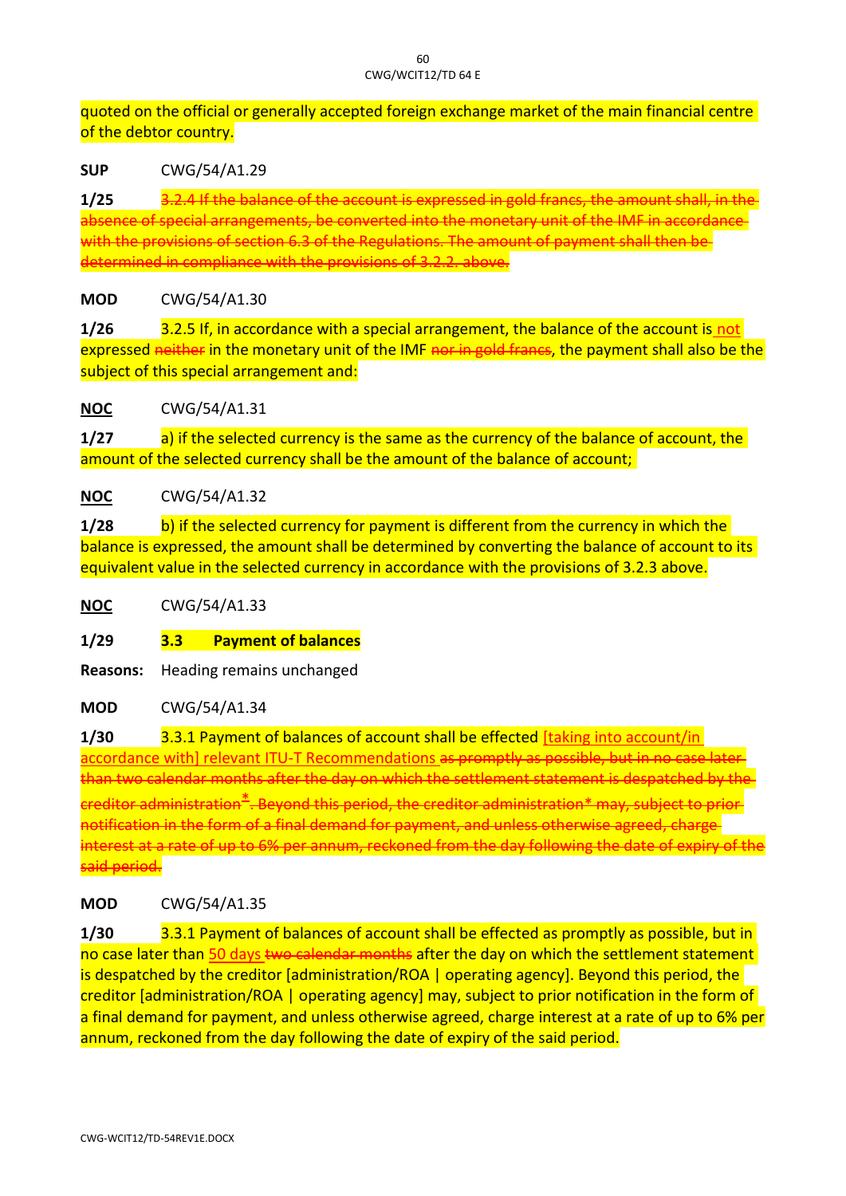quoted on the official or generally accepted foreign exchange market of the main financial centre of the debtor country.

**SUP** CWG/54/A1.29

**1/25** ~~3.2.4 If the balance of the account is expressed in gold francs, the amount shall, in the absence of special arrangements, be converted into the monetary unit of the IMF in accordance with the provisions of section 6.3 of the Regulations. The amount of payment shall then be determined in compliance with the provisions of 3.2.2. above.~~

**MOD** CWG/54/A1.30

**1/26** 3.2.5 If, in accordance with a special arrangement, the balance of the account is not expressed ~~neither~~ in the monetary unit of the IMF ~~nor in gold francs~~, the payment shall also be the subject of this special arrangement and:

**NOC** CWG/54/A1.31

**1/27** a) if the selected currency is the same as the currency of the balance of account, the amount of the selected currency shall be the amount of the balance of account;

**NOC** CWG/54/A1.32

**1/28** b) if the selected currency for payment is different from the currency in which the balance is expressed, the amount shall be determined by converting the balance of account to its equivalent value in the selected currency in accordance with the provisions of 3.2.3 above.

**NOC** CWG/54/A1.33

**1/29** **3.3 Payment of balances**

**Reasons:** Heading remains unchanged

**MOD** CWG/54/A1.34

**1/30** 3.3.1 Payment of balances of account shall be effected [taking into account/in accordance with] relevant ITU-T Recommendations ~~as promptly as possible, but in no case later than two calendar months after the day on which the settlement statement is despatched by the creditor administration*. Beyond this period, the creditor administration* may, subject to prior notification in the form of a final demand for payment, and unless otherwise agreed, charge interest at a rate of up to 6% per annum, reckoned from the day following the date of expiry of the said period.~~

**MOD** CWG/54/A1.35

**1/30** 3.3.1 Payment of balances of account shall be effected as promptly as possible, but in no case later than 50 days ~~two calendar months~~ after the day on which the settlement statement is despatched by the creditor [administration/ROA | operating agency]. Beyond this period, the creditor [administration/ROA | operating agency] may, subject to prior notification in the form of a final demand for payment, and unless otherwise agreed, charge interest at a rate of up to 6% per annum, reckoned from the day following the date of expiry of the said period.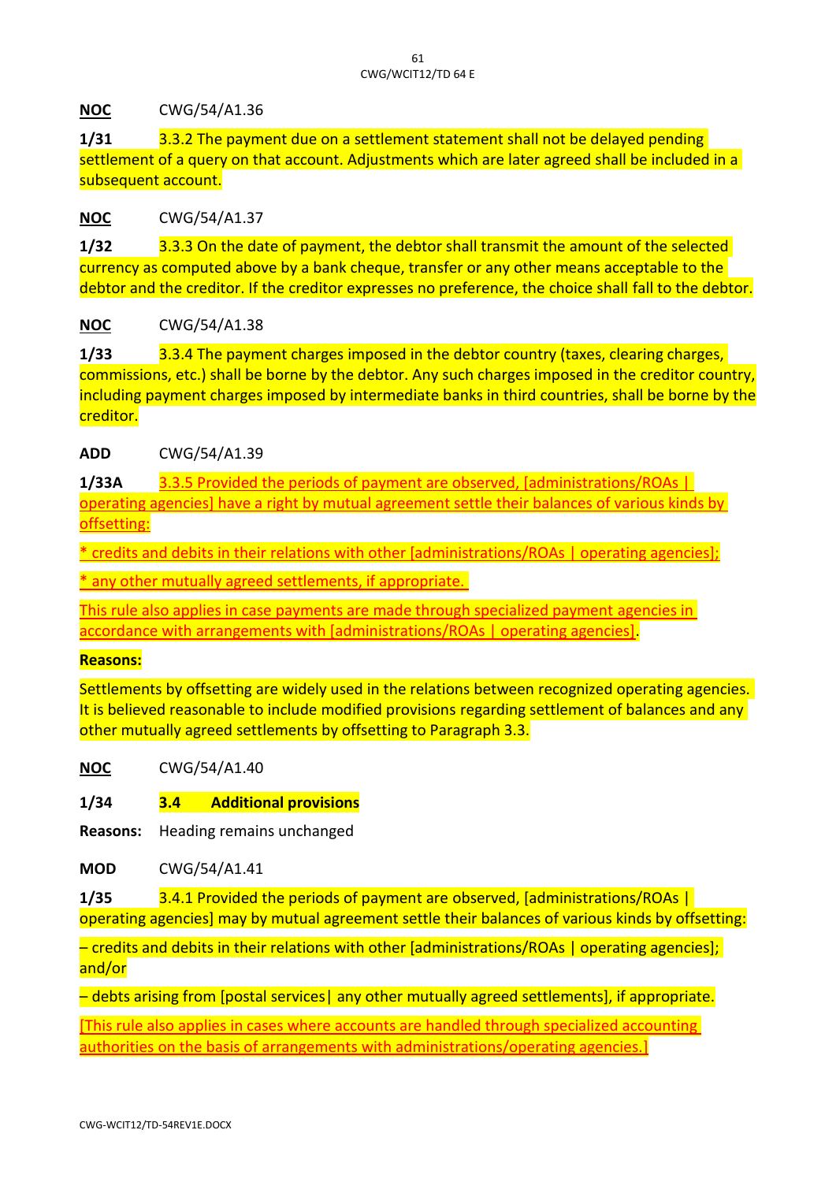**NOC** CWG/54/A1.36

**1/31** 3.3.2 The payment due on a settlement statement shall not be delayed pending settlement of a query on that account. Adjustments which are later agreed shall be included in a subsequent account.

**NOC** CWG/54/A1.37

**1/32** 3.3.3 On the date of payment, the debtor shall transmit the amount of the selected currency as computed above by a bank cheque, transfer or any other means acceptable to the debtor and the creditor. If the creditor expresses no preference, the choice shall fall to the debtor.

**NOC** CWG/54/A1.38

**1/33** 3.3.4 The payment charges imposed in the debtor country (taxes, clearing charges, commissions, etc.) shall be borne by the debtor. Any such charges imposed in the creditor country, including payment charges imposed by intermediate banks in third countries, shall be borne by the creditor.

**ADD** CWG/54/A1.39

**1/33A** 3.3.5 Provided the periods of payment are observed, [administrations/ROAs | operating agencies] have a right by mutual agreement settle their balances of various kinds by offsetting:

* credits and debits in their relations with other [administrations/ROAs | operating agencies];

* any other mutually agreed settlements, if appropriate.

This rule also applies in case payments are made through specialized payment agencies in accordance with arrangements with [administrations/ROAs | operating agencies].

**Reasons:**

Settlements by offsetting are widely used in the relations between recognized operating agencies. It is believed reasonable to include modified provisions regarding settlement of balances and any other mutually agreed settlements by offsetting to Paragraph 3.3.

**NOC** CWG/54/A1.40

**1/34** **3.4 Additional provisions**

**Reasons:** Heading remains unchanged

**MOD** CWG/54/A1.41

**1/35** 3.4.1 Provided the periods of payment are observed, [administrations/ROAs | operating agencies] may by mutual agreement settle their balances of various kinds by offsetting:

– credits and debits in their relations with other [administrations/ROAs | operating agencies]; and/or

– debts arising from [postal services| any other mutually agreed settlements], if appropriate.

[This rule also applies in cases where accounts are handled through specialized accounting authorities on the basis of arrangements with administrations/operating agencies.]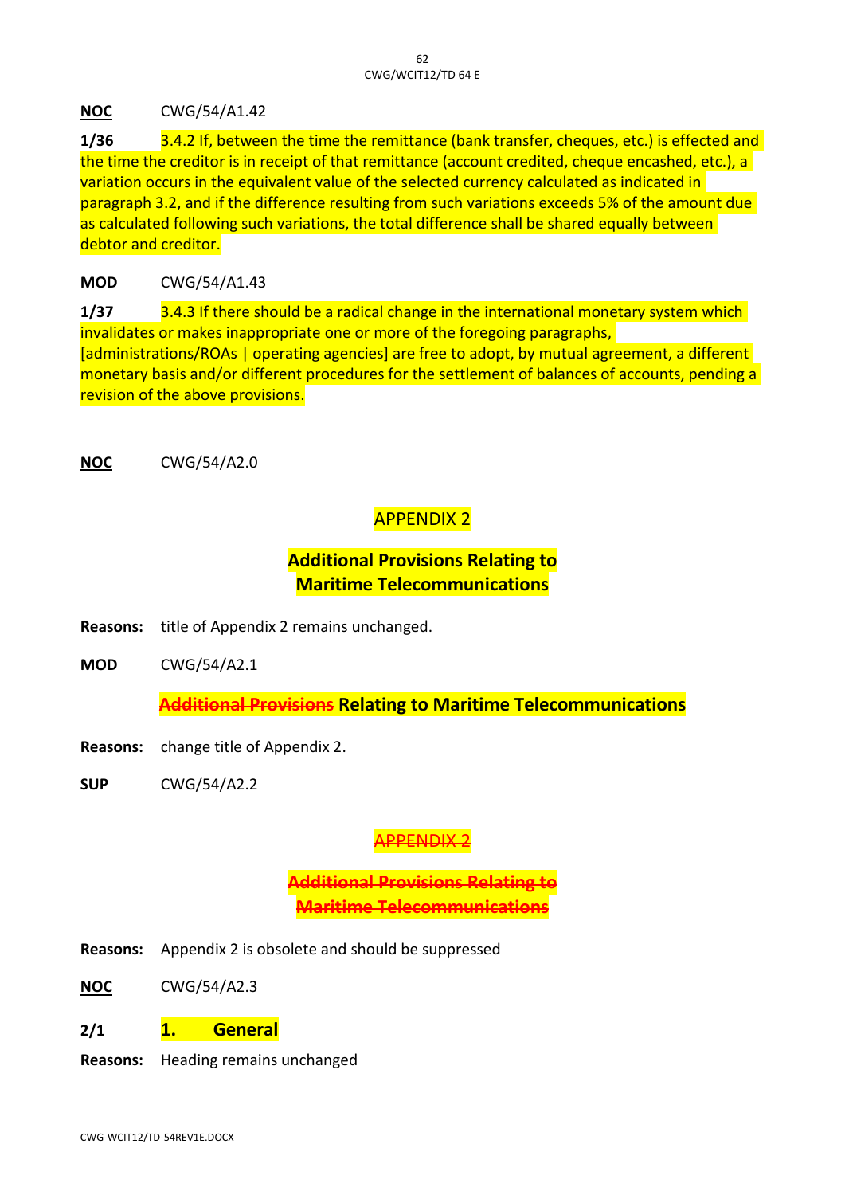**NOC** CWG/54/A1.42

**1/36** 3.4.2 If, between the time the remittance (bank transfer, cheques, etc.) is effected and the time the creditor is in receipt of that remittance (account credited, cheque encashed, etc.), a variation occurs in the equivalent value of the selected currency calculated as indicated in paragraph 3.2, and if the difference resulting from such variations exceeds 5% of the amount due as calculated following such variations, the total difference shall be shared equally between debtor and creditor.

**MOD** CWG/54/A1.43

**1/37** 3.4.3 If there should be a radical change in the international monetary system which invalidates or makes inappropriate one or more of the foregoing paragraphs, [administrations/ROAs | operating agencies] are free to adopt, by mutual agreement, a different monetary basis and/or different procedures for the settlement of balances of accounts, pending a revision of the above provisions.

**NOC** CWG/54/A2.0

APPENDIX 2

**Additional Provisions Relating to Maritime Telecommunications**

**Reasons:** title of Appendix 2 remains unchanged.

**MOD** CWG/54/A2.1

**~~Additional Provisions~~ Relating to Maritime Telecommunications**

**Reasons:** change title of Appendix 2.

**SUP** CWG/54/A2.2

~~APPENDIX 2~~

**~~Additional Provisions Relating to Maritime Telecommunications~~**

**Reasons:** Appendix 2 is obsolete and should be suppressed

**NOC** CWG/54/A2.3

**2/1** **1. General**

**Reasons:** Heading remains unchanged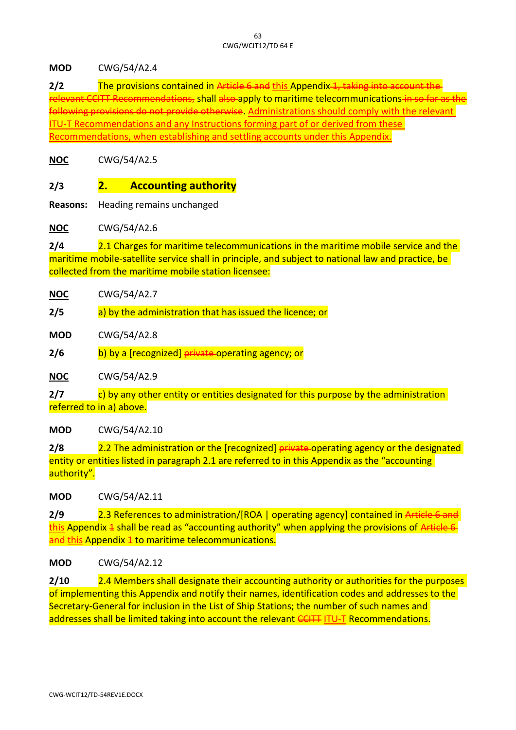**MOD** CWG/54/A2.4

**2/2** The provisions contained in ~~Article 6 and~~ this Appendix ~~1, taking into account the relevant CCITT Recommendations,~~ shall ~~also~~ apply to maritime telecommunications ~~in so far as the following provisions do not provide otherwise~~. Administrations should comply with the relevant ITU-T Recommendations and any Instructions forming part of or derived from these Recommendations, when establishing and settling accounts under this Appendix.

**NOC** CWG/54/A2.5

**2/3** **2. Accounting authority**

**Reasons:** Heading remains unchanged

**NOC** CWG/54/A2.6

**2/4** 2.1 Charges for maritime telecommunications in the maritime mobile service and the maritime mobile-satellite service shall in principle, and subject to national law and practice, be collected from the maritime mobile station licensee:

**NOC** CWG/54/A2.7

**2/5** a) by the administration that has issued the licence; or

**MOD** CWG/54/A2.8

**2/6** b) by a [recognized] ~~private~~ operating agency; or

**NOC** CWG/54/A2.9

**2/7** c) by any other entity or entities designated for this purpose by the administration referred to in a) above.

**MOD** CWG/54/A2.10

**2/8** 2.2 The administration or the [recognized] ~~private~~ operating agency or the designated entity or entities listed in paragraph 2.1 are referred to in this Appendix as the "accounting authority".

**MOD** CWG/54/A2.11

**2/9** 2.3 References to administration/[ROA | operating agency] contained in ~~Article 6 and~~ this Appendix ~~1~~ shall be read as "accounting authority" when applying the provisions of ~~Article 6 and~~ this Appendix ~~1~~ to maritime telecommunications.

**MOD** CWG/54/A2.12

**2/10** 2.4 Members shall designate their accounting authority or authorities for the purposes of implementing this Appendix and notify their names, identification codes and addresses to the Secretary-General for inclusion in the List of Ship Stations; the number of such names and addresses shall be limited taking into account the relevant ~~CCITT~~ ITU-T Recommendations.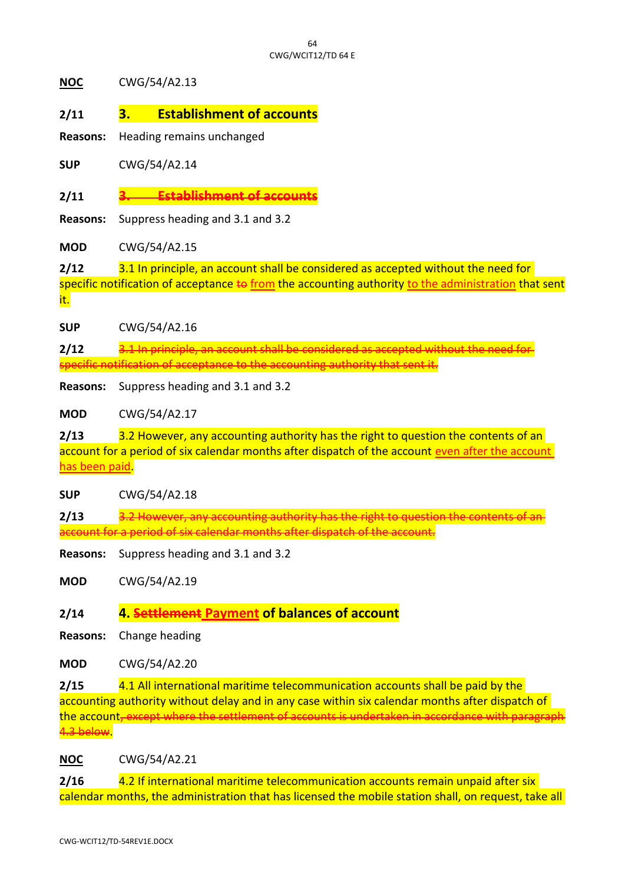**NOC** CWG/54/A2.13

**2/11** **3. Establishment of accounts**

**Reasons:** Heading remains unchanged

**SUP** CWG/54/A2.14

**2/11** ~~**3. Establishment of accounts**~~

**Reasons:** Suppress heading and 3.1 and 3.2

**MOD** CWG/54/A2.15

**2/12** 3.1 In principle, an account shall be considered as accepted without the need for specific notification of acceptance ~~to~~ from the accounting authority to the administration that sent it.

**SUP** CWG/54/A2.16

**2/12** ~~3.1 In principle, an account shall be considered as accepted without the need for specific notification of acceptance to the accounting authority that sent it.~~

**Reasons:** Suppress heading and 3.1 and 3.2

**MOD** CWG/54/A2.17

**2/13** 3.2 However, any accounting authority has the right to question the contents of an account for a period of six calendar months after dispatch of the account even after the account has been paid.

**SUP** CWG/54/A2.18

**2/13** ~~3.2 However, any accounting authority has the right to question the contents of an account for a period of six calendar months after dispatch of the account.~~

**Reasons:** Suppress heading and 3.1 and 3.2

**MOD** CWG/54/A2.19

**2/14** **4. ~~Settlement~~ Payment of balances of account**

**Reasons:** Change heading

**MOD** CWG/54/A2.20

**2/15** 4.1 All international maritime telecommunication accounts shall be paid by the accounting authority without delay and in any case within six calendar months after dispatch of the account~~, except where the settlement of accounts is undertaken in accordance with paragraph 4.3 below~~.

**NOC** CWG/54/A2.21

**2/16** 4.2 If international maritime telecommunication accounts remain unpaid after six calendar months, the administration that has licensed the mobile station shall, on request, take all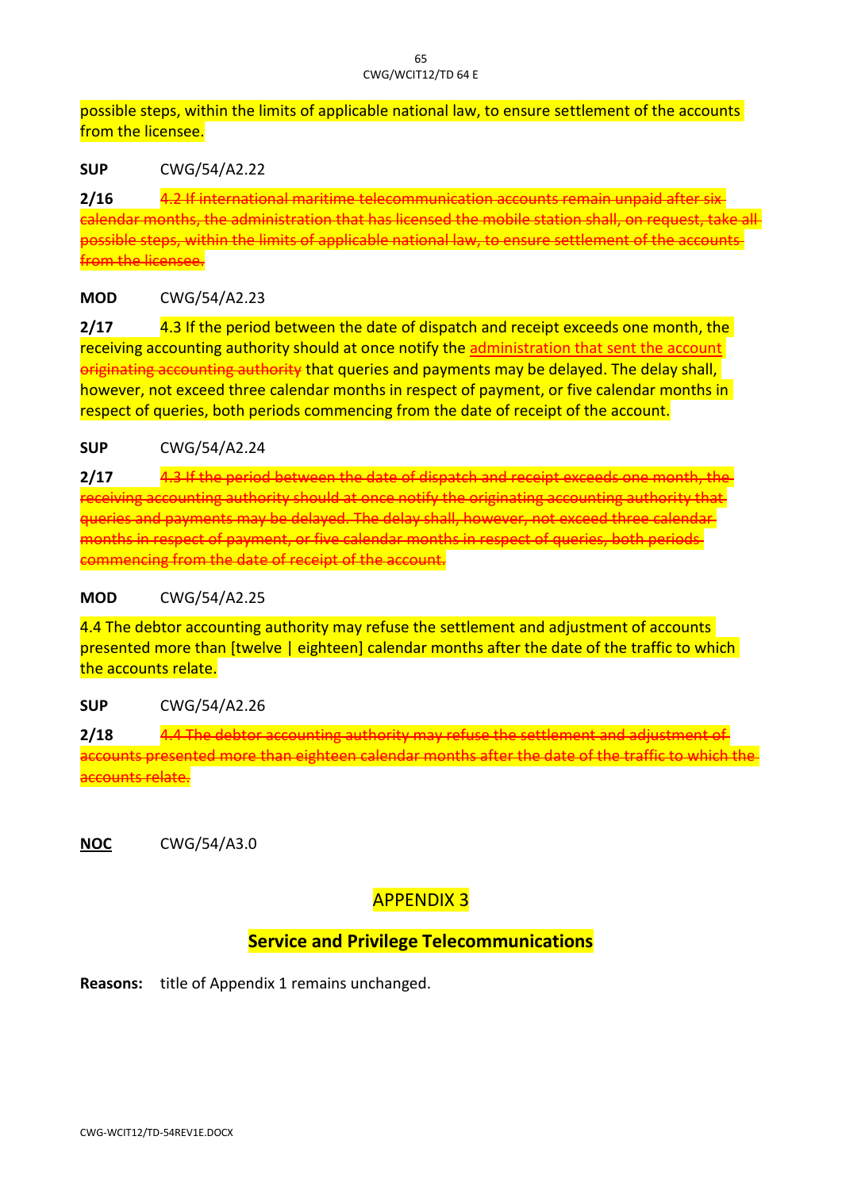possible steps, within the limits of applicable national law, to ensure settlement of the accounts from the licensee.

**SUP** CWG/54/A2.22

**2/16** ~~4.2 If international maritime telecommunication accounts remain unpaid after six calendar months, the administration that has licensed the mobile station shall, on request, take all possible steps, within the limits of applicable national law, to ensure settlement of the accounts from the licensee.~~

**MOD** CWG/54/A2.23

**2/17** 4.3 If the period between the date of dispatch and receipt exceeds one month, the receiving accounting authority should at once notify the administration that sent the account ~~originating accounting authority~~ that queries and payments may be delayed. The delay shall, however, not exceed three calendar months in respect of payment, or five calendar months in respect of queries, both periods commencing from the date of receipt of the account.

**SUP** CWG/54/A2.24

**2/17** ~~4.3 If the period between the date of dispatch and receipt exceeds one month, the receiving accounting authority should at once notify the originating accounting authority that queries and payments may be delayed. The delay shall, however, not exceed three calendar months in respect of payment, or five calendar months in respect of queries, both periods commencing from the date of receipt of the account.~~

**MOD** CWG/54/A2.25

4.4 The debtor accounting authority may refuse the settlement and adjustment of accounts presented more than [twelve | eighteen] calendar months after the date of the traffic to which the accounts relate.

**SUP** CWG/54/A2.26

**2/18** ~~4.4 The debtor accounting authority may refuse the settlement and adjustment of accounts presented more than eighteen calendar months after the date of the traffic to which the accounts relate.~~

**NOC** CWG/54/A3.0

## APPENDIX 3

## Service and Privilege Telecommunications

**Reasons:** title of Appendix 1 remains unchanged.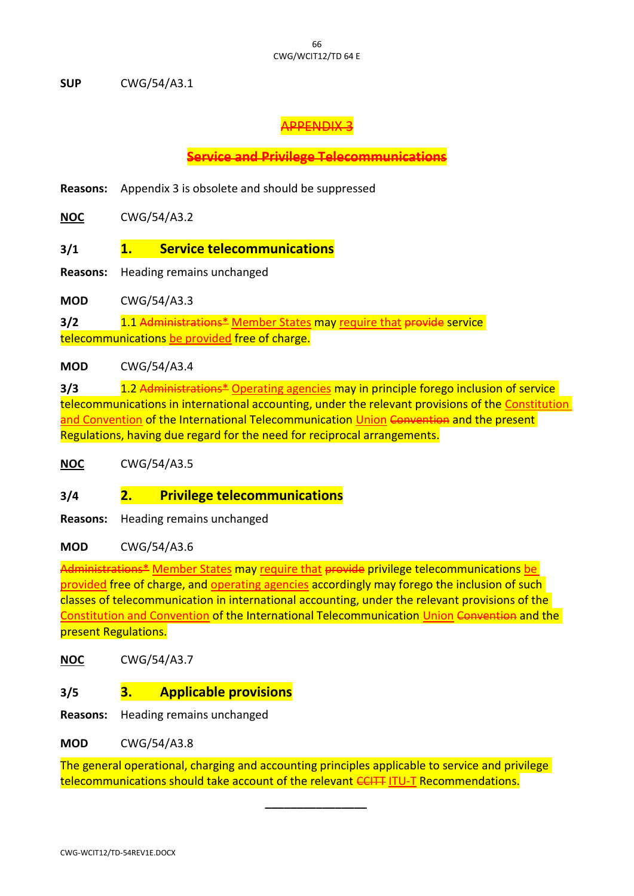**SUP** CWG/54/A3.1

~~APPENDIX 3~~

~~**Service and Privilege Telecommunications**~~

**Reasons:** Appendix 3 is obsolete and should be suppressed

**NOC** CWG/54/A3.2

**3/1** **1. Service telecommunications**

**Reasons:** Heading remains unchanged

**MOD** CWG/54/A3.3

**3/2** 1.1 ~~Administrations*~~ Member States may require that ~~provide~~ service telecommunications be provided free of charge.

**MOD** CWG/54/A3.4

**3/3** 1.2 ~~Administrations*~~ Operating agencies may in principle forego inclusion of service telecommunications in international accounting, under the relevant provisions of the Constitution and Convention of the International Telecommunication Union ~~Convention~~ and the present Regulations, having due regard for the need for reciprocal arrangements.

**NOC** CWG/54/A3.5

**3/4** **2. Privilege telecommunications**

**Reasons:** Heading remains unchanged

**MOD** CWG/54/A3.6

~~Administrations*~~ Member States may require that ~~provide~~ privilege telecommunications be provided free of charge, and operating agencies accordingly may forego the inclusion of such classes of telecommunication in international accounting, under the relevant provisions of the Constitution and Convention of the International Telecommunication Union ~~Convention~~ and the present Regulations.

**NOC** CWG/54/A3.7

**3/5** **3. Applicable provisions**

**Reasons:** Heading remains unchanged

**MOD** CWG/54/A3.8

The general operational, charging and accounting principles applicable to service and privilege telecommunications should take account of the relevant ~~CCITT~~ ITU-T Recommendations.

______________